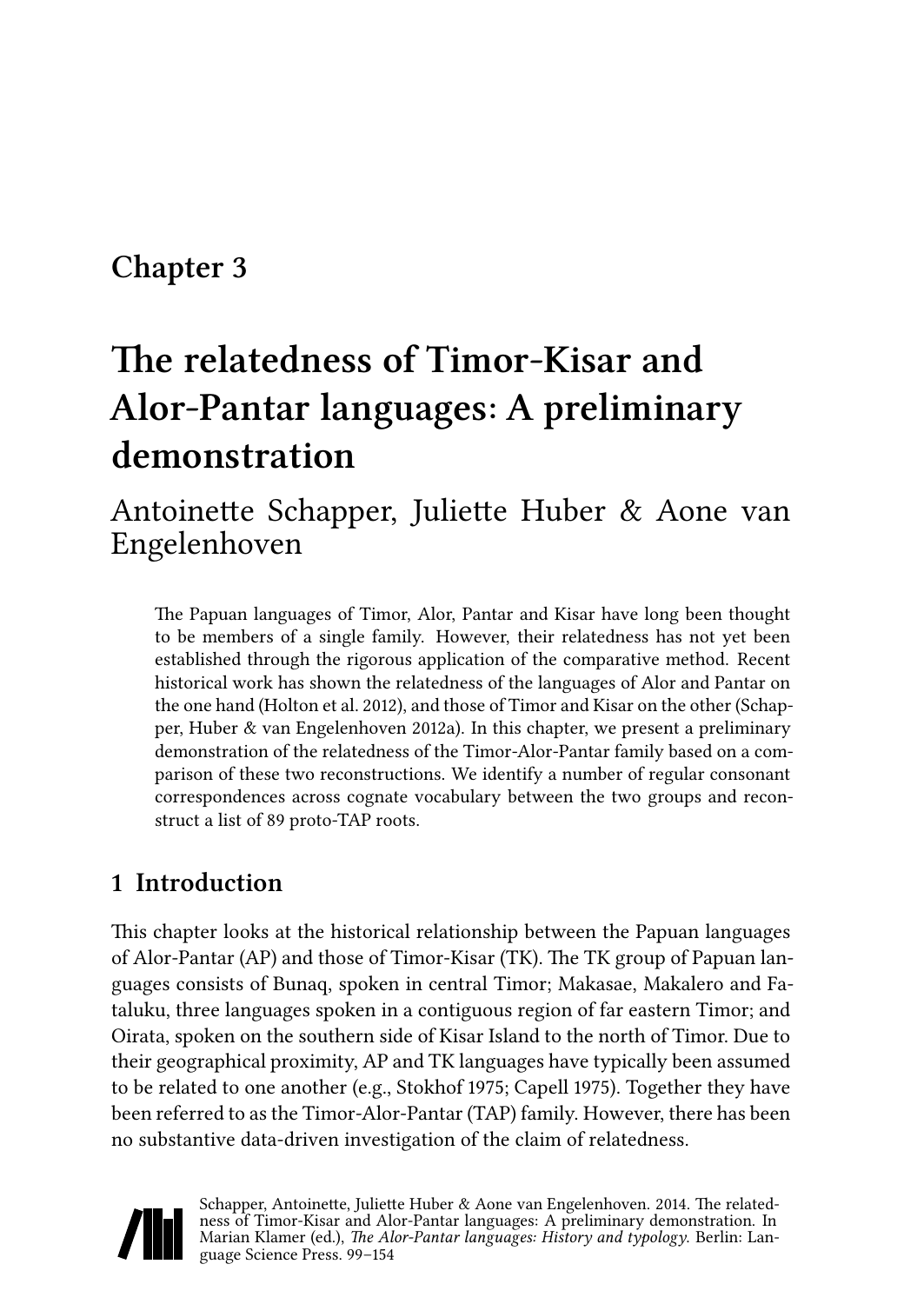# Chapter 3

# The relatedness of Timor-Kisar and Alor-Pantar languages: A preliminary demonstration

Antoinette Schapper, Juliette Huber & Aone van Engelenhoven

The Papuan languages of Timor, Alor, Pantar and Kisar have long been thought to be members of a single family. However, their relatedness has not yet been established through the rigorous application of the comparative method. Recent historical work has shown the relatedness of the languages of Alor and Pantar on the one hand (Holton et al. 2012), and those of Timor and Kisar on the other (Schapper, Huber & van Engelenhoven 2012a). In this chapter, we present a preliminary demonstration of the relatedness of the Timor-Alor-Pantar family based on a comparison of these two reconstructions. We identify a number of regular consonant correspondences across cognate vocabulary between the two groups and reconstruct a list of 89 proto-TAP roots.

## 1 Introduction

This chapter looks at the historical relationship between the Papuan languages of Alor-Pantar (AP) and those of Timor-Kisar (TK). The TK group of Papuan languages consists of Bunaq, spoken in central Timor; Makasae, Makalero and Fataluku, three languages spoken in a contiguous region of far eastern Timor; and Oirata, spoken on the southern side of Kisar Island to the north of Timor. Due to their geographical proximity, AP and TK languages have typically been assumed to be related to one another (e.g., Stokhof 1975; Capell 1975). Together they have been referred to as the Timor-Alor-Pantar (TAP) family. However, there has been no substantive data-driven investigation of the claim of relatedness.

Schapper, Antoinette, Juliette Huber & Aone van Engelenhoven. 2014. The relatedness of Timor-Kisar and Alor-Pantar languages: A preliminary demonstration. In Marian Klamer (ed.), *The Alor-Pantar languages: History and typology*. Berlin: Language Science Press. 99–154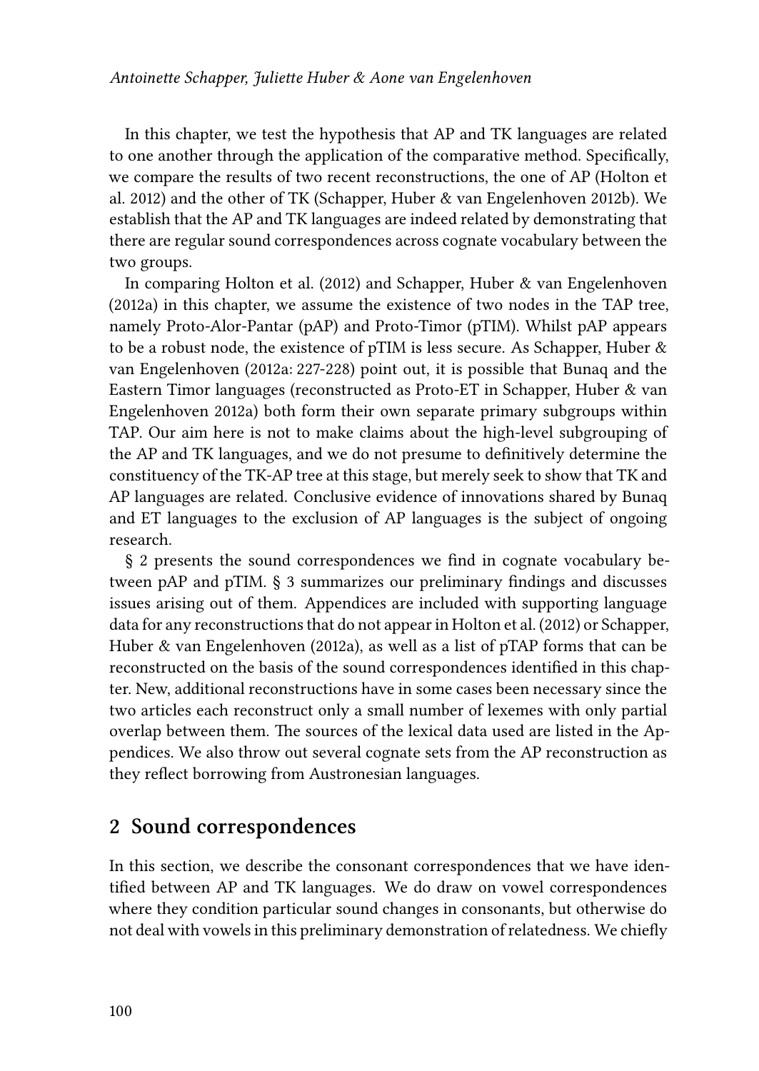In this chapter, we test the hypothesis that AP and TK languages are related to one another through the application of the comparative method. Specifically, we compare the results of two recent reconstructions, the one of AP (Holton et al. 2012) and the other of TK (Schapper, Huber & van Engelenhoven 2012b). We establish that the AP and TK languages are indeed related by demonstrating that there are regular sound correspondences across cognate vocabulary between the two groups.

In comparing Holton et al. (2012) and Schapper, Huber & van Engelenhoven (2012a) in this chapter, we assume the existence of two nodes in the TAP tree, namely Proto-Alor-Pantar (pAP) and Proto-Timor (pTIM). Whilst pAP appears to be a robust node, the existence of pTIM is less secure. As Schapper, Huber & van Engelenhoven (2012a: 227-228) point out, it is possible that Bunaq and the Eastern Timor languages (reconstructed as Proto-ET in Schapper, Huber & van Engelenhoven 2012a) both form their own separate primary subgroups within TAP. Our aim here is not to make claims about the high-level subgrouping of the AP and TK languages, and we do not presume to definitively determine the constituency of the TK-AP tree at this stage, but merely seek to show that TK and AP languages are related. Conclusive evidence of innovations shared by Bunaq and ET languages to the exclusion of AP languages is the subject of ongoing research.

§ 2 presents the sound correspondences we find in cognate vocabulary between pAP and pTIM. § 3 summarizes our preliminary findings and discusses issues arising out of them. Appendices are included with supporting language data for any reconstructions that do not appear in Holton et al. (2012) or Schapper, Huber & van Engelenhoven (2012a), as well as a list of pTAP forms that can be reconstructed on the basis of the sound correspondences identified in this chapter. New, additional reconstructions have in some cases been necessary since the two articles each reconstruct only a small number of lexemes with only partial overlap between them. The sources of the lexical data used are listed in the Appendices. We also throw out several cognate sets from the AP reconstruction as they reflect borrowing from Austronesian languages.

## 2 Sound correspondences

In this section, we describe the consonant correspondences that we have identified between AP and TK languages. We do draw on vowel correspondences where they condition particular sound changes in consonants, but otherwise do not deal with vowels in this preliminary demonstration of relatedness. We chiefly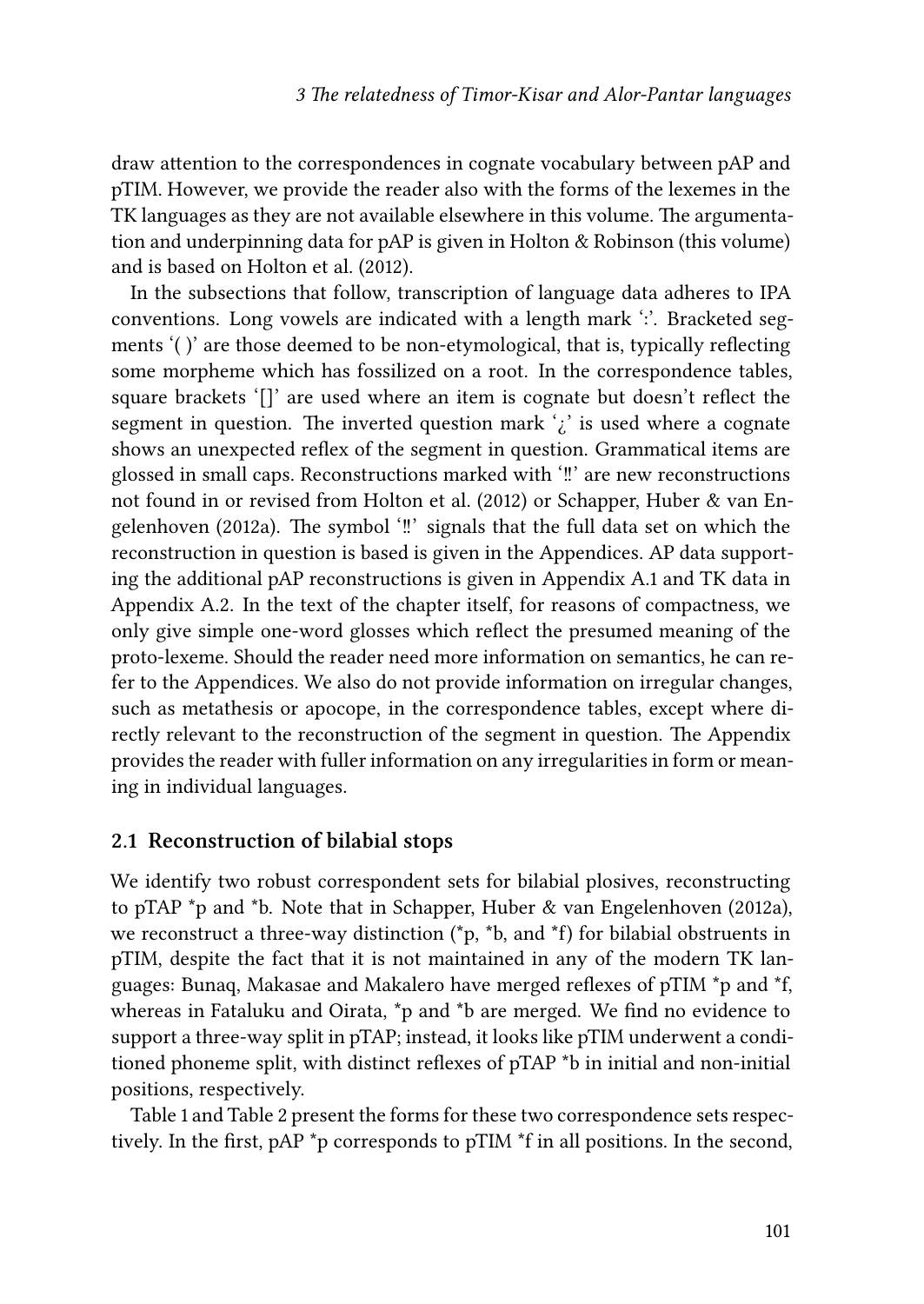draw attention to the correspondences in cognate vocabulary between pAP and pTIM. However, we provide the reader also with the forms of the lexemes in the TK languages as they are not available elsewhere in this volume. The argumentation and underpinning data for pAP is given in Holton & Robinson (this volume) and is based on Holton et al. (2012).

In the subsections that follow, transcription of language data adheres to IPA conventions. Long vowels are indicated with a length mark 'ː'. Bracketed segments '( )' are those deemed to be non-etymological, that is, typically reflecting some morpheme which has fossilized on a root. In the correspondence tables, square brackets '[]' are used where an item is cognate but doesn't reflect the segment in question. The inverted question mark '¿' is used where a cognate shows an unexpected reflex of the segment in question. Grammatical items are glossed in small caps. Reconstructions marked with '‼' are new reconstructions not found in or revised from Holton et al. (2012) or Schapper, Huber & van Engelenhoven (2012a). The symbol '‼' signals that the full data set on which the reconstruction in question is based is given in the Appendices. AP data supporting the additional pAP reconstructions is given in Appendix A.1 and TK data in Appendix A.2. In the text of the chapter itself, for reasons of compactness, we only give simple one-word glosses which reflect the presumed meaning of the proto-lexeme. Should the reader need more information on semantics, he can refer to the Appendices. We also do not provide information on irregular changes, such as metathesis or apocope, in the correspondence tables, except where directly relevant to the reconstruction of the segment in question. The Appendix provides the reader with fuller information on any irregularities in form or meaning in individual languages.

## 2.1 Reconstruction of bilabial stops

We identify two robust correspondent sets for bilabial plosives, reconstructing to pTAP *p and *b. Note that in Schapper, Huber & van Engelenhoven (2012a), we reconstruct a three-way distinction (*p, *b, and *f) for bilabial obstruents in pTIM, despite the fact that it is not maintained in any of the modern TK languages: Bunaq, Makasae and Makalero have merged reflexes of pTIM *p and *f, whereas in Fataluku and Oirata, *p and *b are merged. We find no evidence to support a three-way split in pTAP; instead, it looks like pTIM underwent a conditioned phoneme split, with distinct reflexes of pTAP *b in initial and non-initial positions, respectively.

Table 1 and Table 2 present the forms for these two correspondence sets respectively. In the first, pAP *p corresponds to pTIM *f in all positions. In the second,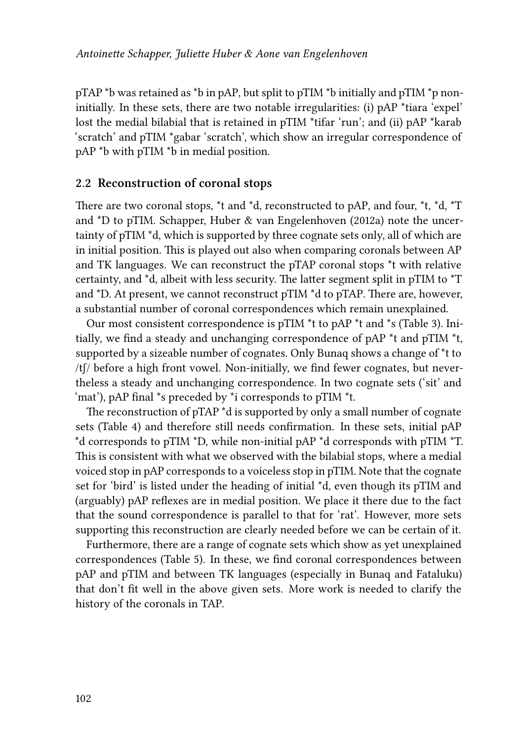pTAP *b was retained as *b in pAP, but split to pTIM *b initially and pTIM *p non-initially. In these sets, there are two notable irregularities: (i) pAP *tiara 'expel' lost the medial bilabial that is retained in pTIM *tifar 'run'; and (ii) pAP *karab 'scratch' and pTIM *gabar 'scratch', which show an irregular correspondence of pAP *b with pTIM *b in medial position.

## 2.2 Reconstruction of coronal stops

There are two coronal stops, *t and *d, reconstructed to pAP, and four, *t, *d, *T and *D to pTIM. Schapper, Huber & van Engelenhoven (2012a) note the uncertainty of pTIM *d, which is supported by three cognate sets only, all of which are in initial position. This is played out also when comparing coronals between AP and TK languages. We can reconstruct the pTAP coronal stops *t with relative certainty, and *d, albeit with less security. The latter segment split in pTIM to *T and *D. At present, we cannot reconstruct pTIM *d to pTAP. There are, however, a substantial number of coronal correspondences which remain unexplained.

Our most consistent correspondence is pTIM *t to pAP *t and *s (Table 3). Initially, we find a steady and unchanging correspondence of pAP *t and pTIM *t, supported by a sizeable number of cognates. Only Bunaq shows a change of *t to /tʃ/ before a high front vowel. Non-initially, we find fewer cognates, but nevertheless a steady and unchanging correspondence. In two cognate sets ('sit' and 'mat'), pAP final *s preceded by *i corresponds to pTIM *t.

The reconstruction of pTAP *d is supported by only a small number of cognate sets (Table 4) and therefore still needs confirmation. In these sets, initial pAP *d corresponds to pTIM *D, while non-initial pAP *d corresponds with pTIM *T. This is consistent with what we observed with the bilabial stops, where a medial voiced stop in pAP corresponds to a voiceless stop in pTIM. Note that the cognate set for 'bird' is listed under the heading of initial *d, even though its pTIM and (arguably) pAP reflexes are in medial position. We place it there due to the fact that the sound correspondence is parallel to that for 'rat'. However, more sets supporting this reconstruction are clearly needed before we can be certain of it.

Furthermore, there are a range of cognate sets which show as yet unexplained correspondences (Table 5). In these, we find coronal correspondences between pAP and pTIM and between TK languages (especially in Bunaq and Fataluku) that don't fit well in the above given sets. More work is needed to clarify the history of the coronals in TAP.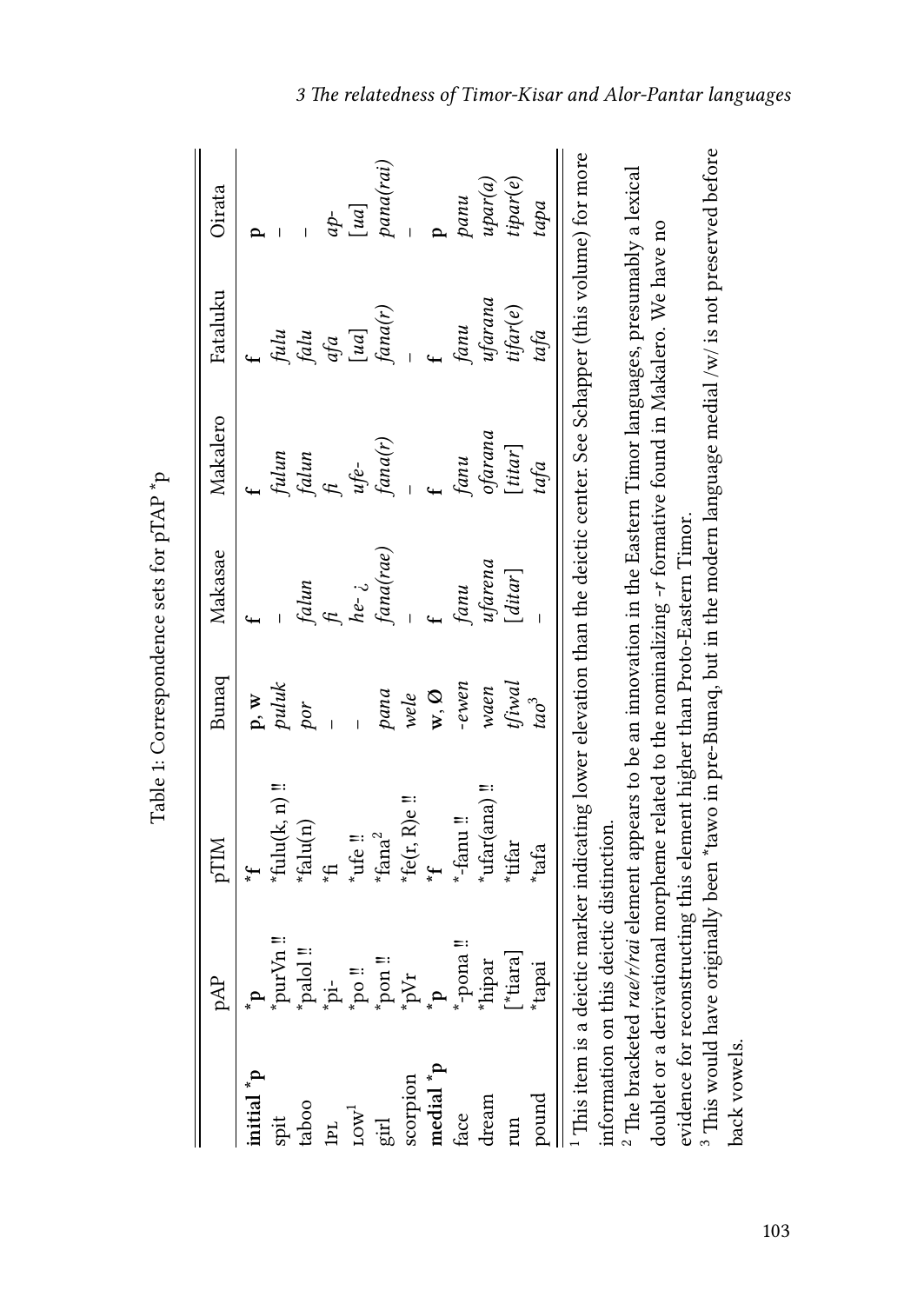Table 1: Correspondence sets for pTAP *p

| | pAP | pTIM | Bunaq | Makasae | Makalero | Fataluku | Oirata |
|---|---|---|---|---|---|---|---|
| **initial *p** | ***p** | ***f** | **p, w** | **f** | **f** | **f** | **p** |
| spit | *purVn ‼ | *fulu(k, n) ‼ | *puluk* | – | *fulun* | *fulu* | – |
| taboo | *palol ‼ | *falu(n) | *por* | *falun* | *falun* | *falu* | – |
| 1PL | *pi- | *fi | – | *fi* | *fi* | *afa* | *ap-* |
| LOW[1] | *po ‼ | *ufe ‼ | – | *he-* ¿ | *ufe-* | [*ua*] | [*ua*] |
| girl | *pon ‼ | *fana[2] | *pana* | *fana(rae)* | *fana(r)* | *fana(r)* | *pana(rai)* |
| scorpion | *pVr | *fe(r, R)e ‼ | *wele* | – | – | – | – |
| **medial *p** | ***p** | ***f** | **w, Ø** | **f** | **f** | **f** | **p** |
| face | *-pona ‼ | *-fanu ‼ | *-ewen* | *fanu* | *fanu* | *fanu* | *panu* |
| dream | *hipar | *ufar(ana) ‼ | *waen* | *ufarena* | *ofarana* | *ufarana* | *upar(a)* |
| run | [*tiara] | *tifar | *tiwal* | [*ditar*] | [*titar*] | *tifar(e)* | *tipar(e)* |
| pound | *tapai | *tafa | *tao*[3] | – | *tafa* | *tafa* | *tapa* |

[1] This item is a deictic marker indicating lower elevation than the deictic center. See Schapper (this volume) for more information on this deictic distinction.

[2] The bracketed *rae/r/rai* element appears to be an innovation in the Eastern Timor languages, presumably a lexical doublet or a derivational morpheme related to the nominalizing *-r* formative found in Makalero. We have no evidence for reconstructing this element higher than Proto-Eastern Timor.

[3] This would have originally been *tawo in pre-Bunaq, but in the modern language medial /w/ is not preserved before back vowels.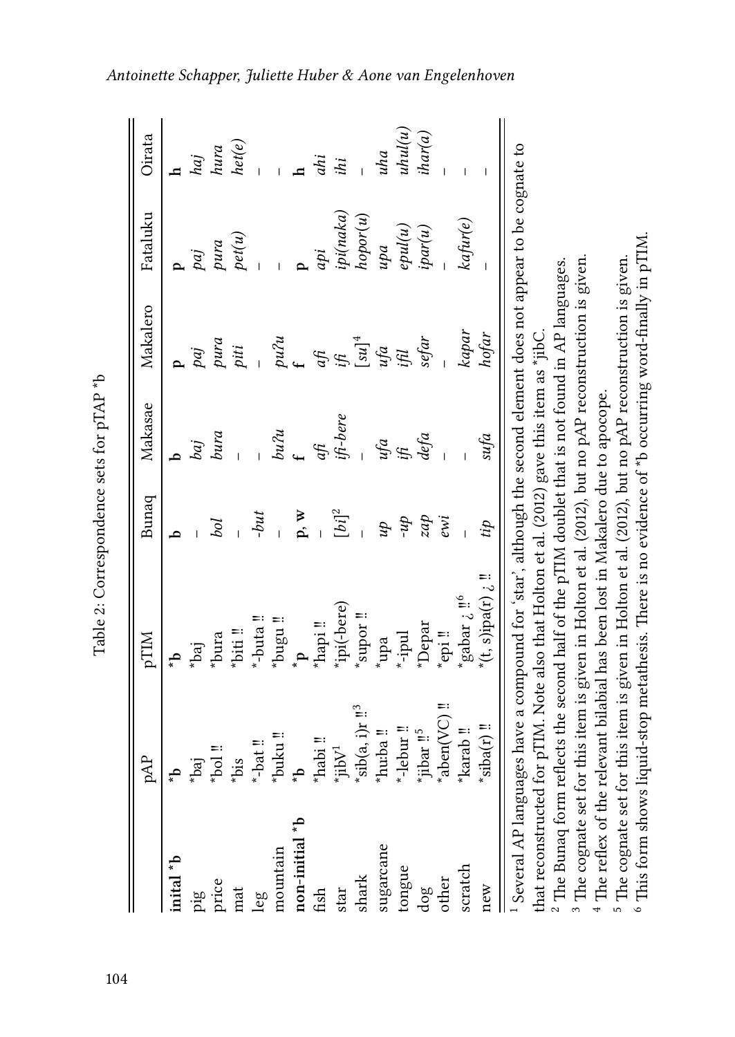Table 2: Correspondence sets for pTAP *b

| | pAP | pTIM | Bunaq | Makasae | Makalero | Fataluku | Oirata |
|---|---|---|---|---|---|---|---|
| **inital *b** | ***b** | ***b** | **b** | **b** | **p** | **p** | **h** |
| pig | *baj | *baj | – | *baj* | *paj* | *paj* | *haj* |
| price | *bol ‼ | *bura | *bol* | *bura* | *pura* | *pura* | *hura* |
| mat | *bis | *biti ‼ | – | – | *piti* | *pet(u)* | *het(e)* |
| leg | *-bat ‼ | *-buta ‼ | *-but* | – | – | – | – |
| mountain | *buku ‼ | *bugu ‼ | – | *buʔu* | *puʔu* | – | – |
| **non-initial *b** | ***b** | ***p** | **p, w** | **f** | **f** | **p** | **h** |
| fish | *habi ‼ | *hapi ‼ | – | *afi* | *afi* | *api* | *ahi* |
| star | *jibV[1] | *ipi(-bere) | [*bi*][2] | *ifi-bere* | *ifi* | *ipi(naka)* | *ihi* |
| shark | *sib(a, i)r ‼[3] | *supor ‼ | – | – | [*su*][4] | *hopor(u)* | – |
| sugarcane | *hu:ba ‼ | *upa | *up* | *ufa* | *ufa* | *upa* | *uha* |
| tongue | *-lebur ‼ | *-ipul | *-up* | *ifi* | *ifil* | *epul(u)* | *uhul(u)* |
| dog | *jibar ‼[5] | *Depar | *zap* | *defa* | *sefar* | *ipar(u)* | *ihar(a)* |
| other | *aben(VC) ‼ | *epi ‼ | *ewi* | – | – | – | – |
| scratch | *karab ‼ | *gabar ¿ ‼[6] | – | – | *kapar* | *kafur(e)* | – |
| new | *siba(r) ‼ | *(t, s)ipa(r) ¿ ‼ | *tip* | *sufa* | *hofar* | – | – |

[1] Several AP languages have a compound for 'star', although the second element does not appear to be cognate to that reconstructed for pTIM. Note also that Holton et al. (2012) gave this item as *jibC.

[2] The Bunaq form reflects the second half of the pTIM doublet that is not found in AP languages.

[3] The cognate set for this item is given in Holton et al. (2012), but no pAP reconstruction is given.

[4] The reflex of the relevant bilabial has been lost in Makalero due to apocope.

[5] The cognate set for this item is given in Holton et al. (2012), but no pAP reconstruction is given.

[6] This form shows liquid-stop metathesis. There is no evidence of *b occurring word-finally in pTIM.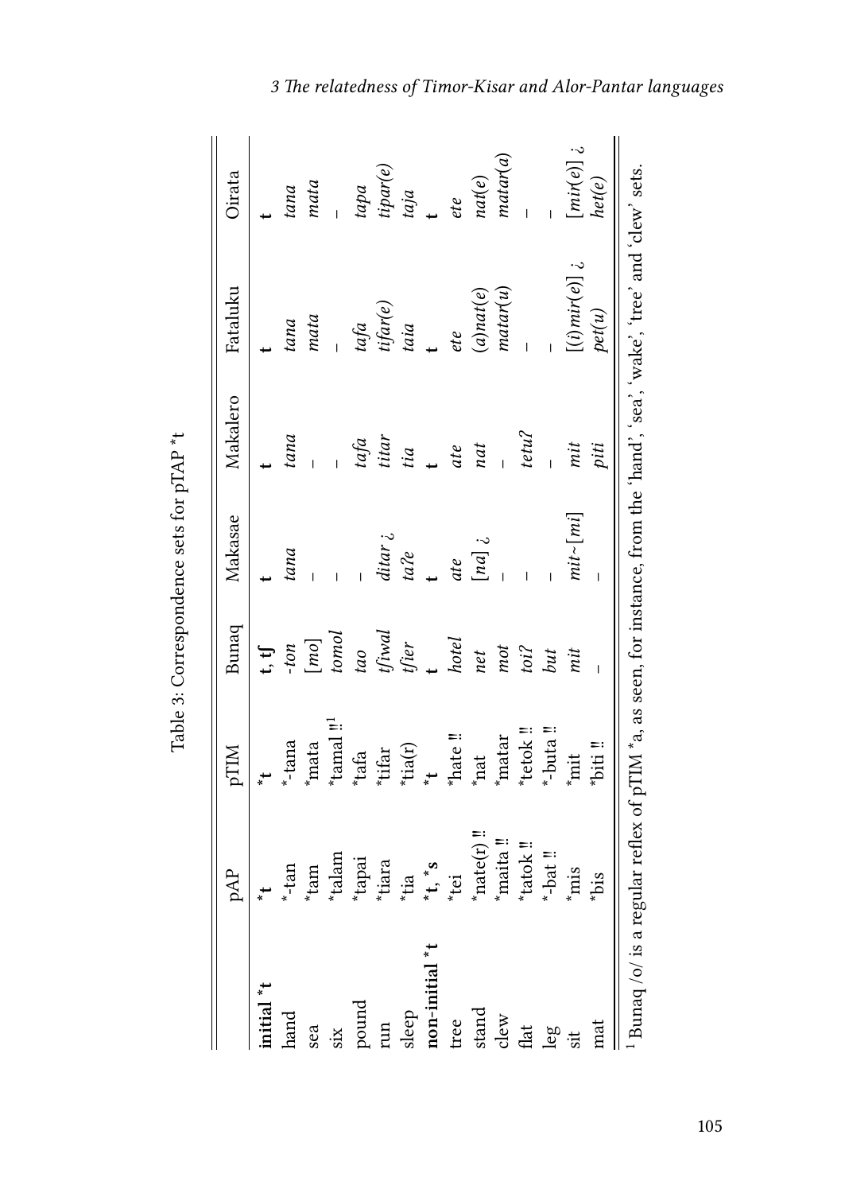Table 3: Correspondence sets for pTAP *t

| | pAP | pTIM | Bunaq | Makasae | Makalero | Fataluku | Oirata |
|---|---|---|---|---|---|---|---|
| **initial *t** | ***t** | ***t** | **t, ʧ** | **t** | **t** | **t** | **t** |
| hand | *-tan | *-tana | *-ton* | *tana* | *tana* | *tana* | *tana* |
| sea | *tam | *mata | [*mo*] | – | – | *mata* | *mata* |
| six | *talam | *tamal ‼[1] | *tomol* | – | – | – | – |
| pound | *tapai | *tafa | *tao* | – | *tafa* | *tafa* | *tapa* |
| run | *tiara | *tifar | *tʃiwal* | *ditar* ¿ | *titar* | *tifar(e)* | *tipar(e)* |
| sleep | *tia | *tia(r) | *tʃier* | *taʔe* | *tia* | *taia* | *taja* |
| **non-initial *t** | ***t, *s** | ***t** | **t** | **t** | **t** | **t** | **t** |
| tree | *tei | *hate ‼ | *hotel* | *ate* | *ate* | *ete* | *ete* |
| stand | *nate(r) ‼ | *nat | *net* | [*na*] ¿ | *nat* | *(a)nat(e)* | *nat(e)* |
| clew | *maita ‼ | *matar | *mot* | – | – | *matar(u)* | *matar(a)* |
| flat | *tatok ‼ | *tetok ‼ | *toiʔ* | – | *tetuʔ* | – | – |
| leg | *-bat ‼ | *-buta ‼ | *but* | – | – | – | – |
| sit | *mis | *mit | *mit* | *mit*~[*mi*] | *mit* | [(*i*)*mir(e)*] ¿ | [*mir(e)*] ¿ |
| mat | *bis | *biti ‼ | – | – | *piti* | *pet(u)* | *het(e)* |

[1] Bunaq /o/ is a regular reflex of pTIM *a, as seen, for instance, from the 'hand', 'sea', 'wake', 'tree' and 'clew' sets.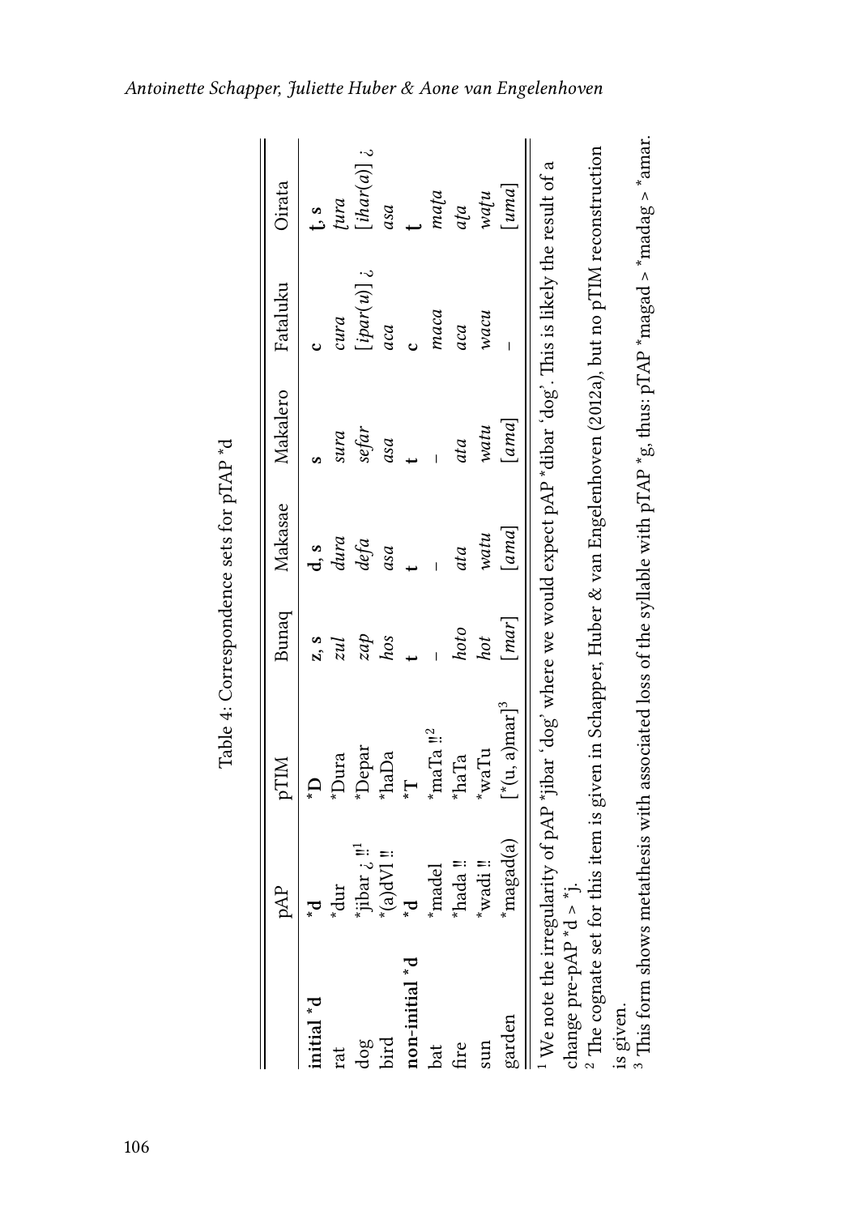Table 4: Correspondence sets for pTAP *d

| | pAP | pTIM | Bunaq | Makasae | Makalero | Fataluku | Oirata |
|---|---|---|---|---|---|---|---|
| **initial *d** | ***d** | ***D** | **z, s** | **d, s** | **s** | **c** | **ṯ, s** |
| rat | *dur | *Dura | *zul* | *dura* | *sura* | *cura* | *ṯura* |
| dog | *jibar ¿ ‼[1] | *Depar | *zap* | *defa* | *sefar* | [*ipar(u)*] ¿ | [*ihar(a)*] ¿ |
| bird | *(a)dVl ‼ | *haDa | *hos* | *asa* | *asa* | *aca* | *asa* |
| **non-initial *d** | ***d** | ***T** | **t** | **t** | **t** | **c** | **ṯ** |
| bat | *madel | *maTa ‼[2] | – | – | – | *maca* | *maṯa* |
| fire | *hada ‼ | *haTa | *hoto* | *ata* | *ata* | *aca* | *aṯa* |
| sun | *wadi ‼ | *waTu | *hot* | *watu* | *watu* | *wacu* | *waṯu* |
| garden | *magad(a) | [*(u, a)mar][3] | [*mar*] | [*ama*] | [*ama*] | – | [*uma*] |

[1] We note the irregularity of pAP *jibar 'dog' where we would expect pAP *dibar 'dog'. This is likely the result of a change pre-pAP *d > *j.

[2] The cognate set for this item is given in Schapper, Huber & van Engelenhoven (2012a), but no pTIM reconstruction is given.

[3] This form shows metathesis with associated loss of the syllable with pTAP *g, thus: pTAP *magad > *madag > *amar.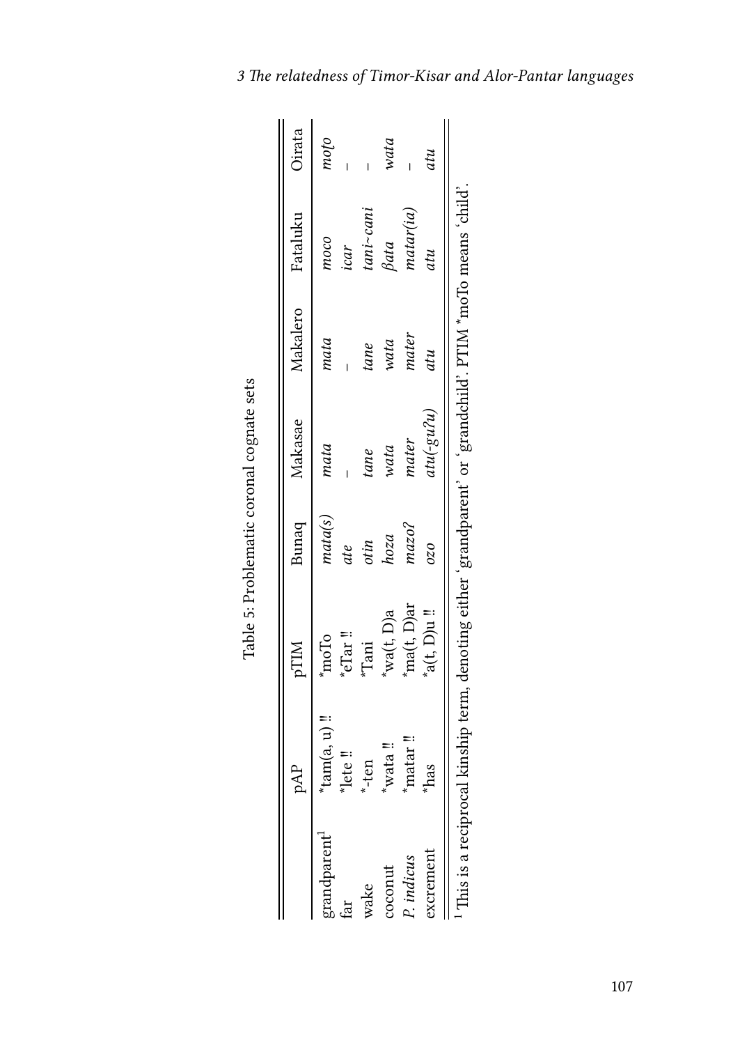Table 5: Problematic coronal cognate sets

| | pAP | pTIM | Bunaq | Makasae | Makalero | Fataluku | Oirata |
|---|---|---|---|---|---|---|---|
| grandparent[1] | *tam(a, u) ‼ | *moTo | *mata(s)* | *mata* | *mata* | *moco* | *mofo* |
| far | *lete ‼ | *eTar ‼ | *ate* | – | – | *icar* | – |
| wake | *-ten | *Tani | *otin* | *tane* | *tane* | *tani~cani* | – |
| coconut | *wata ‼ | *wa(t, D)a | *hoza* | *wata* | *wata* | *βata* | *wata* |
| *P. indicus* | *matar ‼ | *ma(t, D)ar | *mazoʔ* | *mater* | *mater* | *matar(ia)* | – |
| excrement | *has | *a(t, D)u ‼ | *ozo* | *atu(-guʔu)* | *atu* | *atu* | *atu* |

[1] This is a reciprocal kinship term, denoting either 'grandparent' or 'grandchild'. PTIM *moTo means 'child'.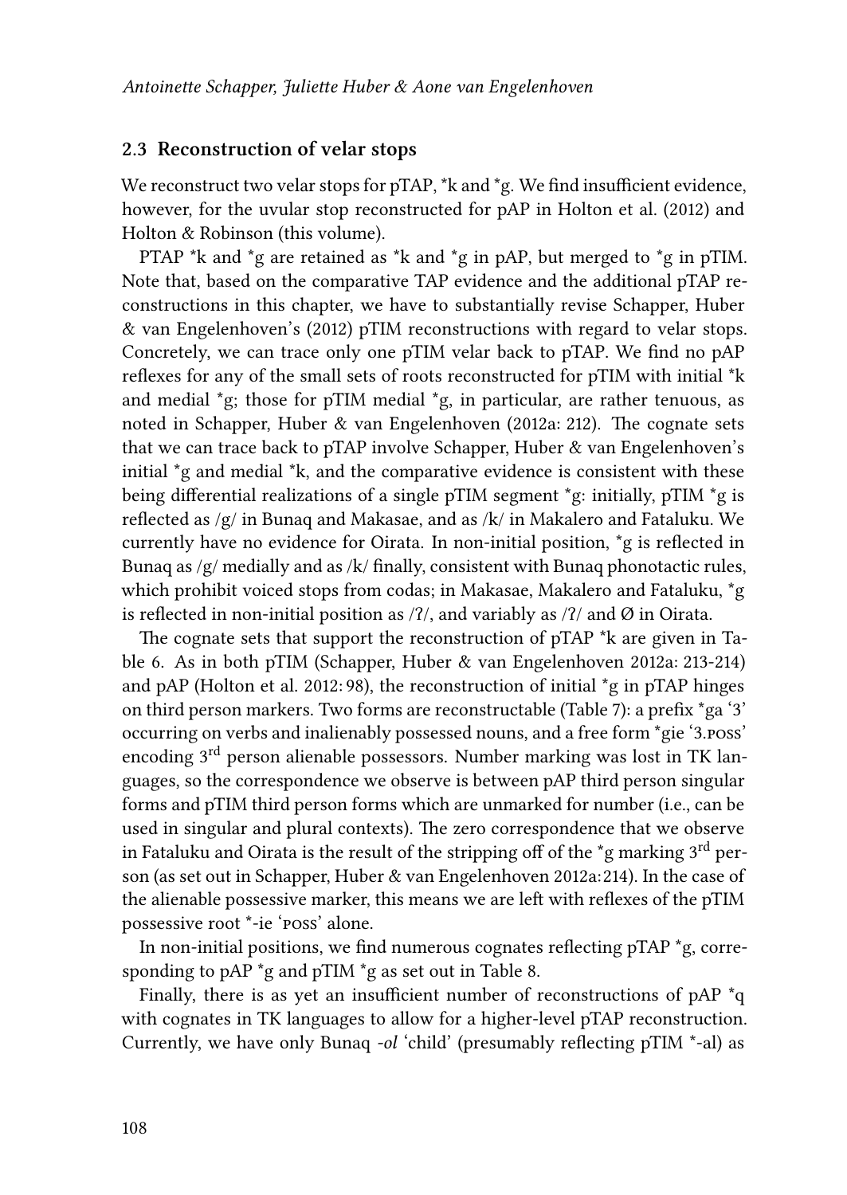### 2.3 Reconstruction of velar stops

We reconstruct two velar stops for pTAP, *k and *g. We find insufficient evidence, however, for the uvular stop reconstructed for pAP in Holton et al. (2012) and Holton & Robinson (this volume).

PTAP *k and *g are retained as *k and *g in pAP, but merged to *g in pTIM. Note that, based on the comparative TAP evidence and the additional pTAP reconstructions in this chapter, we have to substantially revise Schapper, Huber & van Engelenhoven's (2012) pTIM reconstructions with regard to velar stops. Concretely, we can trace only one pTIM velar back to pTAP. We find no pAP reflexes for any of the small sets of roots reconstructed for pTIM with initial *k and medial *g; those for pTIM medial *g, in particular, are rather tenuous, as noted in Schapper, Huber & van Engelenhoven (2012a: 212). The cognate sets that we can trace back to pTAP involve Schapper, Huber & van Engelenhoven's initial *g and medial *k, and the comparative evidence is consistent with these being differential realizations of a single pTIM segment *g: initially, pTIM *g is reflected as /g/ in Bunaq and Makasae, and as /k/ in Makalero and Fataluku. We currently have no evidence for Oirata. In non-initial position, *g is reflected in Bunaq as /g/ medially and as /k/ finally, consistent with Bunaq phonotactic rules, which prohibit voiced stops from codas; in Makasae, Makalero and Fataluku, *g is reflected in non-initial position as /ʔ/, and variably as /ʔ/ and Ø in Oirata.

The cognate sets that support the reconstruction of pTAP *k are given in Table 6. As in both pTIM (Schapper, Huber & van Engelenhoven 2012a: 213-214) and pAP (Holton et al. 2012: 98), the reconstruction of initial *g in pTAP hinges on third person markers. Two forms are reconstructable (Table 7): a prefix *ga '3' occurring on verbs and inalienably possessed nouns, and a free form *gie '3.poss' encoding 3rd person alienable possessors. Number marking was lost in TK languages, so the correspondence we observe is between pAP third person singular forms and pTIM third person forms which are unmarked for number (i.e., can be used in singular and plural contexts). The zero correspondence that we observe in Fataluku and Oirata is the result of the stripping off of the *g marking 3rd person (as set out in Schapper, Huber & van Engelenhoven 2012a: 214). In the case of the alienable possessive marker, this means we are left with reflexes of the pTIM possessive root *-ie 'poss' alone.

In non-initial positions, we find numerous cognates reflecting pTAP *g, corresponding to pAP *g and pTIM *g as set out in Table 8.

Finally, there is as yet an insufficient number of reconstructions of pAP *q with cognates in TK languages to allow for a higher-level pTAP reconstruction. Currently, we have only Bunaq *-ol* 'child' (presumably reflecting pTIM *-al) as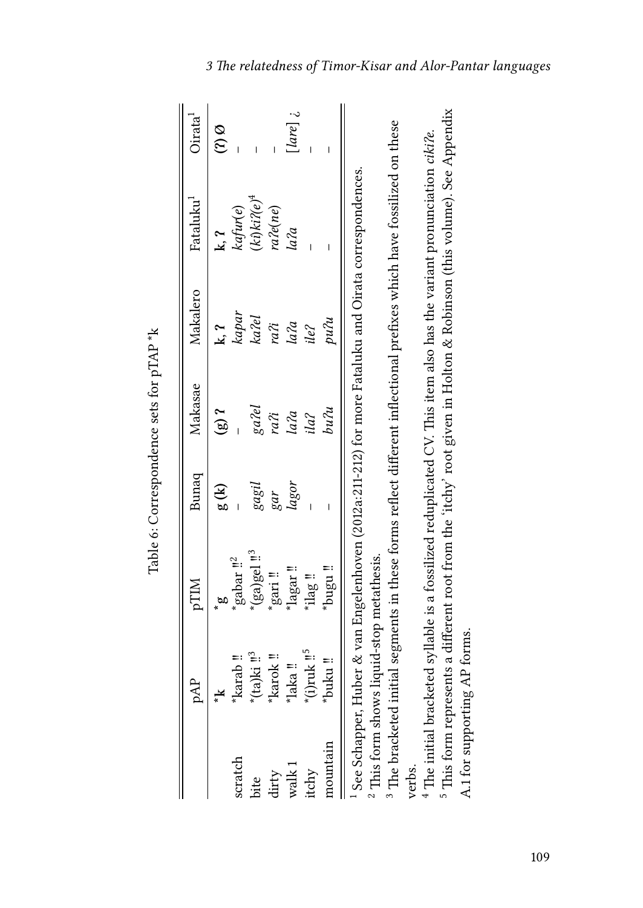Table 6: Correspondence sets for pTAP *k

| | pAP | pTIM | Bunaq | Makasae | Makalero | Fataluku[1] | Oirata[1] |
|---|---|---|---|---|---|---|---|
| | **\*k** | **\*g** | **g (k)** | **(g) ʔ** | **k, ʔ** | **k, ʔ** | **(ʔ) Ø** |
| scratch | \*karab ‼ | \*gabar ‼[2] | – | – | *kapar* | *kafur(e)* | – |
| bite | \*(ta)ki ‼[3] | \*(ga)gel ‼[3] | *gagil* | *gaʔel* | *kaʔel* | *(ki)kiʔ(e)*[4] | – |
| dirty | \*karok ‼ | \*gari ‼ | *gar* | *raʔi* | *raʔi* | *raʔe(ne)* | – |
| walk 1 | \*laka ‼ | \*lagar ‼ | *lagor* | *laʔa* | *laʔa* | *laʔa* | *[lare]* ¿ |
| itchy | \*(i)ruk ‼[5] | \*ilag ‼ | – | *ilaʔ* | *ileʔ* | – | – |
| mountain | \*buku ‼ | \*bugu ‼ | – | *buʔu* | *puʔu* | – | – |

[1] See Schapper, Huber & van Engelenhoven (2012a: 211-212) for more Fataluku and Oirata correspondences.
[2] This form shows liquid-stop metathesis.
[3] The bracketed initial segments in these forms reflect different inflectional prefixes which have fossilized on these verbs.
[4] The initial bracketed syllable is a fossilized reduplicated CV. This item also has the variant pronunciation *cikiʔe*.
[5] This form represents a different root from the 'itchy' root given in Holton & Robinson (this volume). See Appendix A.1 for supporting AP forms.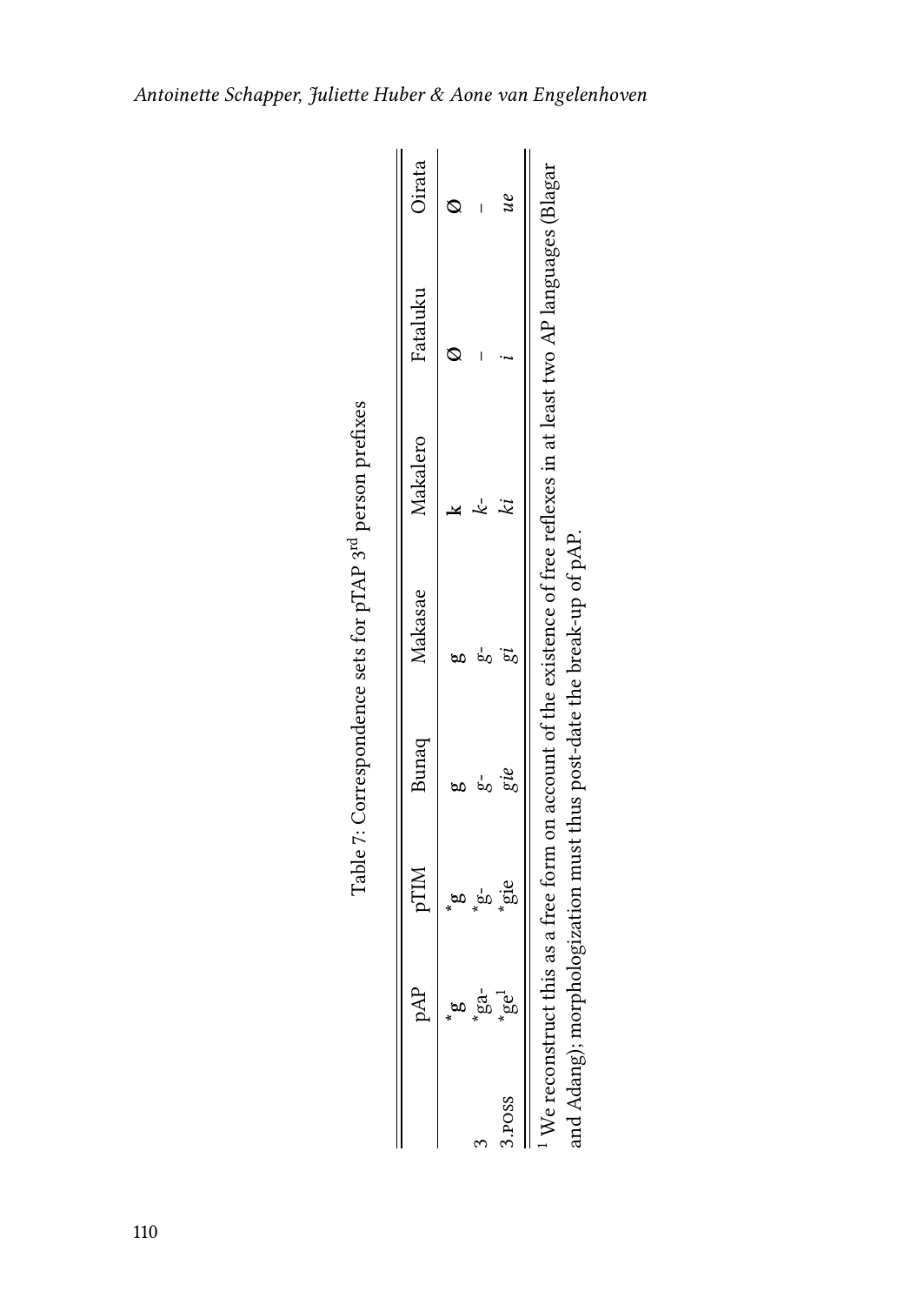Table 7: Correspondence sets for pTAP 3rd person prefixes

| | pAP | pTIM | Bunaq | Makasae | Makalero | Fataluku | Oirata |
|---|---|---|---|---|---|---|---|
| | ***g** | ***g** | **g** | **g** | **k** | **Ø** | **Ø** |
| 3 | *ga- | *g- | *g-* | *g-* | *k-* | – | – |
| 3.POSS | *ge[1] | *gie | *gie* | *gi* | *ki* | *i* | *ue* |

[1] We reconstruct this as a free form on account of the existence of free reflexes in at least two AP languages (Blagar and Adang); morphologization must thus post-date the break-up of pAP.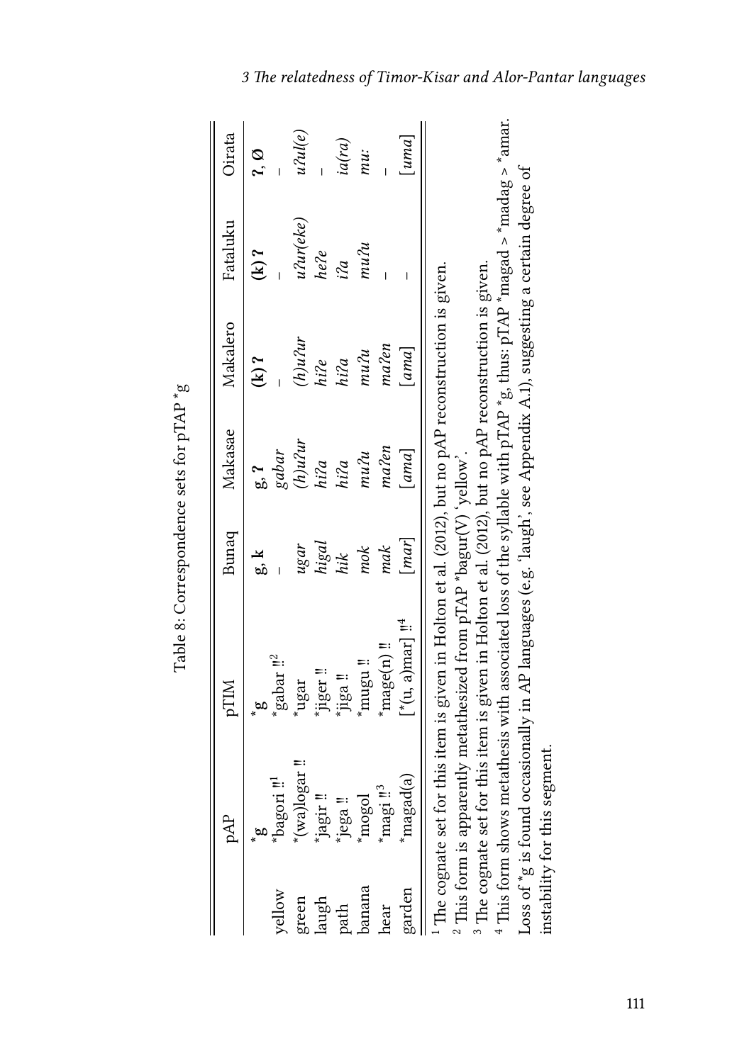Table 8: Correspondence sets for pTAP *g

| | pAP | pTIM | Bunaq | Makasae | Makalero | Fataluku | Oirata |
|---|---|---|---|---|---|---|---|
| | ***g** | ***g** | **g, k** | **g, ʔ** | **(k) ʔ** | **(k) ʔ** | **ʔ, Ø** |
| yellow | *bagori ‼[1] | *gabar ‼[2] | – | *gabar* | – | – | – |
| green | *(wa)logar ‼ | *ugar | *ugar* | *(h)uʔur* | *(h)uʔur* | *uʔur(eke)* | *uʔul(e)* |
| laugh | *jagir ‼ | *jiger ‼ | *higal* | *hiʔa* | *hiʔe* | *heʔe* | – |
| path | *jega ‼ | *jiga ‼ | *hik* | *hiʔa* | *hiʔa* | *iʔa* | *ia(ra)* |
| banana | *mogol | *mugu ‼ | *mok* | *muʔu* | *muʔu* | *muʔu* | *mu:* |
| hear | *magi ‼[3] | *mage(n) ‼ | *mak* | *maʔen* | *maʔen* | – | – |
| garden | *magad(a) | [*(u, a)mar] ‼[4] | [*mar*] | [*ama*] | [*ama*] | – | [*uma*] |

[1] The cognate set for this item is given in Holton et al. (2012), but no pAP reconstruction is given.

[2] This form is apparently metathesized from pTAP *bagur(V) 'yellow'.

[3] The cognate set for this item is given in Holton et al. (2012), but no pAP reconstruction is given.

[4] This form shows metathesis with associated loss of the syllable with pTAP *g, thus: pTAP *magad > *madag > *amar.

Loss of *g is found occasionally in AP languages (e.g. 'laugh', see Appendix A.1), suggesting a certain degree of instability for this segment.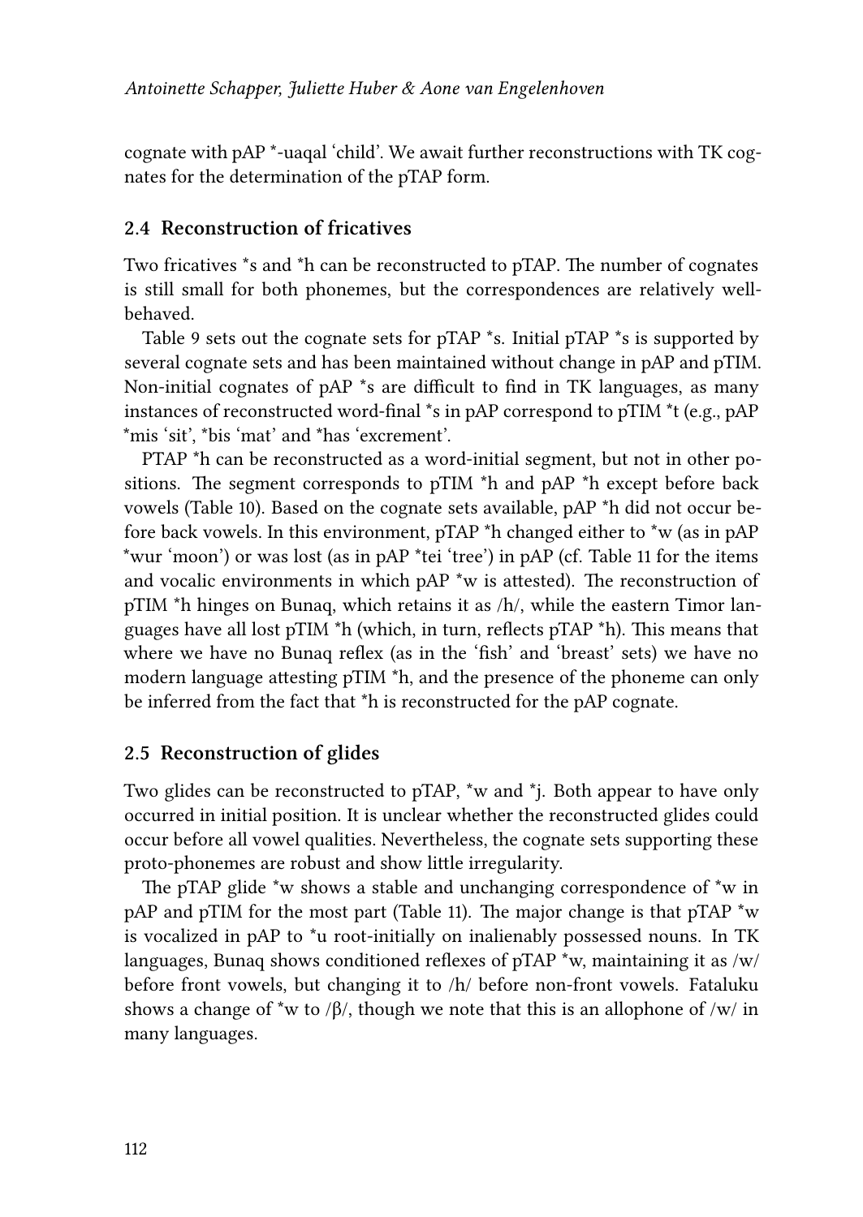cognate with pAP *-uaqal 'child'. We await further reconstructions with TK cognates for the determination of the pTAP form.

### 2.4 Reconstruction of fricatives

Two fricatives *s and *h can be reconstructed to pTAP. The number of cognates is still small for both phonemes, but the correspondences are relatively well-behaved.

Table 9 sets out the cognate sets for pTAP *s. Initial pTAP *s is supported by several cognate sets and has been maintained without change in pAP and pTIM. Non-initial cognates of pAP *s are difficult to find in TK languages, as many instances of reconstructed word-final *s in pAP correspond to pTIM *t (e.g., pAP *mis 'sit', *bis 'mat' and *has 'excrement'.

PTAP *h can be reconstructed as a word-initial segment, but not in other positions. The segment corresponds to pTIM *h and pAP *h except before back vowels (Table 10). Based on the cognate sets available, pAP *h did not occur before back vowels. In this environment, pTAP *h changed either to *w (as in pAP *wur 'moon') or was lost (as in pAP *tei 'tree') in pAP (cf. Table 11 for the items and vocalic environments in which pAP *w is attested). The reconstruction of pTIM *h hinges on Bunaq, which retains it as /h/, while the eastern Timor languages have all lost pTIM *h (which, in turn, reflects pTAP *h). This means that where we have no Bunaq reflex (as in the 'fish' and 'breast' sets) we have no modern language attesting pTIM *h, and the presence of the phoneme can only be inferred from the fact that *h is reconstructed for the pAP cognate.

### 2.5 Reconstruction of glides

Two glides can be reconstructed to pTAP, *w and *j. Both appear to have only occurred in initial position. It is unclear whether the reconstructed glides could occur before all vowel qualities. Nevertheless, the cognate sets supporting these proto-phonemes are robust and show little irregularity.

The pTAP glide *w shows a stable and unchanging correspondence of *w in pAP and pTIM for the most part (Table 11). The major change is that pTAP *w is vocalized in pAP to *u root-initially on inalienably possessed nouns. In TK languages, Bunaq shows conditioned reflexes of pTAP *w, maintaining it as /w/ before front vowels, but changing it to /h/ before non-front vowels. Fataluku shows a change of *w to /β/, though we note that this is an allophone of /w/ in many languages.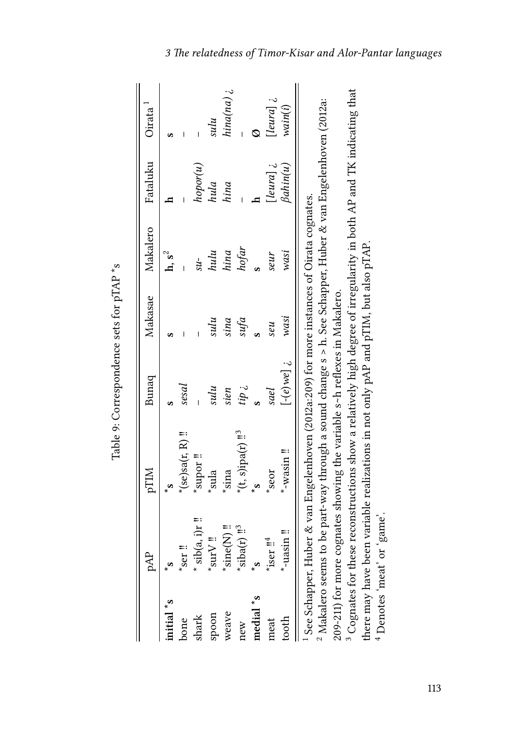Table 9: Correspondence sets for pTAP *s

| | pAP | pTIM | Bunaq | Makasae | Makalero | Fataluku | Oirata [1] |
|---|---|---|---|---|---|---|---|
| **initial *s** | *s | *s | s | s | h, s[2] | h | s |
| bone | *ser !! | *(se)sa(r, R) !! | *sesal* | – | – | – | – |
| shark | *sib(a, i)r !! | *supor !! | – | – | *su-* | *hopor(u)* | – |
| spoon | *surV !! | *sula | *sulu* | *sulu* | *hulu* | *hula* | *sulu* |
| weave | *sine(N) !! | *sina | *sien* | *sina* | *hina* | *hina* | *hina(na)* ¿ |
| new | *siba(r) !![3] | *(t, s)ipa(r) !![3] | *tip* ¿ | *sufa* | *hofar* | – | – |
| **medial *s** | *s | *s | s | s | s | h | Ø |
| meat | *iser !![4] | *seor | *sael* | *seu* | *seur* | [*leura*] ¿ | [*leura*] ¿ |
| tooth | *-uasin !! | *-wasin !! | [-(*e*)*we*] ¿ | *wasi* | *wasi* | *βahin(u)* | *wain(i)* |

[1] See Schapper, Huber & van Engelenhoven (2012a:209) for more instances of Oirata cognates.

[2] Makalero seems to be part-way through a sound change s > h. See Schapper, Huber & van Engelenhoven (2012a: 209-211) for more cognates showing the variable s~h reflexes in Makalero.

[3] Cognates for these reconstructions show a relatively high degree of irregularity in both AP and TK indicating that there may have been variable realizations in not only pAP and pTIM, but also pTAP.

[4] Denotes 'meat' or 'game'.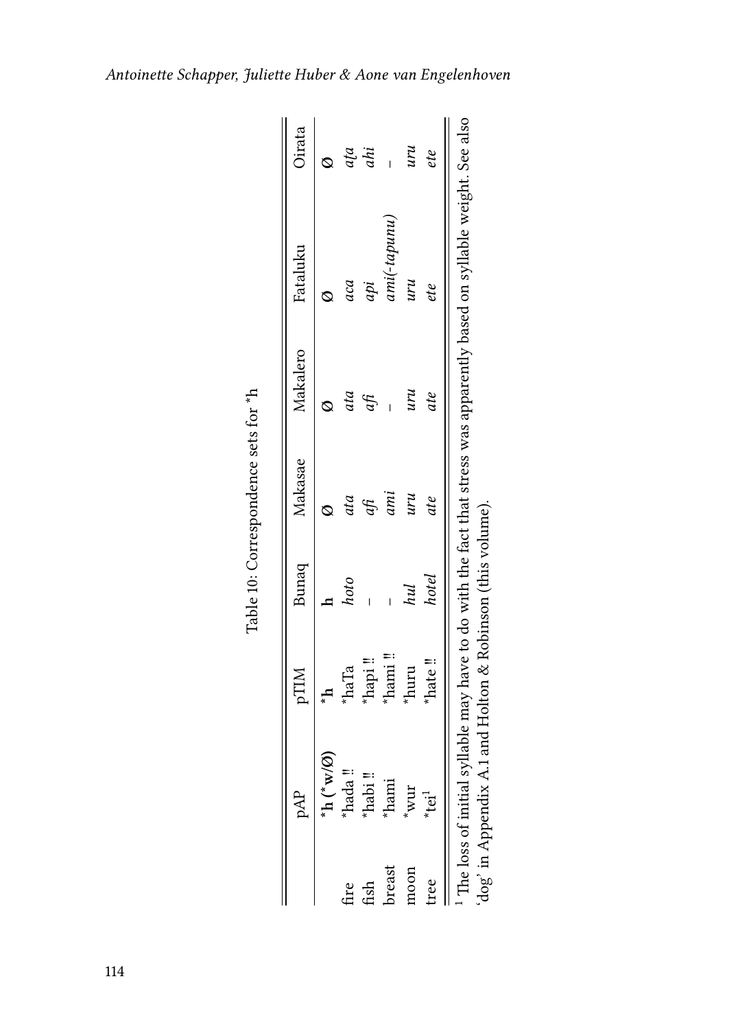Table 10: Correspondence sets for *h

| | pAP | pTIM | Bunaq | Makasae | Makalero | Fataluku | Oirata |
|---|---|---|---|---|---|---|---|
| | ***h (*w/Ø)** | ***h** | **h** | **Ø** | **Ø** | **Ø** | **Ø** |
| fire | *hada ‼ | *haTa | *hoto* | *ata* | *ata* | *aca* | *aṭa* |
| fish | *habi ‼ | *hapi ‼ | – | *afi* | *afi* | *api* | *ahi* |
| breast | *hami | *hami ‼ | – | *ami* | – | *ami(-tapunu)* | – |
| moon | *wur | *huru | *hul* | *uru* | *uru* | *uru* | *uru* |
| tree | *tei[1] | *hate ‼ | *hotel* | *ate* | *ate* | *ete* | *ete* |

[1] The loss of initial syllable may have to do with the fact that stress was apparently based on syllable weight. See also 'dog' in Appendix A.1 and Holton & Robinson (this volume).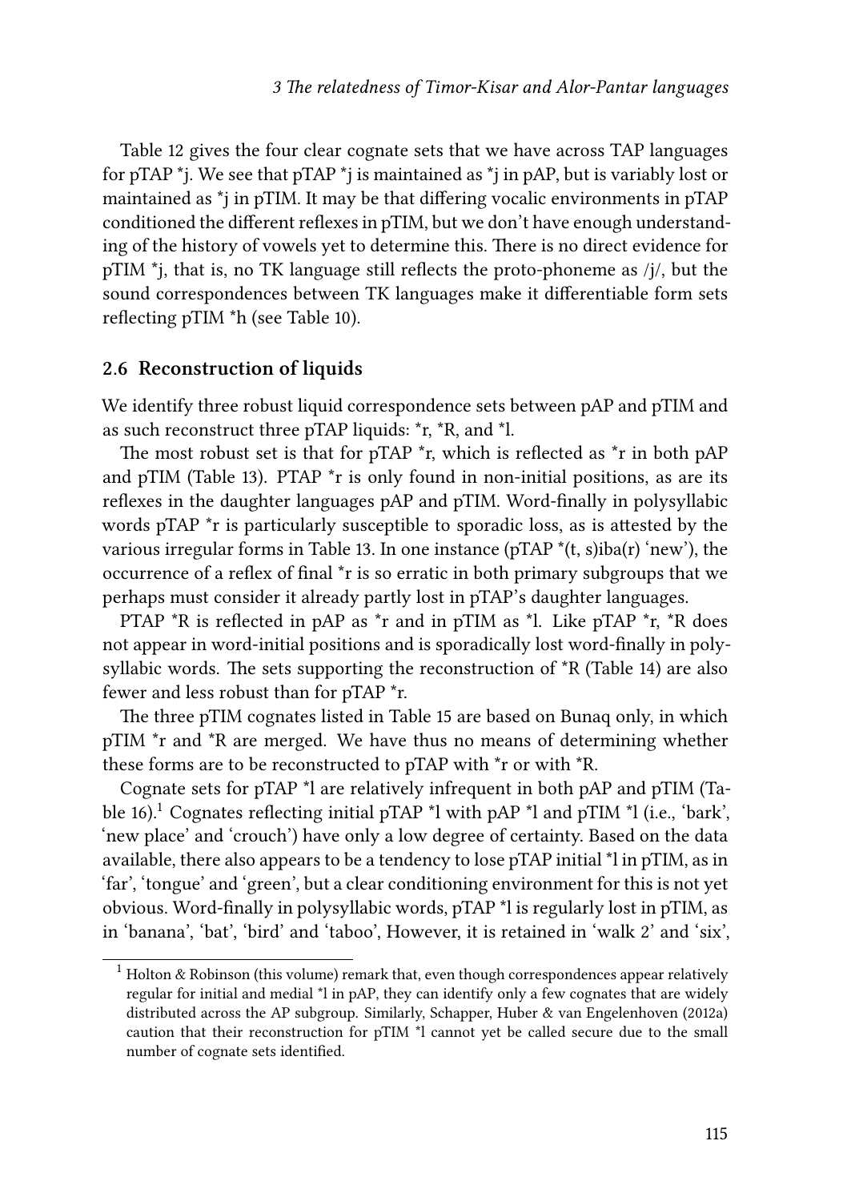Table 12 gives the four clear cognate sets that we have across TAP languages for pTAP *j. We see that pTAP *j is maintained as *j in pAP, but is variably lost or maintained as *j in pTIM. It may be that differing vocalic environments in pTAP conditioned the different reflexes in pTIM, but we don't have enough understanding of the history of vowels yet to determine this. There is no direct evidence for pTIM *j, that is, no TK language still reflects the proto-phoneme as /j/, but the sound correspondences between TK languages make it differentiable form sets reflecting pTIM *h (see Table 10).

## 2.6 Reconstruction of liquids

We identify three robust liquid correspondence sets between pAP and pTIM and as such reconstruct three pTAP liquids: *r, *R, and *l.

The most robust set is that for pTAP *r, which is reflected as *r in both pAP and pTIM (Table 13). PTAP *r is only found in non-initial positions, as are its reflexes in the daughter languages pAP and pTIM. Word-finally in polysyllabic words pTAP *r is particularly susceptible to sporadic loss, as is attested by the various irregular forms in Table 13. In one instance (pTAP *(t, s)iba(r) 'new'), the occurrence of a reflex of final *r is so erratic in both primary subgroups that we perhaps must consider it already partly lost in pTAP's daughter languages.

PTAP *R is reflected in pAP as *r and in pTIM as *l. Like pTAP *r, *R does not appear in word-initial positions and is sporadically lost word-finally in polysyllabic words. The sets supporting the reconstruction of *R (Table 14) are also fewer and less robust than for pTAP *r.

The three pTIM cognates listed in Table 15 are based on Bunaq only, in which pTIM *r and *R are merged. We have thus no means of determining whether these forms are to be reconstructed to pTAP with *r or with *R.

Cognate sets for pTAP *l are relatively infrequent in both pAP and pTIM (Table 16).[1] Cognates reflecting initial pTAP *l with pAP *l and pTIM *l (i.e., 'bark', 'new place' and 'crouch') have only a low degree of certainty. Based on the data available, there also appears to be a tendency to lose pTAP initial *l in pTIM, as in 'far', 'tongue' and 'green', but a clear conditioning environment for this is not yet obvious. Word-finally in polysyllabic words, pTAP *l is regularly lost in pTIM, as in 'banana', 'bat', 'bird' and 'taboo', However, it is retained in 'walk 2' and 'six',

[1] Holton & Robinson (this volume) remark that, even though correspondences appear relatively regular for initial and medial *l in pAP, they can identify only a few cognates that are widely distributed across the AP subgroup. Similarly, Schapper, Huber & van Engelenhoven (2012a) caution that their reconstruction for pTIM *l cannot yet be called secure due to the small number of cognate sets identified.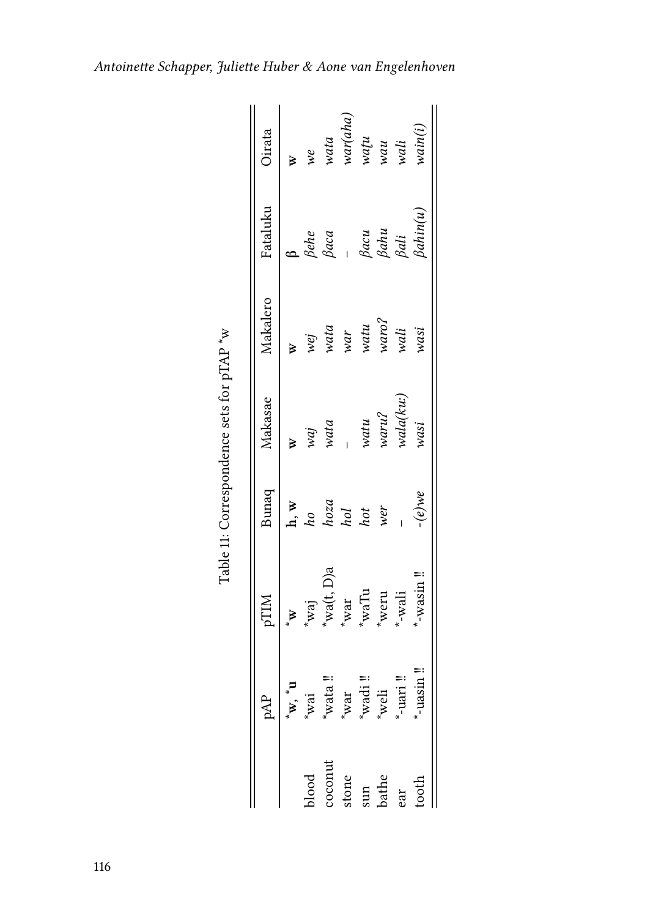Table 11: Correspondence sets for pTAP *w

| | pAP | pTIM | Bunaq | Makasae | Makalero | Fataluku | Oirata |
|---|---|---|---|---|---|---|---|
| | ***w**, ***u** | ***w** | **h**, **w** | **w** | **w** | **β** | **w** |
| blood | *wai | *waj | *ho* | *waj* | *wej* | *βehe* | *we* |
| coconut | *wata ‼ | *wa(t, D)a | *hoza* | *wata* | *wata* | *βaca* | *wata* |
| stone | *war | *war | *hol* | – | *war* | – | *war(aha)* |
| sun | *wadi ‼ | *waTu | *hot* | *watu* | *watu* | *βacu* | *waṭu* |
| bathe | *weli | *weru | *wer* | *waruʔ* | *waroʔ* | *βahu* | *wau* |
| ear | *-uari ‼ | *-wali | – | *wala(kuː)* | *wali* | *βali* | *wali* |
| tooth | *-uasin ‼ | *-wasin ‼ | *-(e)we* | *wasi* | *wasi* | *βahin(u)* | *wain(i)* |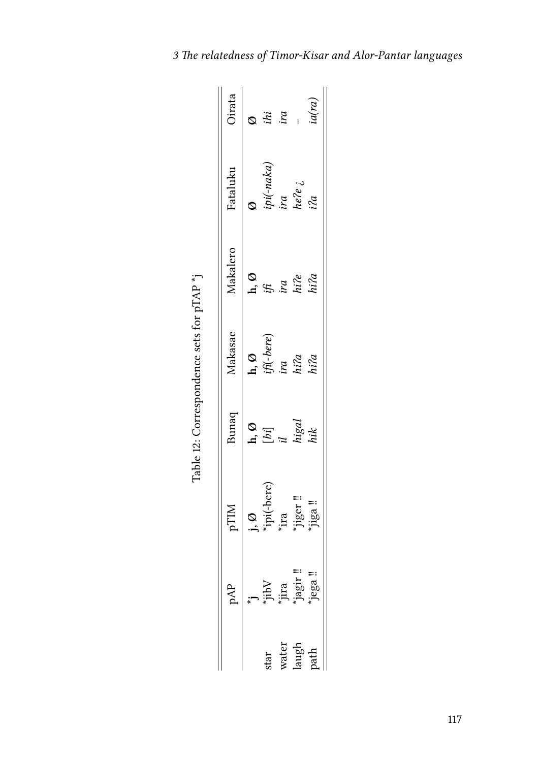Table 12: Correspondence sets for pTAP *j

| | pAP | pTIM | Bunaq | Makasae | Makalero | Fataluku | Oirata |
|---|---|---|---|---|---|---|---|
| | ***j** | **j**, **Ø** | **h**, **Ø** | **h**, **Ø** | **h**, **Ø** | **Ø** | **Ø** |
| star | *jibV | *ipi(-bere) | [*bi*] | *ifi(-bere)* | *ifi* | *ipi(-naka)* | *ihi* |
| water | *jira | *ira | *il* | *ira* | *ira* | *ira* | *ira* |
| laugh | *jagir ‼ | *jiger ‼ | *higal* | *hiʔa* | *hiʔe* | *heʔe* ¿ | – |
| path | *jega ‼ | *jiga ‼ | *hik* | *hiʔa* | *hiʔa* | *iʔa* | *ia(ra)* |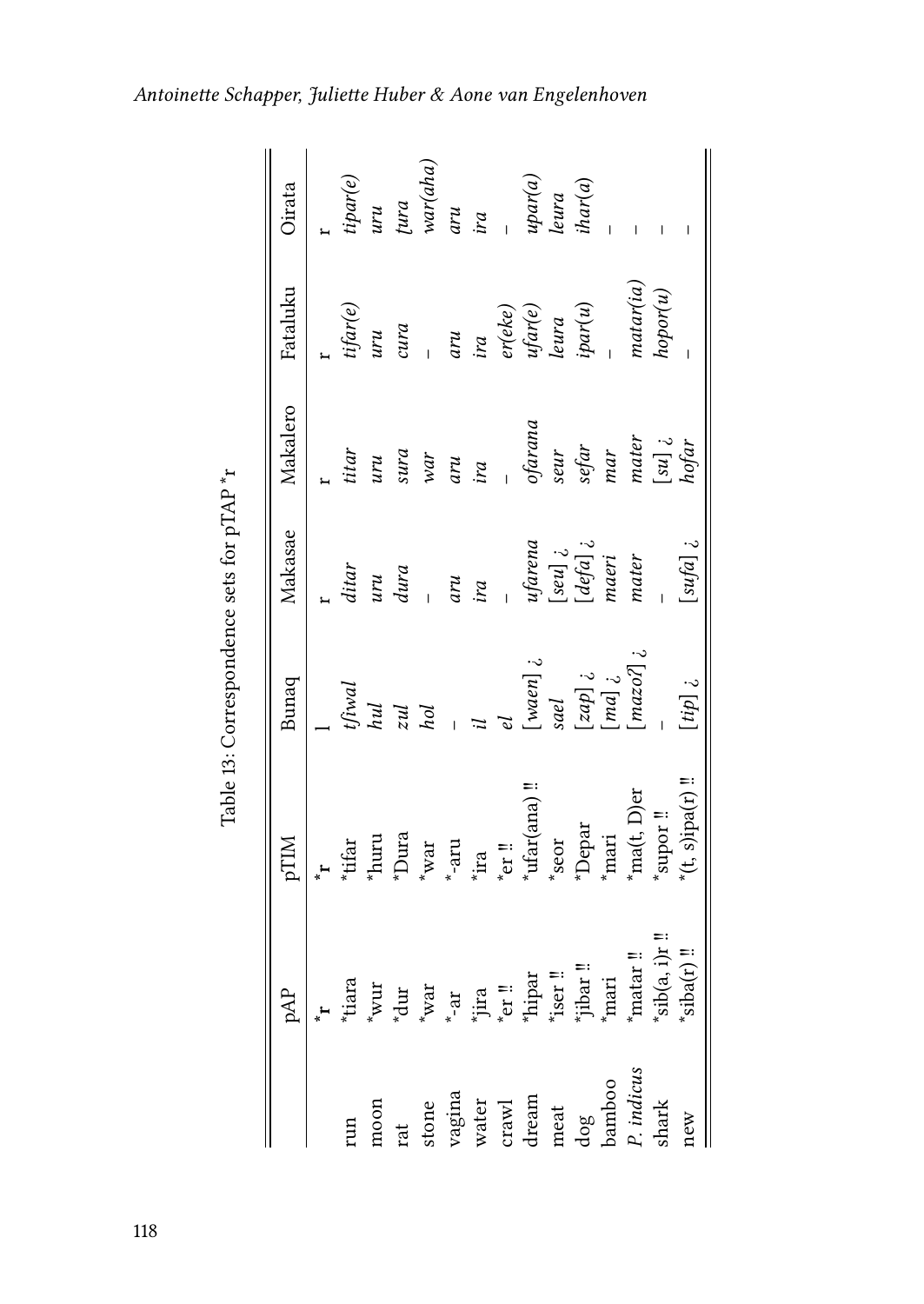Table 13: Correspondence sets for pTAP *r

| | pAP | pTIM | Bunaq | Makasae | Makalero | Fataluku | Oirata |
|---|---|---|---|---|---|---|---|
| | *r | *r | l | r | r | r | r |
| run | *tiara | *tifar | *tʃiwal* | *ditar* | *titar* | *tifar(e)* | *tipar(e)* |
| moon | *wur | *huru | *hul* | *uru* | *uru* | *uru* | *uru* |
| rat | *dur | *Dura | *zul* | *dura* | *sura* | *cura* | *ţura* |
| stone | *war | *war | *hol* | – | *war* | – | *war(aha)* |
| vagina | *-ar | *-aru | – | *aru* | *aru* | *aru* | *aru* |
| water | *jira | *ira | *il* | *ira* | *ira* | *ira* | *ira* |
| crawl | *er ‼ | *er ‼ | *el* | – | – | *er(eke)* | – |
| dream | *hipar | *ufar(ana) ‼ | [*waen*] ¿ | *ufarena* | *ofarana* | *ufar(e)* | *upar(a)* |
| meat | *iser ‼ | *seor | *sael* | [*seu*] ¿ | *seur* | *leura* | *leura* |
| dog | *jibar ‼ | *Depar | [*zap*] ¿ | [*defa*] ¿ | *sefar* | *ipar(u)* | *ihar(a)* |
| bamboo | *mari | *mari | [*ma*] ¿ | *maeri* | *mar* | – | – |
| *P. indicus* | *matar ‼ | *ma(t, D)er | [*mazoʔ*] ¿ | *mater* | *mater* | *matar(ia)* | – |
| shark | *sib(a, i)r ‼ | *supor ‼ | – | – | [*su*] ¿ | *hopor(u)* | – |
| new | *siba(r) ‼ | *(t, s)ipa(r) ‼ | [*tip*] ¿ | [*sufa*] ¿ | *hofar* | – | – |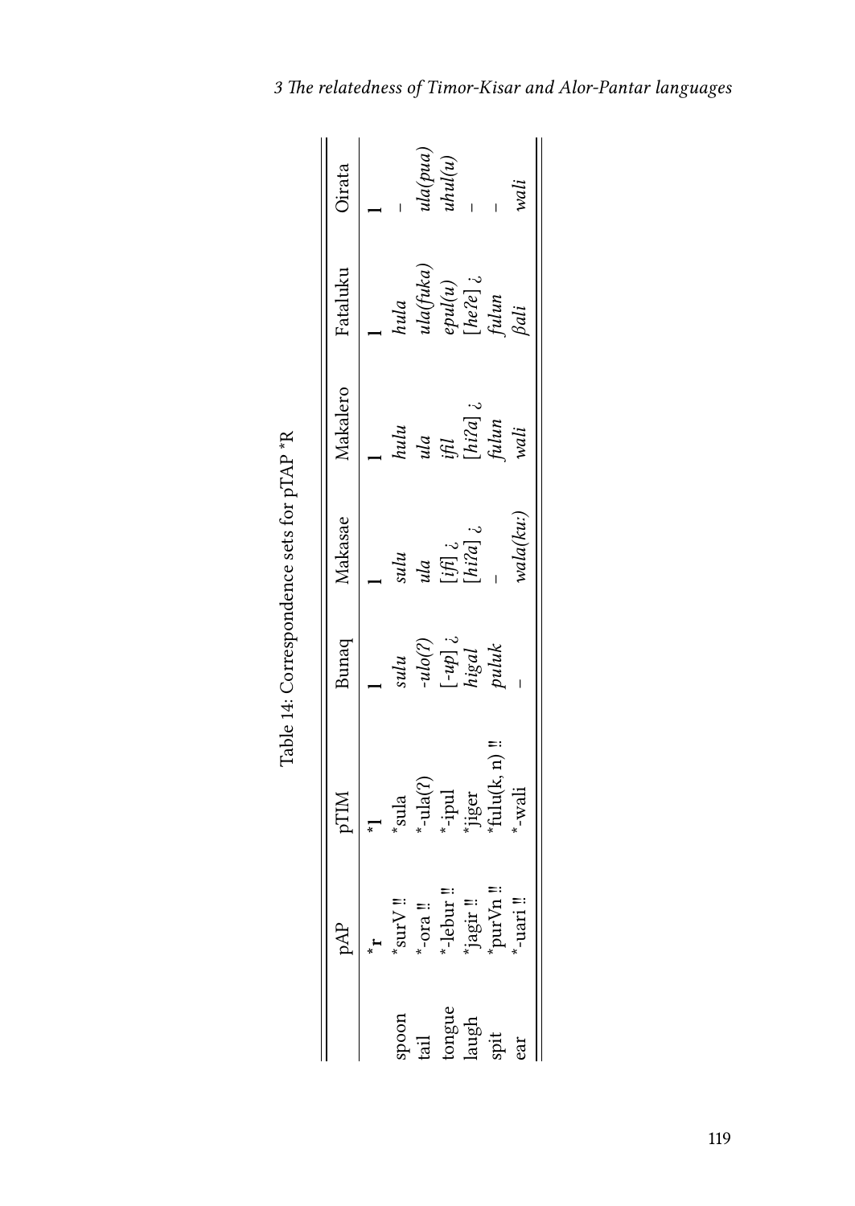Table 14: Correspondence sets for pTAP *R

| | pAP | pTIM | Bunaq | Makasae | Makalero | Fataluku | Oirata |
|---|---|---|---|---|---|---|---|
| | ***r** | ***l** | **l** | **l** | **l** | **l** | **l** |
| spoon | *surV ‼ | *sula | *sulu* | *sulu* | *hulu* | *hula* | – |
| tail | *-ora ‼ | *-ula(ʔ) | *-ulo(ʔ)* | *ula* | *ula* | *ula(fuka)* | *ula(pua)* |
| tongue | *-lebur ‼ | *-ipul | *[-up] ¿* | *[ifl] ¿* | *ifl* | *epul(u)* | *uhul(u)* |
| laugh | *jagir ‼ | *jiger | *higal* | *[hiʔa] ¿* | *[hiʔa] ¿* | *[heʔe] ¿* | – |
| spit | *purVn ‼ | *fulu(k, n) ‼ | *puluk* | – | *fulun* | *fulun* | – |
| ear | *-uari ‼ | *-wali | – | *wala(kuː)* | *wali* | *βali* | *wali* |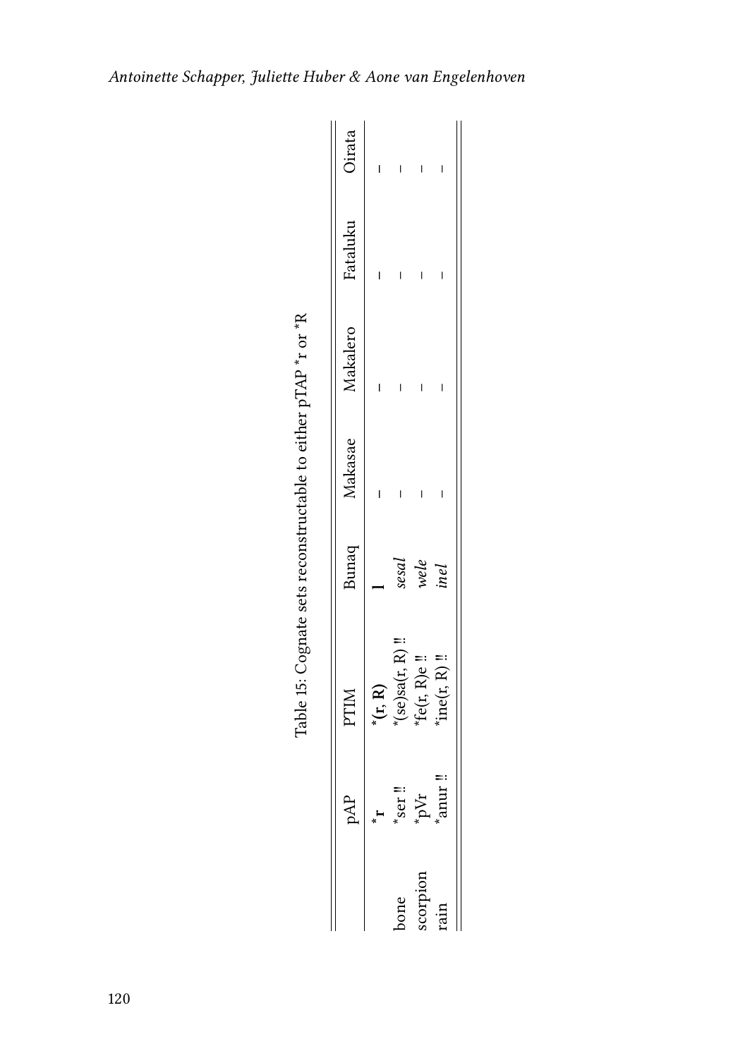Table 15: Cognate sets reconstructable to either pTAP *r or *R

| | pAP | PTIM | Bunaq | Makasae | Makalero | Fataluku | Oirata |
|---|---|---|---|---|---|---|---|
| | ***r** | ***(r, R)** | **l** | – | – | – | – |
| bone | *ser ‼ | *(se)sa(r, R) ‼ | *sesal* | – | – | – | – |
| scorpion | *pVr | *fe(r, R)e ‼ | *wele* | – | – | – | – |
| rain | *anur ‼ | *ine(r, R) ‼ | *inel* | – | – | – | – |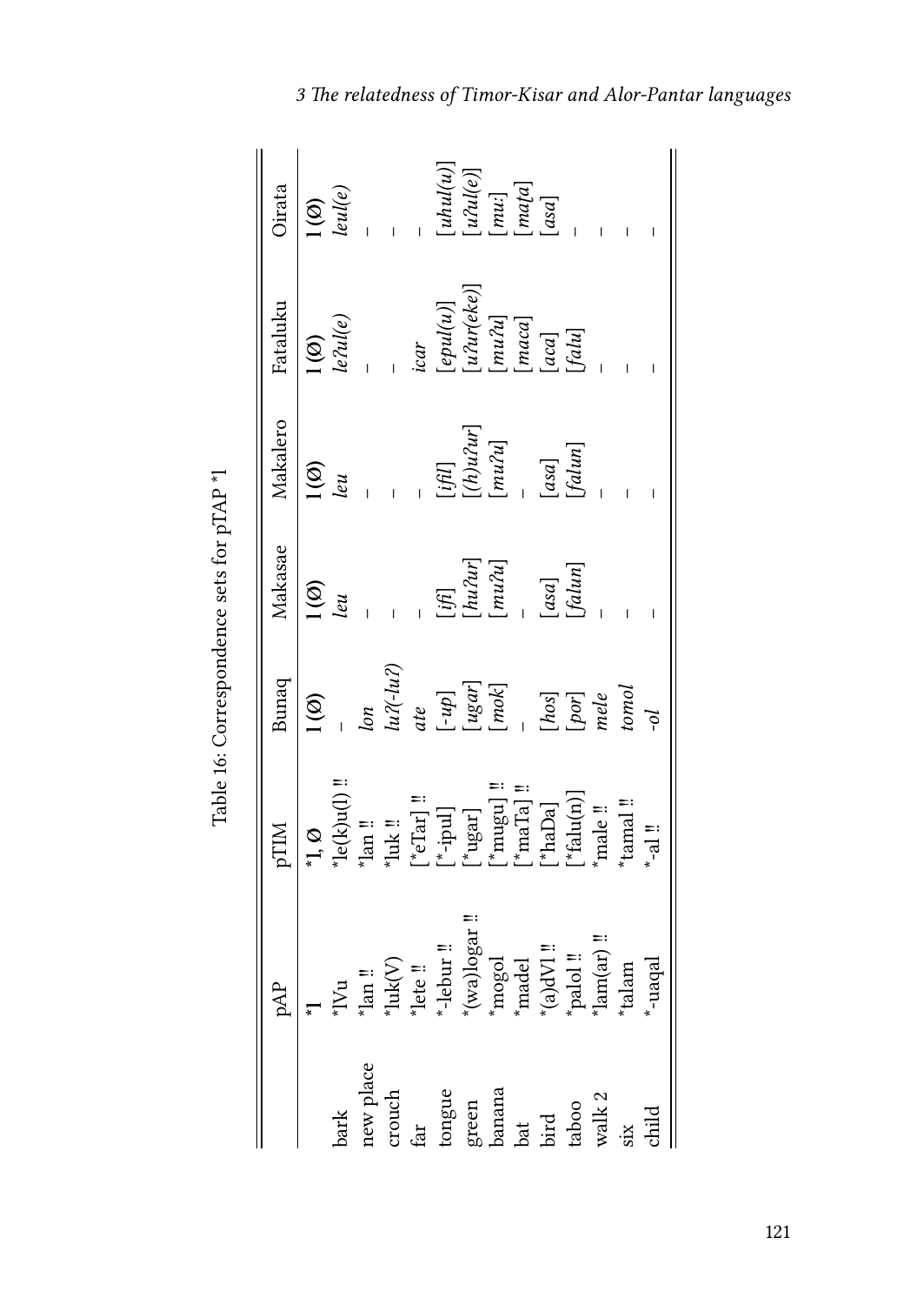Table 16: Correspondence sets for pTAP *l

| | pAP | pTIM | Bunaq | Makasae | Makalero | Fataluku | Oirata |
|---|---|---|---|---|---|---|---|
| | *l | *l, Ø | l (Ø) | l (Ø) | l (Ø) | l (Ø) | l (Ø) |
| bark | *lVu | *le(k)u(l) ‼ | – | *leu* | *leu* | *leʔul(e)* | *leul(e)* |
| new place | *lan ‼ | *lan ‼ | *lon* | – | – | – | – |
| crouch | *luk(V) | *luk ‼ | *luʔ(-luʔ)* | – | – | – | – |
| far | *lete ‼ | [*eTar] ‼ | *ate* | – | – | *icar* | – |
| tongue | *-lebur ‼ | [*-ipul] | [*-up*] | [*ifi*] | [*ifil*] | [*epul(u)*] | [*uhul(u)*] |
| green | *(wa)logar ‼ | [*ugar] | [*ugar*] | [*huʔur*] | [*(h)uʔur*] | [*uʔur(eke)*] | [*uʔul(e)*] |
| banana | *mogol | [*mugu] ‼ | [*mok*] | [*muʔu*] | [*muʔu*] | [*muʔu*] | [*muː*] |
| bat | *madel | [*maTa] ‼ | – | – | – | [*maca*] | [*maṭa*] |
| bird | *(a)dVl ‼ | [*haDa] | [*hos*] | [*asa*] | [*asa*] | [*aca*] | [*asa*] |
| taboo | *palol ‼ | [*falu(n)] | [*por*] | [*falun*] | [*falun*] | [*falu*] | – |
| walk 2 | *lam(ar) ‼ | *male ‼ | *mele* | – | – | – | – |
| six | *talam | *tamal ‼ | *tomol* | – | – | – | – |
| child | *-uaqal | *-al ‼ | *-ol* | – | – | – | – |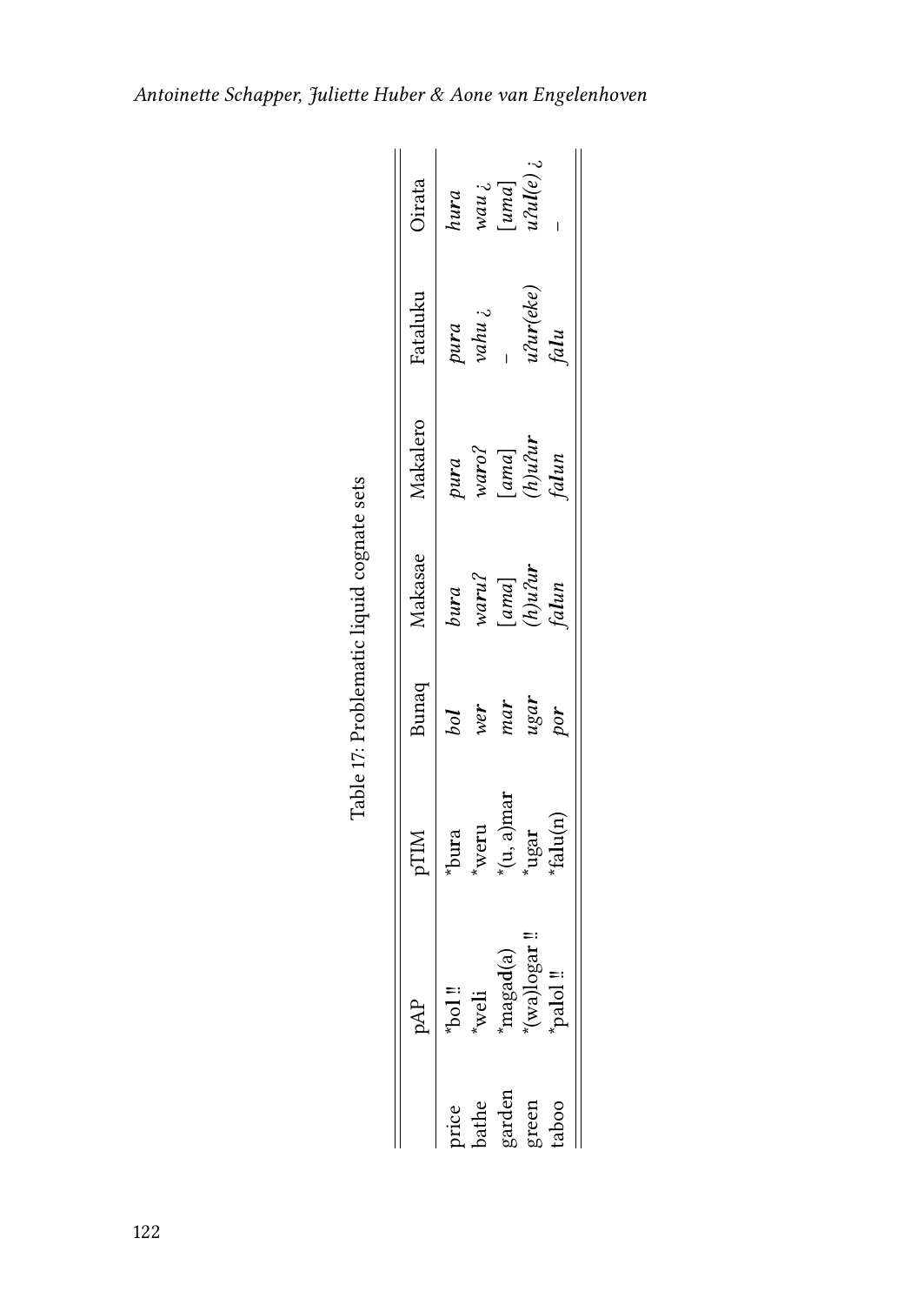Table 17: Problematic liquid cognate sets

| | pAP | pTIM | Bunaq | Makasae | Makalero | Fataluku | Oirata |
|---|---|---|---|---|---|---|---|
| price | *bol ‼ | *bura | *bo**l*** | *bu**r**a* | *pu**r**a* | *pu**r**a* | *hu**r**a* |
| bathe | *weli | *weru | *we**r*** | *wa**r**uʔ* | *wa**r**oʔ* | *vahu* ¿ | *wau* ¿ |
| garden | *magad(a) | *(u, a)mar | *ma**r*** | [*ama*] | [*ama*] | – | [*uma*] |
| green | *(wa)logar ‼ | *ugar | *uga**r*** | *(h)uʔu**r*** | *(h)uʔu**r*** | *uʔu**r**(eke)* | *uʔu**l**(e)* ¿ |
| taboo | *palol ‼ | *falu(n) | *po**r*** | *fa**l**un* | *fa**l**un* | *fa**l**u* | – |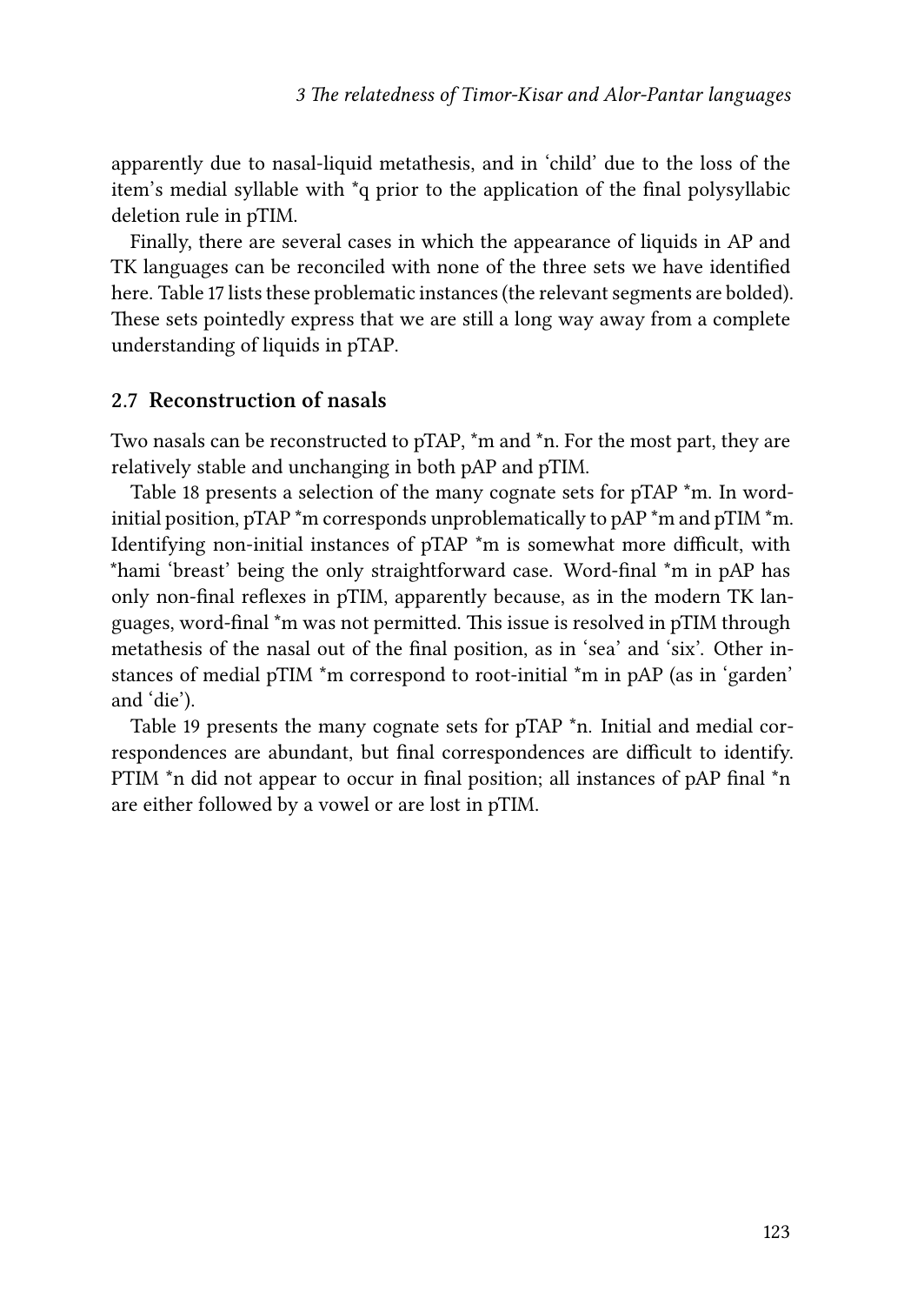apparently due to nasal-liquid metathesis, and in 'child' due to the loss of the item's medial syllable with *q prior to the application of the final polysyllabic deletion rule in pTIM.

Finally, there are several cases in which the appearance of liquids in AP and TK languages can be reconciled with none of the three sets we have identified here. Table 17 lists these problematic instances (the relevant segments are bolded). These sets pointedly express that we are still a long way away from a complete understanding of liquids in pTAP.

## 2.7 Reconstruction of nasals

Two nasals can be reconstructed to pTAP, *m and *n. For the most part, they are relatively stable and unchanging in both pAP and pTIM.

Table 18 presents a selection of the many cognate sets for pTAP *m. In word-initial position, pTAP *m corresponds unproblematically to pAP *m and pTIM *m. Identifying non-initial instances of pTAP *m is somewhat more difficult, with *hami 'breast' being the only straightforward case. Word-final *m in pAP has only non-final reflexes in pTIM, apparently because, as in the modern TK languages, word-final *m was not permitted. This issue is resolved in pTIM through metathesis of the nasal out of the final position, as in 'sea' and 'six'. Other instances of medial pTIM *m correspond to root-initial *m in pAP (as in 'garden' and 'die').

Table 19 presents the many cognate sets for pTAP *n. Initial and medial correspondences are abundant, but final correspondences are difficult to identify. PTIM *n did not appear to occur in final position; all instances of pAP final *n are either followed by a vowel or are lost in pTIM.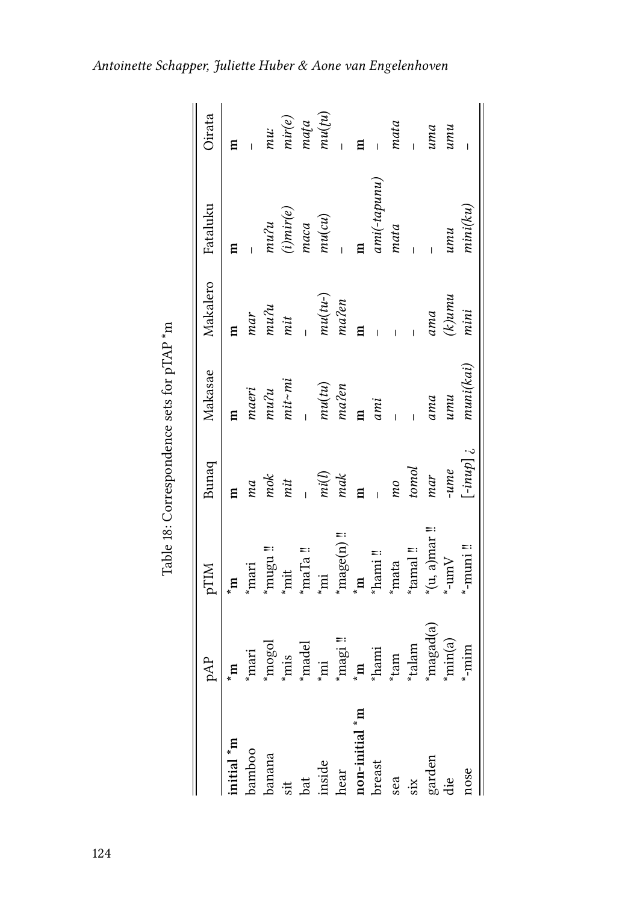Table 18: Correspondence sets for pTAP *m

| | pAP | pTIM | Bunaq | Makasae | Makalero | Fataluku | Oirata |
|---|---|---|---|---|---|---|---|
| **initial *m** | *m | *m | m | m | m | m | m |
| bamboo | *mari | *mari | *ma* | *maeri* | *mar* | – | – |
| banana | *mogol | *mugu ‼ | *mok* | *muʔu* | *muʔu* | *muʔu* | *muː* |
| sit | *mis | *mit | *mit* | *mit~mi* | *mit* | *(i)mir(e)* | *mir(e)* |
| bat | *madel | *maTa ‼ | – | – | – | *maca* | *maṭa* |
| inside | *mi | *mi | *mi(l)* | *mu(tu)* | *mu(tu-)* | *mu(cu)* | *mu(tu)* |
| hear | *magi ‼ | *mage(n) ‼ | *mak* | *maʔen* | *maʔen* | – | – |
| **non-initial *m** | *m | *m | m | m | m | m | m |
| breast | *hami | *hami ‼ | – | *ami* | – | *ami(-tapunu)* | – |
| sea | *tam | *mata | *mo* | – | – | *mata* | *mata* |
| six | *talam | *tamal ‼ | *tomol* | – | – | – | – |
| garden | *magad(a) | *(u, a)mar ‼ | *mar* | *ama* | *ama* | – | *uma* |
| die | *min(a) | *-umV | *-ume* | *umu* | *(k)umu* | *umu* | *umu* |
| nose | *-mim | *-muni ‼ | [*-inup*] ¿ | *muni(kai)* | *mini* | *mini(ku)* | – |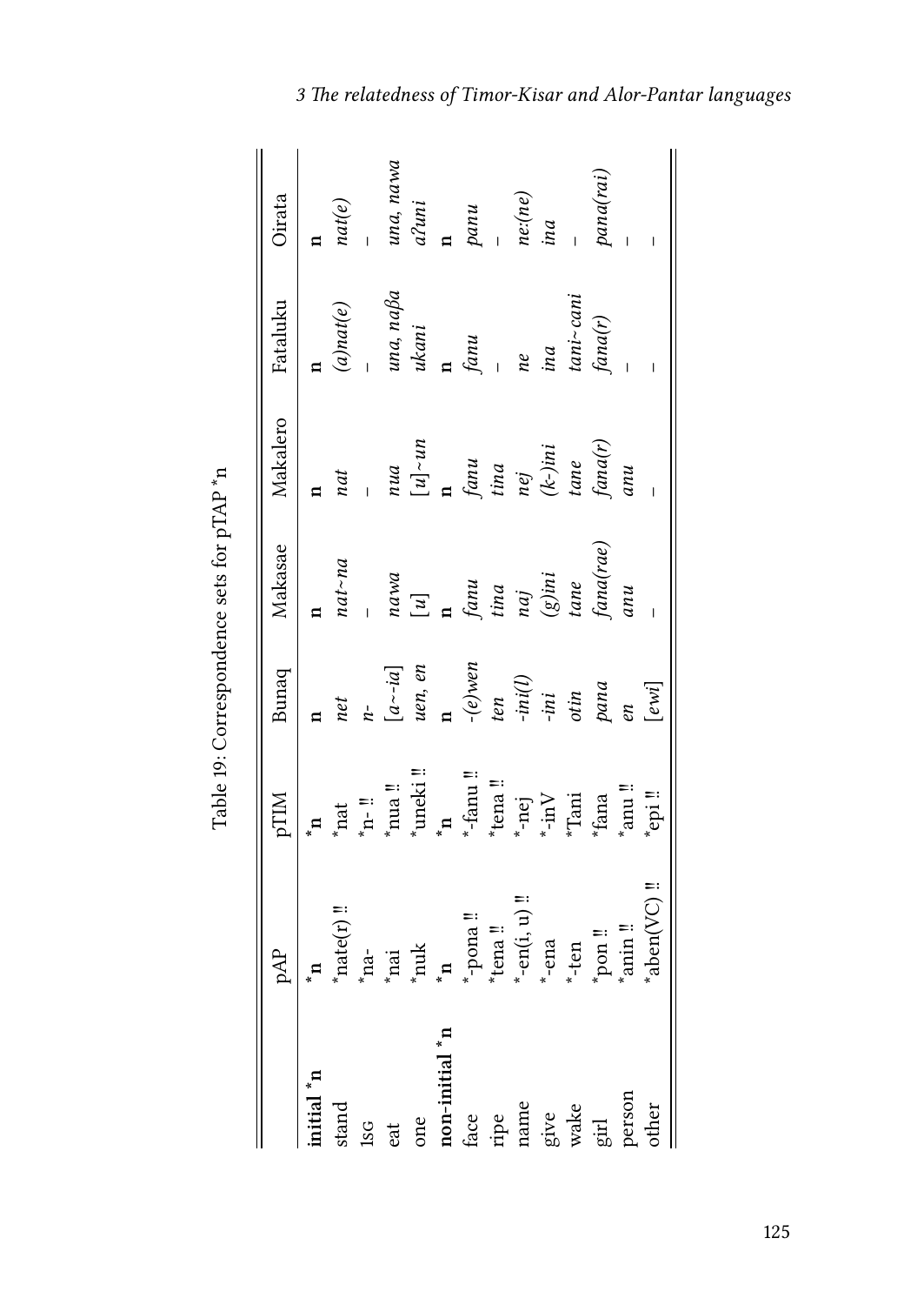Table 19: Correspondence sets for pTAP *n

| | pAP | pTIM | Bunaq | Makasae | Makalero | Fataluku | Oirata |
|---|---|---|---|---|---|---|---|
| **initial *n** | ***n** | ***n** | **n** | **n** | **n** | **n** | **n** |
| stand | *nate(r) ‼ | *nat | *net* | *nat~na* | *nat* | *(a)nat(e)* | *nat(e)* |
| 1SG | *na- | *n- ‼ | *n-* | – | – | – | – |
| eat | *nai | *nua ‼ | *[a~-ia]* | *nawa* | *nua* | *una, naβa* | *una, nawa* |
| one | *nuk | *uneki ‼ | *uen, en* | *[u]* | *[u]~un* | *ukani* | *aʔuni* |
| **non-initial *n** | ***n** | ***n** | **n** | **n** | **n** | **n** | **n** |
| face | *-pona ‼ | *-fanu ‼ | *-(e)wen* | *fanu* | *fanu* | *fanu* | *panu* |
| ripe | *tena ‼ | *tena ‼ | *ten* | *tina* | *tina* | – | – |
| name | *-en(i, u) ‼ | *-nej | *-ini(l)* | *naj* | *nej* | *ne* | *ne:(ne)* |
| give | *-ena | *-inV | *-ini* | *(g)ini* | *(k-)ini* | *ina* | *ina* |
| wake | *-ten | *Tani | *otin* | *tane* | *tane* | *tani~cani* | – |
| girl | *pon ‼ | *fana | *pana* | *fana(rae)* | *fana(r)* | *fana(r)* | *pana(rai)* |
| person | *anin ‼ | *anu ‼ | *en* | *anu* | *anu* | – | – |
| other | *aben(VC) ‼ | *epi ‼ | *[ewi]* | – | – | – | – |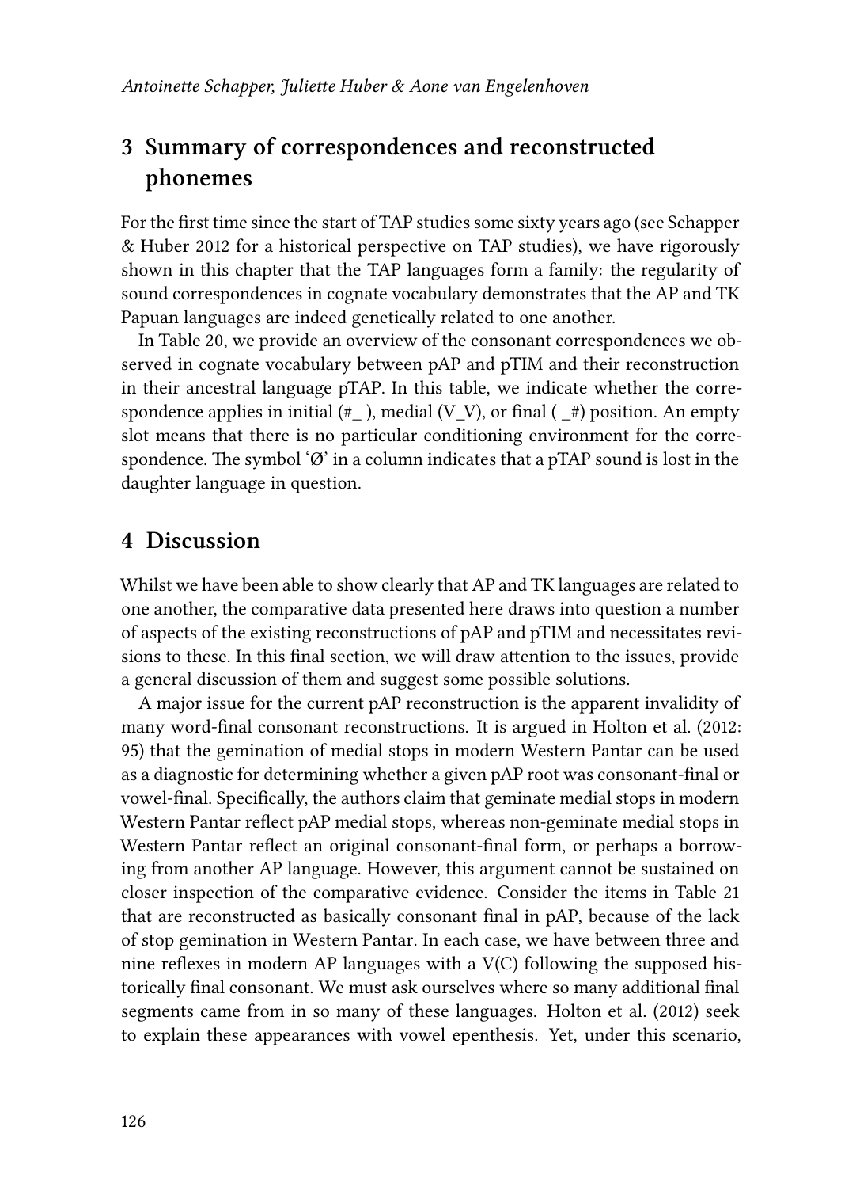## 3 Summary of correspondences and reconstructed phonemes

For the first time since the start of TAP studies some sixty years ago (see Schapper & Huber 2012 for a historical perspective on TAP studies), we have rigorously shown in this chapter that the TAP languages form a family: the regularity of sound correspondences in cognate vocabulary demonstrates that the AP and TK Papuan languages are indeed genetically related to one another.

In Table 20, we provide an overview of the consonant correspondences we observed in cognate vocabulary between pAP and pTIM and their reconstruction in their ancestral language pTAP. In this table, we indicate whether the correspondence applies in initial (#_ ), medial (V_V), or final ( _#) position. An empty slot means that there is no particular conditioning environment for the correspondence. The symbol 'Ø' in a column indicates that a pTAP sound is lost in the daughter language in question.

## 4 Discussion

Whilst we have been able to show clearly that AP and TK languages are related to one another, the comparative data presented here draws into question a number of aspects of the existing reconstructions of pAP and pTIM and necessitates revisions to these. In this final section, we will draw attention to the issues, provide a general discussion of them and suggest some possible solutions.

A major issue for the current pAP reconstruction is the apparent invalidity of many word-final consonant reconstructions. It is argued in Holton et al. (2012: 95) that the gemination of medial stops in modern Western Pantar can be used as a diagnostic for determining whether a given pAP root was consonant-final or vowel-final. Specifically, the authors claim that geminate medial stops in modern Western Pantar reflect pAP medial stops, whereas non-geminate medial stops in Western Pantar reflect an original consonant-final form, or perhaps a borrowing from another AP language. However, this argument cannot be sustained on closer inspection of the comparative evidence. Consider the items in Table 21 that are reconstructed as basically consonant final in pAP, because of the lack of stop gemination in Western Pantar. In each case, we have between three and nine reflexes in modern AP languages with a V(C) following the supposed historically final consonant. We must ask ourselves where so many additional final segments came from in so many of these languages. Holton et al. (2012) seek to explain these appearances with vowel epenthesis. Yet, under this scenario,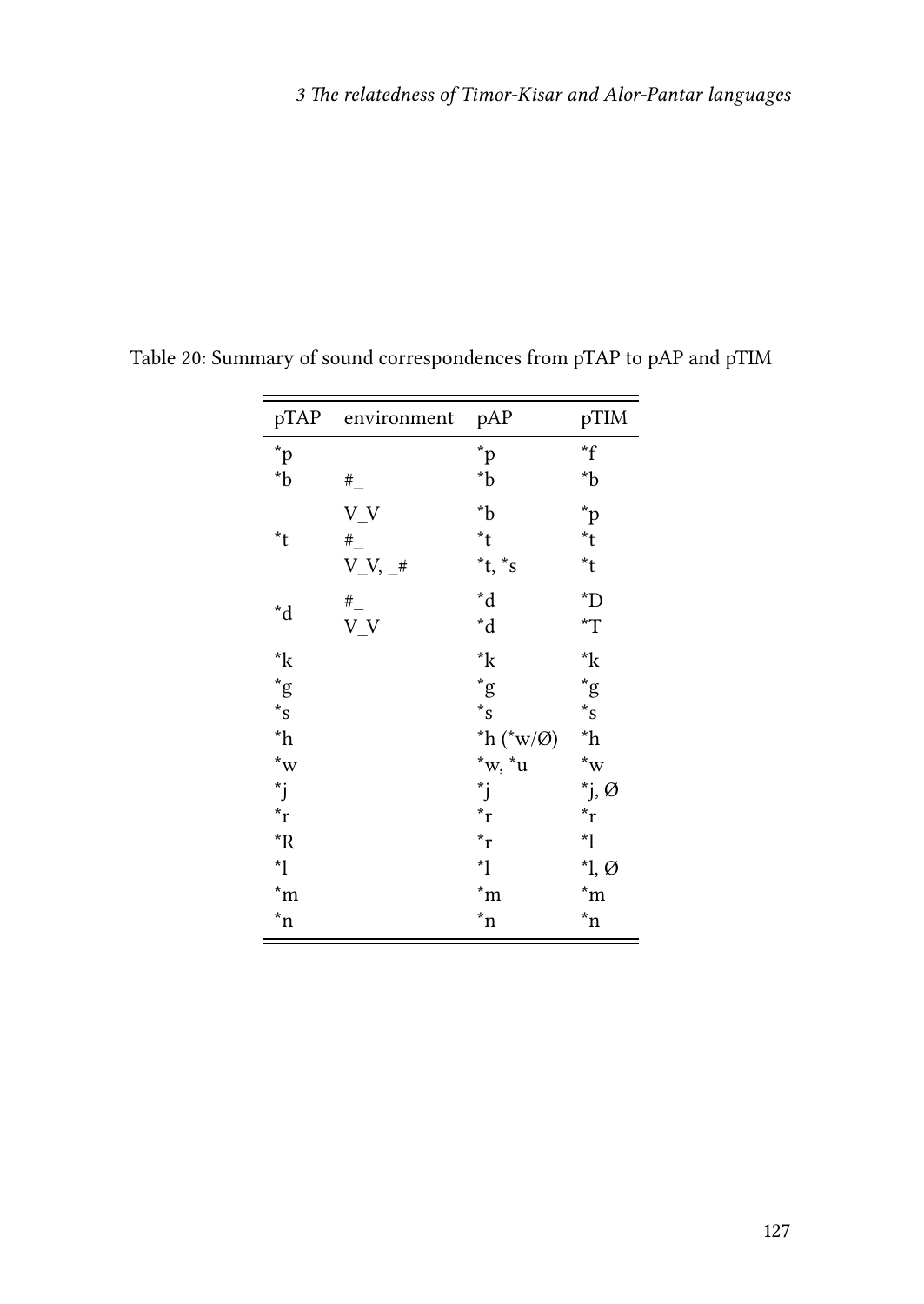Table 20: Summary of sound correspondences from pTAP to pAP and pTIM

| pTAP | environment | pAP | pTIM |
|---|---|---|---|
| *p | | *p | *f |
| *b | #_ | *b | *b |
| | V_V | *b | *p |
| *t | #_ | *t | *t |
| | V_V, _# | *t, *s | *t |
| *d | #_ | *d | *D |
| | V_V | *d | *T |
| *k | | *k | *k |
| *g | | *g | *g |
| *s | | *s | *s |
| *h | | *h (*w/Ø) | *h |
| *w | | *w, *u | *w |
| *j | | *j | *j, Ø |
| *r | | *r | *r |
| *R | | *r | *l |
| *l | | *l | *l, Ø |
| *m | | *m | *m |
| *n | | *n | *n |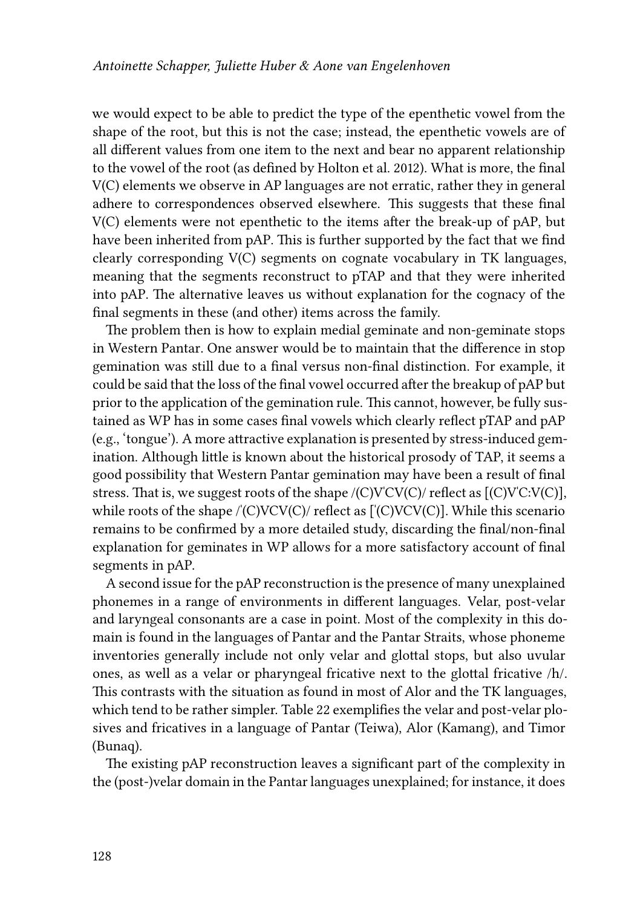we would expect to be able to predict the type of the epenthetic vowel from the shape of the root, but this is not the case; instead, the epenthetic vowels are of all different values from one item to the next and bear no apparent relationship to the vowel of the root (as defined by Holton et al. 2012). What is more, the final V(C) elements we observe in AP languages are not erratic, rather they in general adhere to correspondences observed elsewhere. This suggests that these final V(C) elements were not epenthetic to the items after the break-up of pAP, but have been inherited from pAP. This is further supported by the fact that we find clearly corresponding V(C) segments on cognate vocabulary in TK languages, meaning that the segments reconstruct to pTAP and that they were inherited into pAP. The alternative leaves us without explanation for the cognacy of the final segments in these (and other) items across the family.

The problem then is how to explain medial geminate and non-geminate stops in Western Pantar. One answer would be to maintain that the difference in stop gemination was still due to a final versus non-final distinction. For example, it could be said that the loss of the final vowel occurred after the breakup of pAP but prior to the application of the gemination rule. This cannot, however, be fully sustained as WP has in some cases final vowels which clearly reflect pTAP and pAP (e.g., 'tongue'). A more attractive explanation is presented by stress-induced gemination. Although little is known about the historical prosody of TAP, it seems a good possibility that Western Pantar gemination may have been a result of final stress. That is, we suggest roots of the shape /(C)VˈCV(C)/ reflect as [(C)VˈC:V(C)], while roots of the shape /ˈ(C)VCV(C)/ reflect as [ˈ(C)VCV(C)]. While this scenario remains to be confirmed by a more detailed study, discarding the final/non-final explanation for geminates in WP allows for a more satisfactory account of final segments in pAP.

A second issue for the pAP reconstruction is the presence of many unexplained phonemes in a range of environments in different languages. Velar, post-velar and laryngeal consonants are a case in point. Most of the complexity in this domain is found in the languages of Pantar and the Pantar Straits, whose phoneme inventories generally include not only velar and glottal stops, but also uvular ones, as well as a velar or pharyngeal fricative next to the glottal fricative /h/. This contrasts with the situation as found in most of Alor and the TK languages, which tend to be rather simpler. Table 22 exemplifies the velar and post-velar plosives and fricatives in a language of Pantar (Teiwa), Alor (Kamang), and Timor (Bunaq).

The existing pAP reconstruction leaves a significant part of the complexity in the (post-)velar domain in the Pantar languages unexplained; for instance, it does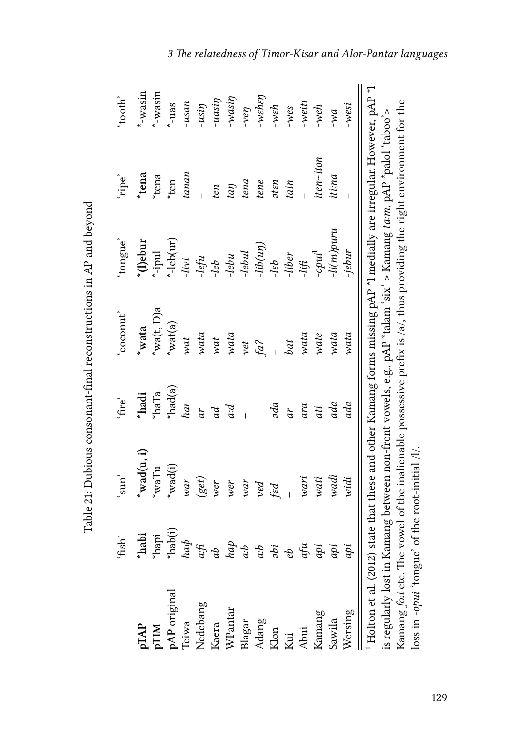Table 21: Dubious consonant-final reconstructions in AP and beyond

|  | 'fish' | 'sun' | 'fire' | 'coconut' | 'tongue' | 'ripe' | 'tooth' |
|---|---|---|---|---|---|---|---|
| **pTAP** | ***habi** | ***wad(u, i)** | ***hadi** | ***wata** | ***(l)ebur** | ***tena** | *-wasin |
| **pTIM** | *hapi | *waTu | *haTa | *wa(t, D)a | *-ipul | *tena | *-wasin |
| **pAP** original | *hab(i) | *wad(i) | *had(a) | *wat(a) | *-leb(ur) | *ten | *-uas |
| Teiwa | *ħaɸ* | *war* | *ħar* | *wat* | *-livi* | *tanan* | *-usan* |
| Nedebang | *aːfi* | *(get)* | *ar* | *wata* | *-lefu* | – | *-usiŋ* |
| Kaera | *ab* | *wer* | *ad* | *wat* | *-leb* | *ten* | *-uasiŋ* |
| WPantar | *hap* | *wer* | *aːd* | *wata* | *-lebu* | *taŋ* | *-wasiŋ* |
| Blagar | *aːb* | *war* | – | *vet* | *-lebul* | *tena* | *-veŋ* |
| Adang | *aːb* | *ved* |  | *faʔ* | *-lib(uŋ)* | *tene* | *-wɛhɛŋ* |
| Klon | *əbi* | *fɛd* | *əda* | – | *-lɛb* | *əten* | *-wɛh* |
| Kui | *eb* | – | *ar* | *bat* | *-liber* | *tain* | *-wes* |
| Abui | *afu* | *wari* | *ara* | *wata* | *-lifi* | – | *-weiti* |
| Kamang | *api* | *wati* | *ati* | *wate* | *-opui*[1] | *iten~iton* | *-weh* |
| Sawila | *api* | *wadi* | *ada* | *wata* | *-li(m)puru* | *itiːna* | *-wa* |
| Wersing | *api* | *widi* | *ada* | *wata* | *-jebur* | – | *-wesi* |

[1] Holton et al. (2012) state that these and other Kamang forms missing pAP *l medially are irregular. However, pAP *l is regularly lost in Kamang between non-front vowels, e.g., pAP *talam 'six' > Kamang *taːm*, pAP *palol 'taboo'> Kamang *foːi* etc. The vowel of the inalienable possessive prefix is /a/, thus providing the right environment for the loss in *-opui* 'tongue' of the root-initial /l/.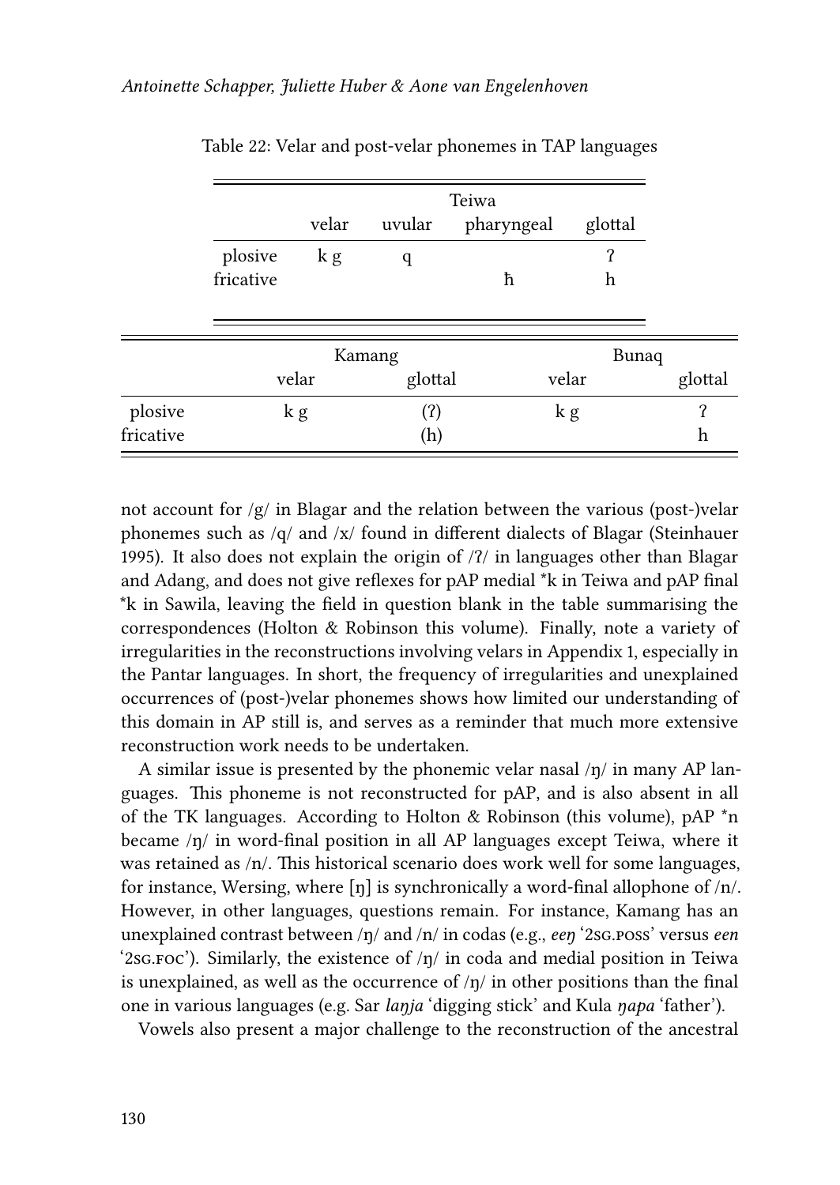Table 22: Velar and post-velar phonemes in TAP languages

| | Teiwa | | | |
|---|---|---|---|---|
| | velar | uvular | pharyngeal | glottal |
| plosive | k g | q | | ʔ |
| fricative | | | ħ | h |

| | Kamang | | Bunaq | |
|---|---|---|---|---|
| | velar | glottal | velar | glottal |
| plosive | k g | (ʔ) | k g | ʔ |
| fricative | | (h) | | h |

not account for /g/ in Blagar and the relation between the various (post-)velar phonemes such as /q/ and /x/ found in different dialects of Blagar (Steinhauer 1995). It also does not explain the origin of /ʔ/ in languages other than Blagar and Adang, and does not give reflexes for pAP medial *k in Teiwa and pAP final *k in Sawila, leaving the field in question blank in the table summarising the correspondences (Holton & Robinson this volume). Finally, note a variety of irregularities in the reconstructions involving velars in Appendix 1, especially in the Pantar languages. In short, the frequency of irregularities and unexplained occurrences of (post-)velar phonemes shows how limited our understanding of this domain in AP still is, and serves as a reminder that much more extensive reconstruction work needs to be undertaken.

A similar issue is presented by the phonemic velar nasal /ŋ/ in many AP languages. This phoneme is not reconstructed for pAP, and is also absent in all of the TK languages. According to Holton & Robinson (this volume), pAP *n became /ŋ/ in word-final position in all AP languages except Teiwa, where it was retained as /n/. This historical scenario does work well for some languages, for instance, Wersing, where [ŋ] is synchronically a word-final allophone of /n/. However, in other languages, questions remain. For instance, Kamang has an unexplained contrast between /ŋ/ and /n/ in codas (e.g., *eeŋ* '2sg.poss' versus *een* '2sg.foc'). Similarly, the existence of /ŋ/ in coda and medial position in Teiwa is unexplained, as well as the occurrence of /ŋ/ in other positions than the final one in various languages (e.g. Sar *laŋja* 'digging stick' and Kula *ŋapa* 'father').

Vowels also present a major challenge to the reconstruction of the ancestral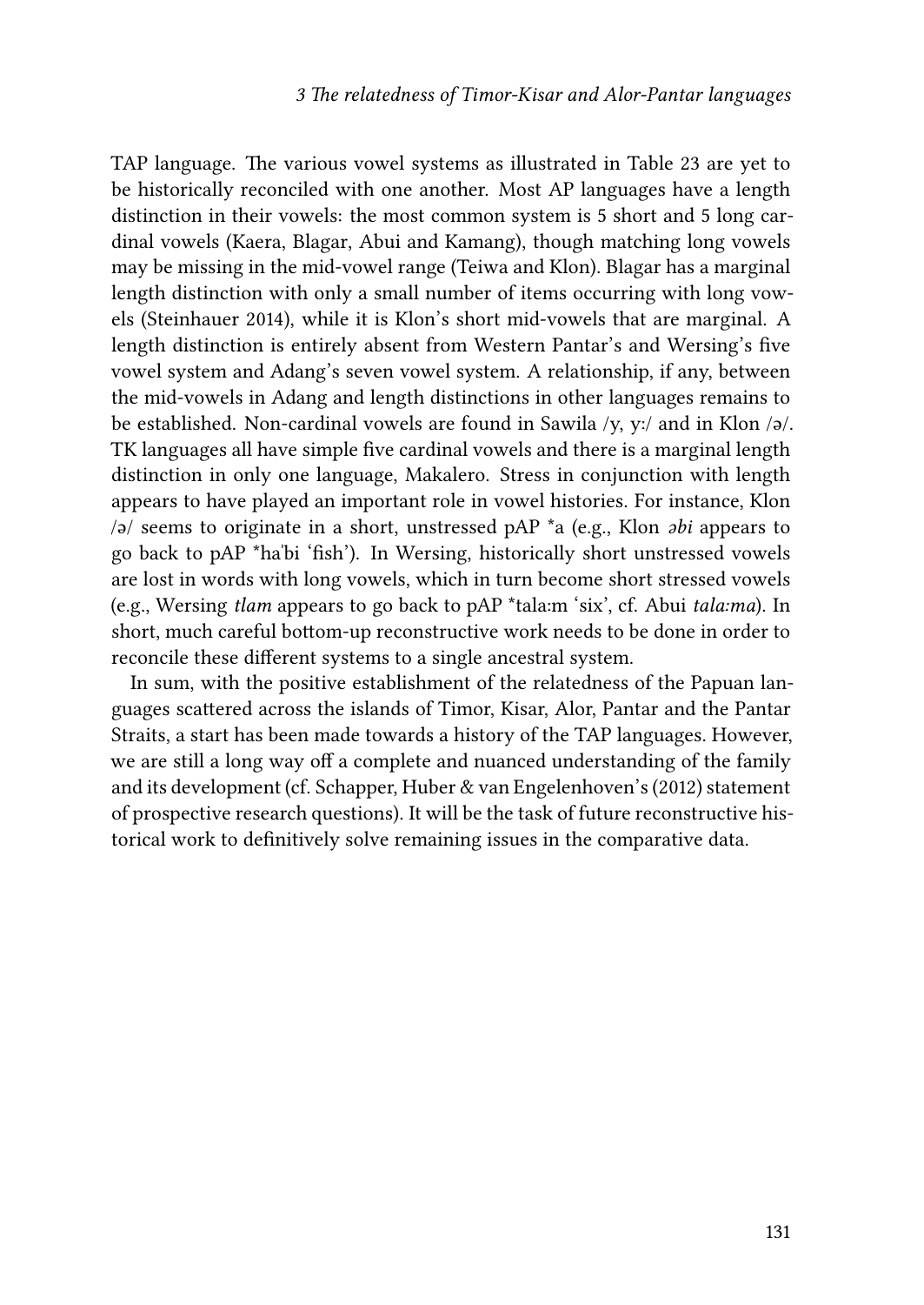TAP language. The various vowel systems as illustrated in Table 23 are yet to be historically reconciled with one another. Most AP languages have a length distinction in their vowels: the most common system is 5 short and 5 long cardinal vowels (Kaera, Blagar, Abui and Kamang), though matching long vowels may be missing in the mid-vowel range (Teiwa and Klon). Blagar has a marginal length distinction with only a small number of items occurring with long vowels (Steinhauer 2014), while it is Klon's short mid-vowels that are marginal. A length distinction is entirely absent from Western Pantar's and Wersing's five vowel system and Adang's seven vowel system. A relationship, if any, between the mid-vowels in Adang and length distinctions in other languages remains to be established. Non-cardinal vowels are found in Sawila /y, y:/ and in Klon /ə/. TK languages all have simple five cardinal vowels and there is a marginal length distinction in only one language, Makalero. Stress in conjunction with length appears to have played an important role in vowel histories. For instance, Klon /ə/ seems to originate in a short, unstressed pAP *a (e.g., Klon *əbi* appears to go back to pAP *haˈbi 'fish'). In Wersing, historically short unstressed vowels are lost in words with long vowels, which in turn become short stressed vowels (e.g., Wersing *tlam* appears to go back to pAP *tala:m 'six', cf. Abui *tala:ma*). In short, much careful bottom-up reconstructive work needs to be done in order to reconcile these different systems to a single ancestral system.

In sum, with the positive establishment of the relatedness of the Papuan languages scattered across the islands of Timor, Kisar, Alor, Pantar and the Pantar Straits, a start has been made towards a history of the TAP languages. However, we are still a long way off a complete and nuanced understanding of the family and its development (cf. Schapper, Huber & van Engelenhoven's (2012) statement of prospective research questions). It will be the task of future reconstructive historical work to definitively solve remaining issues in the comparative data.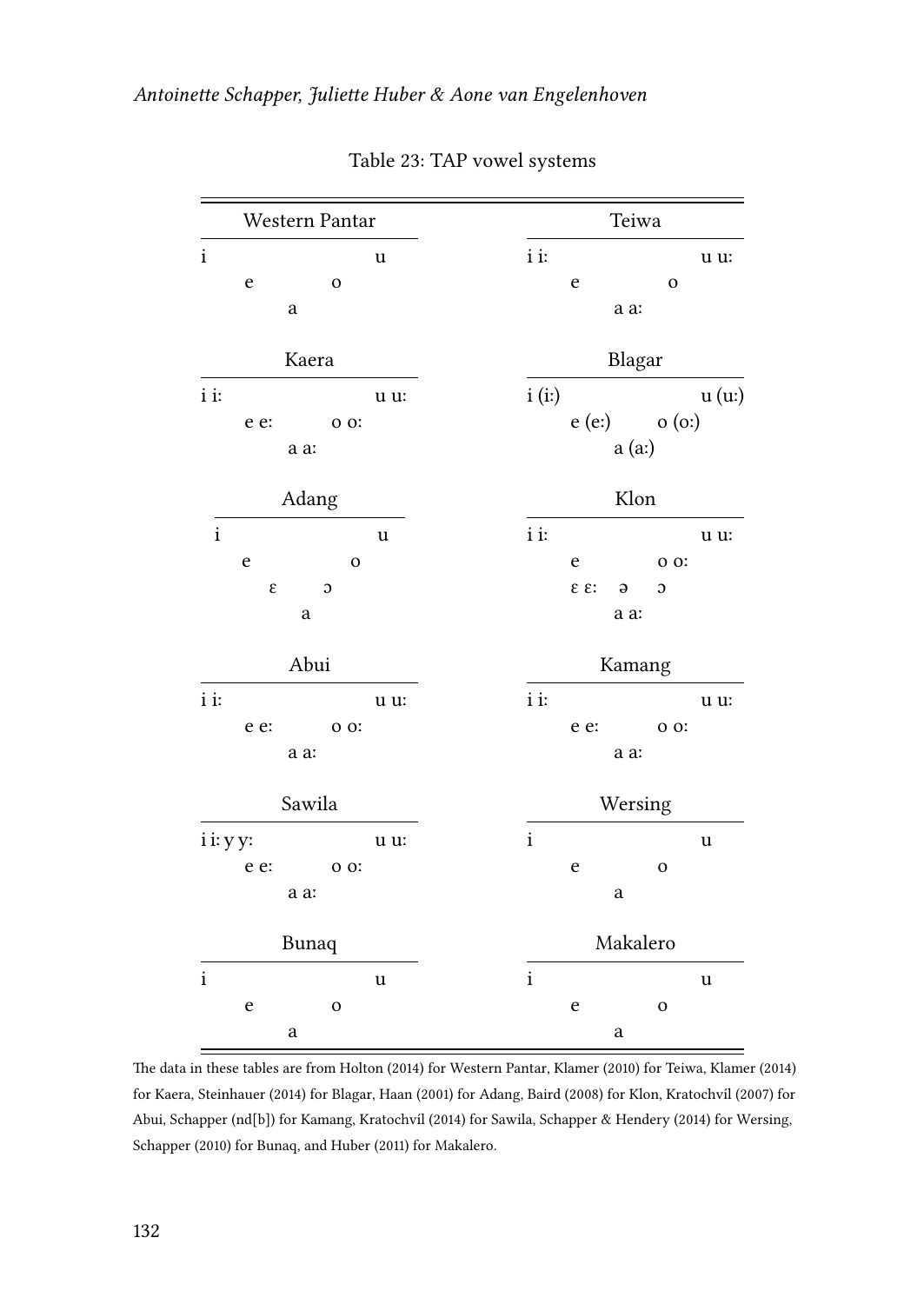Table 23: TAP vowel systems

| Western Pantar | | | Teiwa | | |
|---|---|---|---|---|---|
| i | | u | i iː | | u uː |
| e | | o | e | | o |
| | a | | | a aː | |

| Kaera | | | Blagar | | |
|---|---|---|---|---|---|
| i iː | | u uː | i (iː) | | u (uː) |
| e eː | | o oː | e (eː) | | o (oː) |
| | a aː | | | a (aː) | |

| Adang | | | Klon | | |
|---|---|---|---|---|---|
| i | | u | i iː | | u uː |
| e | | o | e | | o oː |
| ɛ | | ɔ | ɛ ɛː | ə | ɔ |
| | a | | | a aː | |

| Abui | | | Kamang | | |
|---|---|---|---|---|---|
| i iː | | u uː | i iː | | u uː |
| e eː | | o oː | e eː | | o oː |
| | a aː | | | a aː | |

| Sawila | | | Wersing | | |
|---|---|---|---|---|---|
| i iː y yː | | u uː | i | | u |
| e eː | | o oː | e | | o |
| | a aː | | | a | |

| Bunaq | | | Makalero | | |
|---|---|---|---|---|---|
| i | | u | i | | u |
| e | | o | e | | o |
| | a | | | a | |

The data in these tables are from Holton (2014) for Western Pantar, Klamer (2010) for Teiwa, Klamer (2014) for Kaera, Steinhauer (2014) for Blagar, Haan (2001) for Adang, Baird (2008) for Klon, Kratochvíl (2007) for Abui, Schapper (nd[b]) for Kamang, Kratochvíl (2014) for Sawila, Schapper & Hendery (2014) for Wersing, Schapper (2010) for Bunaq, and Huber (2011) for Makalero.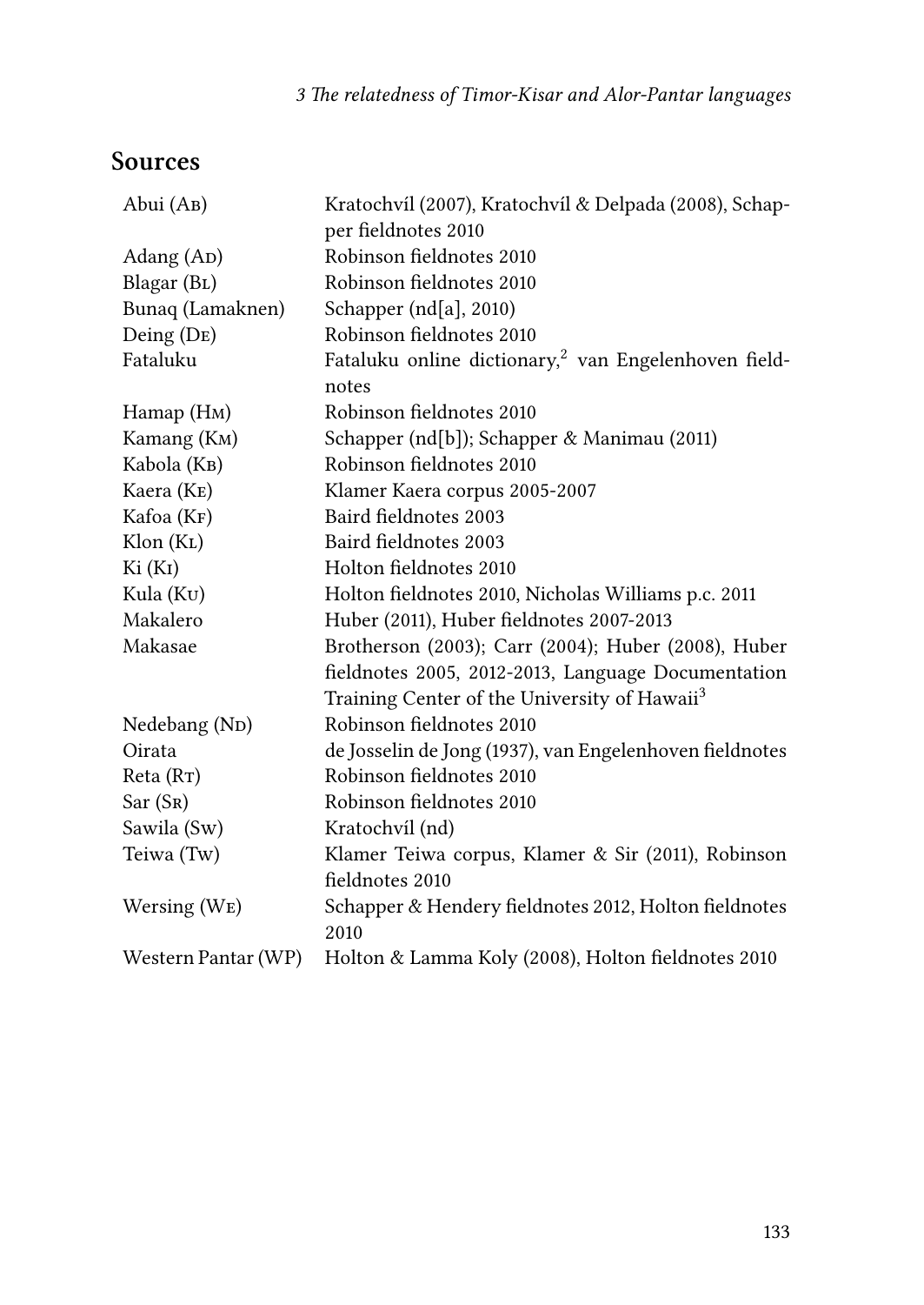## Sources

| | |
|---|---|
| Abui (Ab) | Kratochvíl (2007), Kratochvíl & Delpada (2008), Schapper fieldnotes 2010 |
| Adang (Ad) | Robinson fieldnotes 2010 |
| Blagar (Bl) | Robinson fieldnotes 2010 |
| Bunaq (Lamaknen) | Schapper (nd[a], 2010) |
| Deing (De) | Robinson fieldnotes 2010 |
| Fataluku | Fataluku online dictionary,[2] van Engelenhoven fieldnotes |
| Hamap (Hm) | Robinson fieldnotes 2010 |
| Kamang (Km) | Schapper (nd[b]); Schapper & Manimau (2011) |
| Kabola (Kb) | Robinson fieldnotes 2010 |
| Kaera (Ke) | Klamer Kaera corpus 2005-2007 |
| Kafoa (Kf) | Baird fieldnotes 2003 |
| Klon (Kl) | Baird fieldnotes 2003 |
| Ki (Ki) | Holton fieldnotes 2010 |
| Kula (Ku) | Holton fieldnotes 2010, Nicholas Williams p.c. 2011 |
| Makalero | Huber (2011), Huber fieldnotes 2007-2013 |
| Makasae | Brotherson (2003); Carr (2004); Huber (2008), Huber fieldnotes 2005, 2012-2013, Language Documentation Training Center of the University of Hawaii[3] |
| Nedebang (Nd) | Robinson fieldnotes 2010 |
| Oirata | de Josselin de Jong (1937), van Engelenhoven fieldnotes |
| Reta (Rt) | Robinson fieldnotes 2010 |
| Sar (Sr) | Robinson fieldnotes 2010 |
| Sawila (Sw) | Kratochvíl (nd) |
| Teiwa (Tw) | Klamer Teiwa corpus, Klamer & Sir (2011), Robinson fieldnotes 2010 |
| Wersing (We) | Schapper & Hendery fieldnotes 2012, Holton fieldnotes 2010 |
| Western Pantar (WP) | Holton & Lamma Koly (2008), Holton fieldnotes 2010 |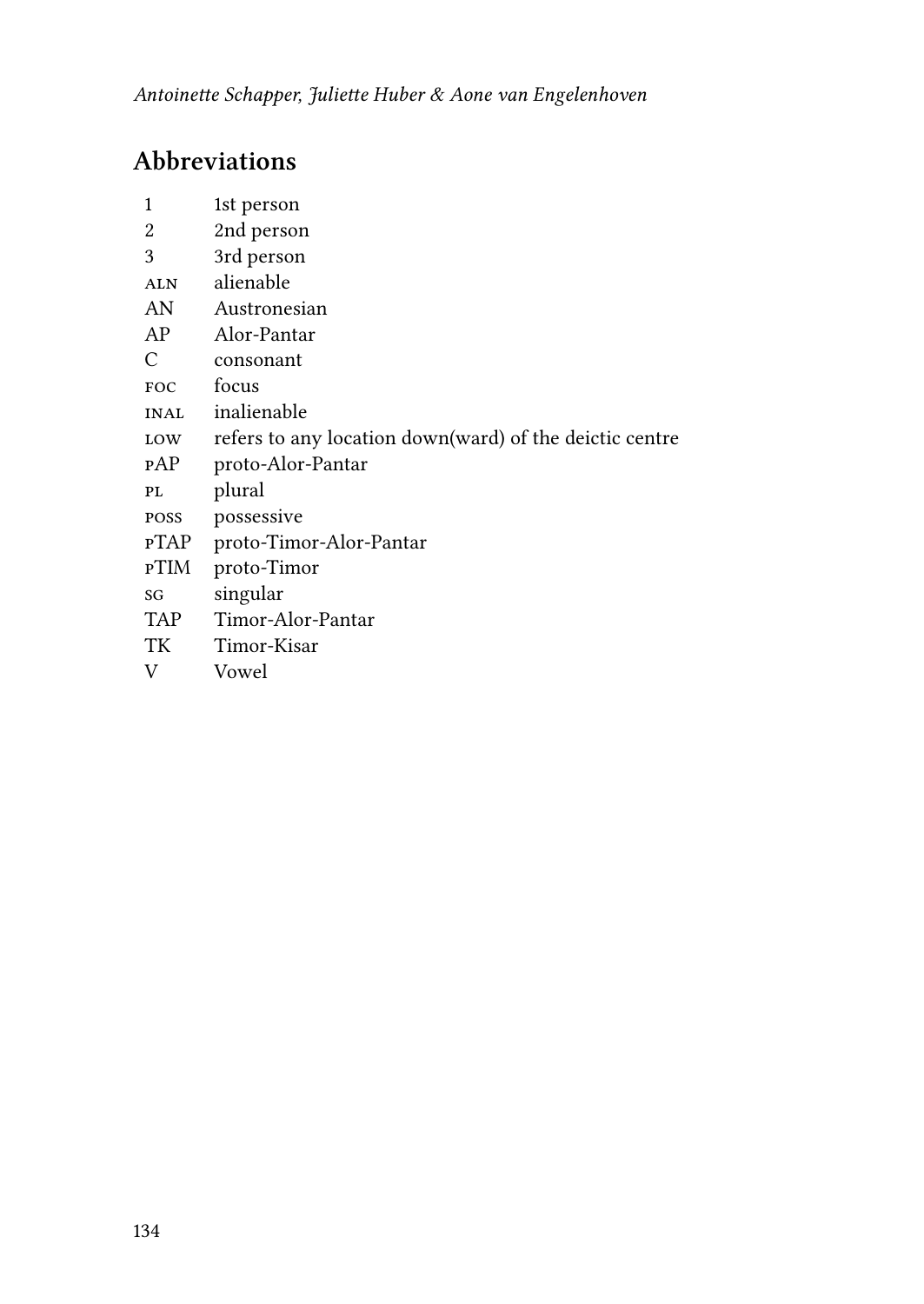## Abbreviations

| | |
|---|---|
| 1 | 1st person |
| 2 | 2nd person |
| 3 | 3rd person |
| ALN | alienable |
| AN | Austronesian |
| AP | Alor-Pantar |
| C | consonant |
| FOC | focus |
| INAL | inalienable |
| LOW | refers to any location down(ward) of the deictic centre |
| pAP | proto-Alor-Pantar |
| PL | plural |
| POSS | possessive |
| pTAP | proto-Timor-Alor-Pantar |
| pTIM | proto-Timor |
| SG | singular |
| TAP | Timor-Alor-Pantar |
| TK | Timor-Kisar |
| V | Vowel |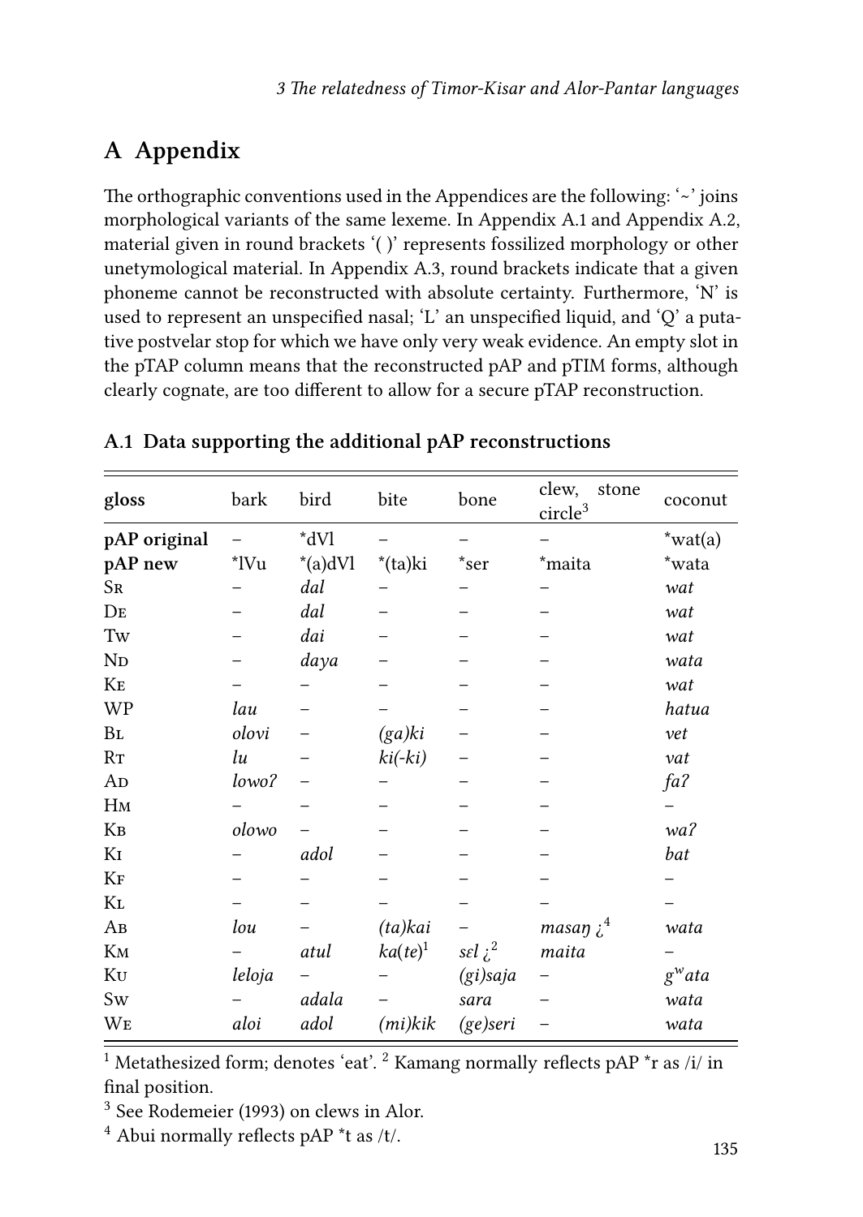# A Appendix

The orthographic conventions used in the Appendices are the following: '~' joins morphological variants of the same lexeme. In Appendix A.1 and Appendix A.2, material given in round brackets '( )' represents fossilized morphology or other unetymological material. In Appendix A.3, round brackets indicate that a given phoneme cannot be reconstructed with absolute certainty. Furthermore, 'N' is used to represent an unspecified nasal; 'L' an unspecified liquid, and 'Q' a putative postvelar stop for which we have only very weak evidence. An empty slot in the pTAP column means that the reconstructed pAP and pTIM forms, although clearly cognate, are too different to allow for a secure pTAP reconstruction.

## A.1 Data supporting the additional pAP reconstructions

| gloss | bark | bird | bite | bone | clew, stone circle[3] | coconut |
|---|---|---|---|---|---|---|
| **pAP original** | – | *dVl | – | – | – | *wat(a) |
| **pAP new** | *lVu | *(a)dVl | *(ta)ki | *ser | *maita | *wata |
| Sr | – | *dal* | – | – | – | *wat* |
| De | – | *dal* | – | – | – | *wat* |
| Tw | – | *dai* | – | – | – | *wat* |
| Nd | – | *daya* | – | – | – | *wata* |
| Ke | – | – | – | – | – | *wat* |
| WP | *lau* | – | – | – | – | *hatua* |
| Bl | *olovi* | – | *(ga)ki* | – | – | *vet* |
| Rt | *lu* | – | *ki(-ki)* | – | – | *vat* |
| Ad | *lowoʔ* | – | – | – | – | *faʔ* |
| Hm | – | – | – | – | – | – |
| Kb | *olowo* | – | – | – | – | *waʔ* |
| Ki | – | *adol* | – | – | – | *bat* |
| Kf | – | – | – | – | – | – |
| Kl | – | – | – | – | – | – |
| Ab | *lou* | – | *(ta)kai* | – | *masaŋ* ¿[4] | *wata* |
| Km | – | *atul* | *ka(te)*[1] | *sɛl* ¿[2] | *maita* | – |
| Ku | *leloja* | – | – | *(gi)saja* | – | *gʷata* |
| Sw | – | *adala* | – | *sara* | – | *wata* |
| We | *aloi* | *adol* | *(mi)kik* | *(ge)seri* | – | *wata* |

[1] Metathesized form; denotes 'eat'. [2] Kamang normally reflects pAP *r as /i/ in final position.

[3] See Rodemeier (1993) on clews in Alor.

[4] Abui normally reflects pAP *t as /t/.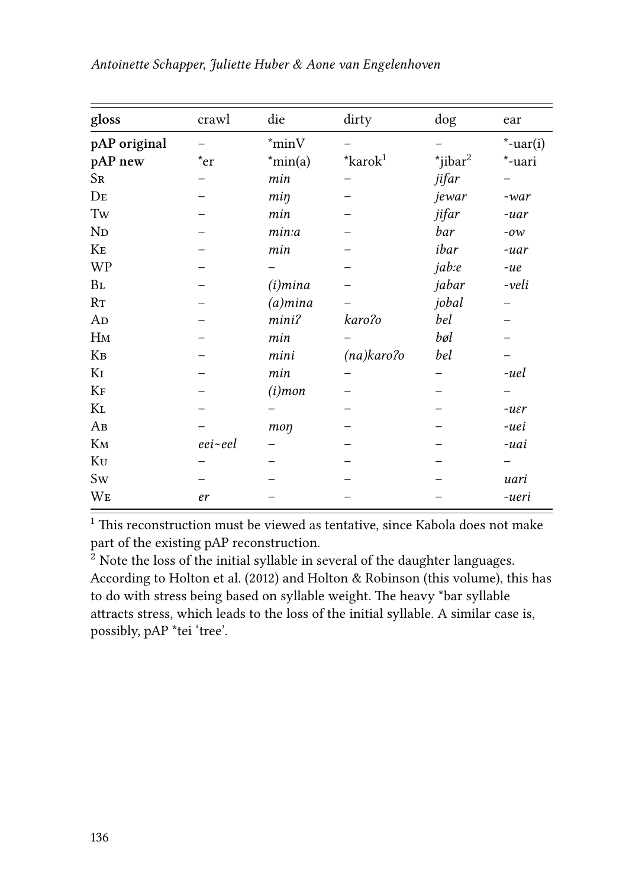| gloss | crawl | die | dirty | dog | ear |
|---|---|---|---|---|---|
| **pAP original** | – | *minV | – | – | *-uar(i) |
| **pAP new** | *er | *min(a) | *karok[1] | *jibar[2] | *-uari |
| Sr | – | *min* | – | *jifar* | – |
| De | – | *miŋ* | – | *jewar* | *-war* |
| Tw | – | *min* | – | *jifar* | *-uar* |
| Nd | – | *min:a* | – | *bar* | *-ow* |
| Ke | – | *min* | – | *ibar* | *-uar* |
| WP | – | – | – | *jab:e* | *-ue* |
| Bl | – | *(i)mina* | – | *jabar* | *-veli* |
| Rt | – | *(a)mina* | – | *jobal* | – |
| Ad | – | *miniʔ* | *karoʔo* | *bel* | – |
| Hm | – | *min* | – | *bøl* | – |
| Kb | – | *mini* | *(na)karoʔo* | *bel* | – |
| Ki | – | *min* | – | – | *-uel* |
| Kf | – | *(i)mon* | – | – | – |
| Kl | – | – | – | – | *-uɛr* |
| Ab | – | *moŋ* | – | – | *-uei* |
| Km | *eei~eel* | – | – | – | *-uai* |
| Ku | – | – | – | – | – |
| Sw | – | – | – | – | *uari* |
| We | *er* | – | – | – | *-ueri* |

[1] This reconstruction must be viewed as tentative, since Kabola does not make part of the existing pAP reconstruction.
[2] Note the loss of the initial syllable in several of the daughter languages. According to Holton et al. (2012) and Holton & Robinson (this volume), this has to do with stress being based on syllable weight. The heavy *bar syllable attracts stress, which leads to the loss of the initial syllable. A similar case is, possibly, pAP *tei 'tree'.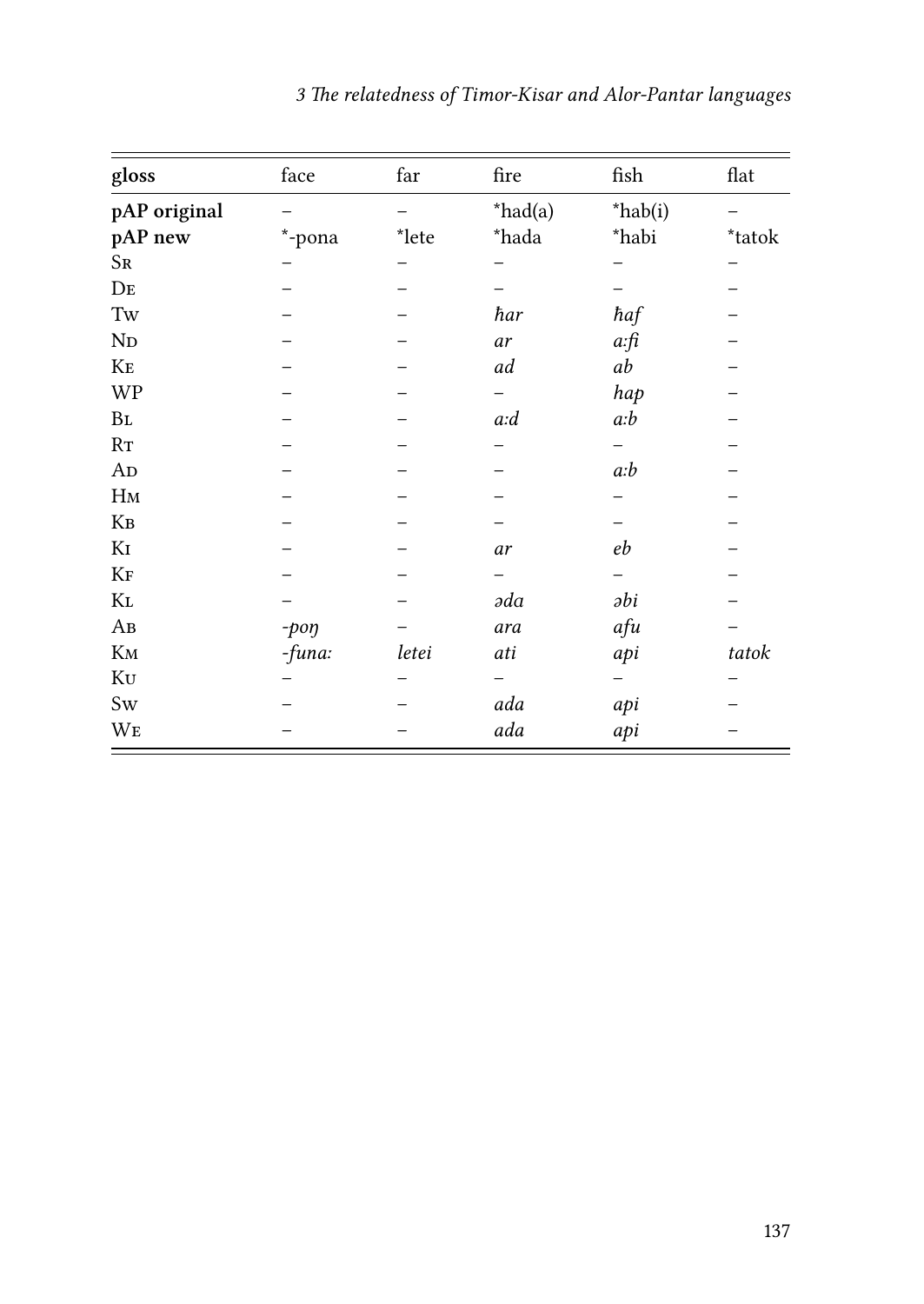| gloss | face | far | fire | fish | flat |
|---|---|---|---|---|---|
| **pAP original** | – | – | *had(a) | *hab(i) | – |
| **pAP new** | *-pona | *lete | *hada | *habi | *tatok |
| Sr | – | – | – | – | – |
| De | – | – | – | – | – |
| Tw | – | – | *ħar* | *ħaf* | – |
| Nd | – | – | *ar* | *a:fi* | – |
| Ke | – | – | *ad* | *ab* | – |
| WP | – | – | – | *hap* | – |
| Bl | – | – | *a:d* | *a:b* | – |
| Rt | – | – | – | – | – |
| Ad | – | – | – | *a:b* | – |
| Hm | – | – | – | – | – |
| Kb | – | – | – | – | – |
| Ki | – | – | *ar* | *eb* | – |
| Kf | – | – | – | – | – |
| Kl | – | – | *əda* | *əbi* | – |
| Ab | *-poŋ* | – | *ara* | *afu* | – |
| Km | *-funa:* | *letei* | *ati* | *api* | *tatok* |
| Ku | – | – | – | – | – |
| Sw | – | – | *ada* | *api* | – |
| We | – | – | *ada* | *api* | – |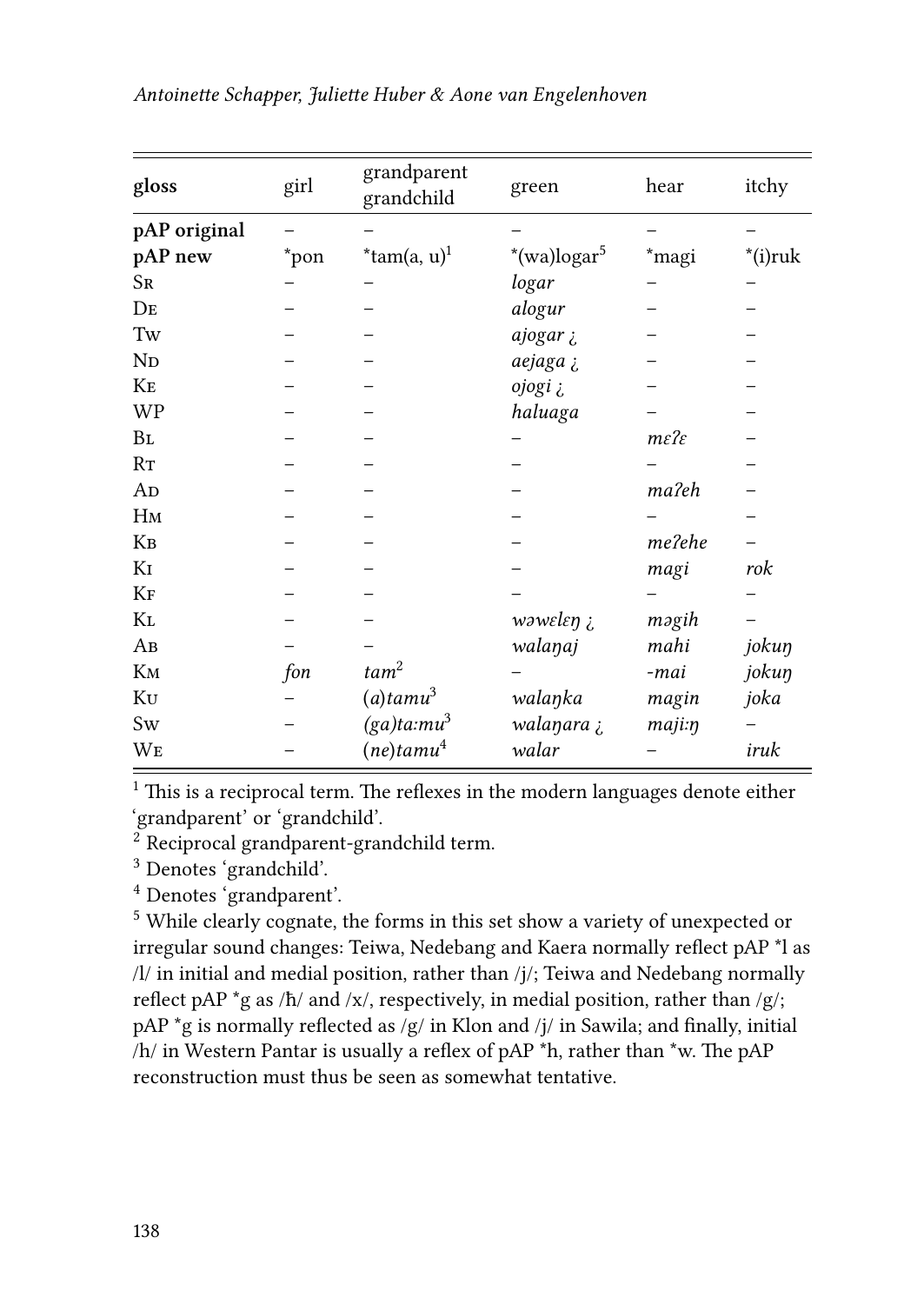| gloss | girl | grandparent grandchild | green | hear | itchy |
|---|---|---|---|---|---|
| **pAP original** | – | – | – | – | – |
| **pAP new** | *pon | *tam(a, u)[1] | *(wa)logar[5] | *magi | *(i)ruk |
| Sr | – | – | *logar* | – | – |
| De | – | – | *alogur* | – | – |
| Tw | – | – | *ajogar ¿* | – | – |
| Nd | – | – | *aejaga ¿* | – | – |
| Ke | – | – | *ojogi ¿* | – | – |
| WP | – | – | *haluaga* | – | – |
| Bl | – | – | – | *mɛʔɛ* | – |
| Rt | – | – | – | – | – |
| Ad | – | – | – | *maʔeh* | – |
| Hm | – | – | – | – | – |
| Kb | – | – | – | *meʔehe* | – |
| Ki | – | – | – | *magi* | *rok* |
| Kf | – | – | – | – | – |
| Kl | – | – | *wəwɛlɛŋ ¿* | *məgih* | – |
| Ab | – | – | *walaŋaj* | *mahi* | *jokuŋ* |
| Km | *fon* | *tam*[2] | – | *-mai* | *jokuŋ* |
| Ku | – | *(a)tamu*[3] | *walaŋka* | *magin* | *joka* |
| Sw | – | *(ga)ta:mu*[3] | *walaŋara ¿* | *maji:ŋ* | – |
| We | – | *(ne)tamu*[4] | *walar* | – | *iruk* |

[1] This is a reciprocal term. The reflexes in the modern languages denote either 'grandparent' or 'grandchild'.

[2] Reciprocal grandparent-grandchild term.

[3] Denotes 'grandchild'.

[4] Denotes 'grandparent'.

[5] While clearly cognate, the forms in this set show a variety of unexpected or irregular sound changes: Teiwa, Nedebang and Kaera normally reflect pAP *l as /l/ in initial and medial position, rather than /j/; Teiwa and Nedebang normally reflect pAP *g as /ħ/ and /x/, respectively, in medial position, rather than /g/; pAP *g is normally reflected as /g/ in Klon and /j/ in Sawila; and finally, initial /h/ in Western Pantar is usually a reflex of pAP *h, rather than *w. The pAP reconstruction must thus be seen as somewhat tentative.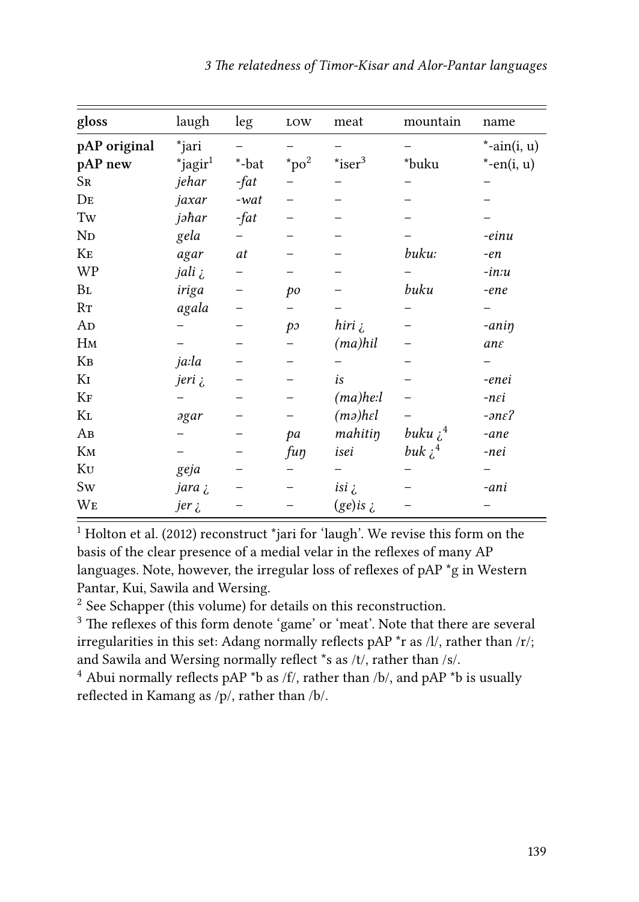| gloss | laugh | leg | LOW | meat | mountain | name |
|---|---|---|---|---|---|---|
| **pAP original** | *jari | – | – | – | – | *-ain(i, u) |
| **pAP new** | *jagir[1] | *-bat | *po[2] | *iser[3] | *buku | *-en(i, u) |
| SR | *jehar* | *-fat* | – | – | – | – |
| DE | *jaxar* | *-wat* | – | – | – | – |
| TW | *jəħar* | *-fat* | – | – | – | – |
| ND | *gela* | – | – | – | – | *-einu* |
| KE | *agar* | *at* | – | – | *buku:* | *-en* |
| WP | *jali ¿* | – | – | – | – | *-in:u* |
| BL | *iriga* | – | *po* | – | *buku* | *-ene* |
| RT | *agala* | – | – | – | – | – |
| AD | – | – | *pɔ* | *hiri ¿* | – | *-aniŋ* |
| HM | – | – | – | *(ma)hil* | – | *anɛ* |
| KB | *ja:la* | – | – | – | – | – |
| KI | *jeri ¿* | – | – | *is* | – | *-enei* |
| KF | – | – | – | *(ma)he:l* | – | *-nɛi* |
| KL | *əgar* | – | – | *(mə)hɛl* | – | *-ənɛʔ* |
| AB | – | – | *pa* | *mahitiŋ* | *buku ¿*[4] | *-ane* |
| KM | – | – | *fuŋ* | *isei* | *buk ¿*[4] | *-nei* |
| KU | *geja* | – | – | – | – | – |
| SW | *jara ¿* | – | – | *isi ¿* | – | *-ani* |
| WE | *jer ¿* | – | – | *(ge)is ¿* | – | – |

[1] Holton et al. (2012) reconstruct *jari for 'laugh'. We revise this form on the basis of the clear presence of a medial velar in the reflexes of many AP languages. Note, however, the irregular loss of reflexes of pAP *g in Western Pantar, Kui, Sawila and Wersing.

[2] See Schapper (this volume) for details on this reconstruction.

[3] The reflexes of this form denote 'game' or 'meat'. Note that there are several irregularities in this set: Adang normally reflects pAP *r as /l/, rather than /r/; and Sawila and Wersing normally reflect *s as /t/, rather than /s/.

[4] Abui normally reflects pAP *b as /f/, rather than /b/, and pAP *b is usually reflected in Kamang as /p/, rather than /b/.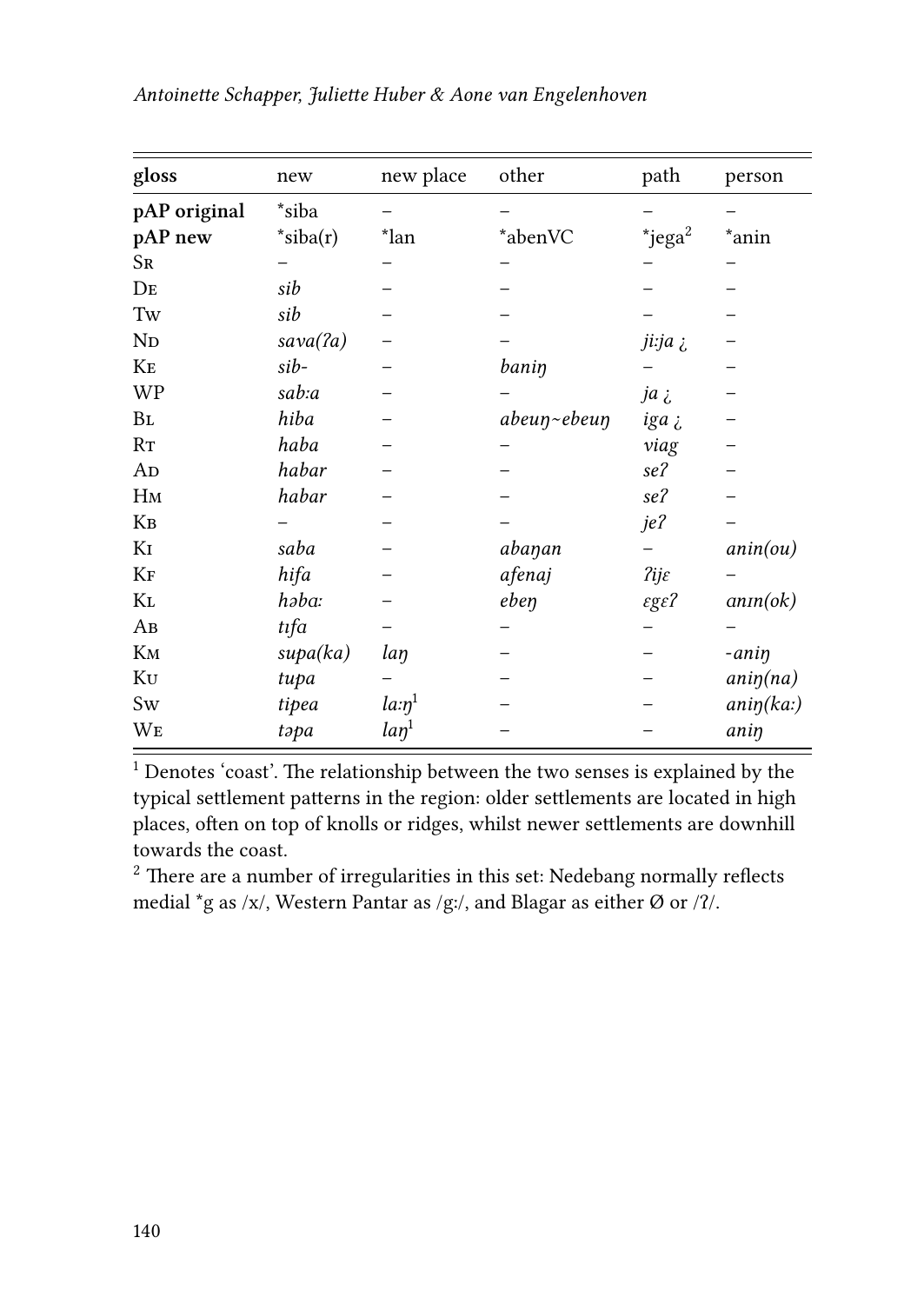| gloss | new | new place | other | path | person |
|---|---|---|---|---|---|
| **pAP original** | *siba | – | – | – | – |
| **pAP new** | *siba(r) | *lan | *abenVC | *jega[2] | *anin |
| Sr | – | – | – | – | – |
| De | *sib* | – | – | – | – |
| Tw | *sib* | – | – | – | – |
| Nd | *sava(ʔa)* | – | – | *ji:ja ¿* | – |
| Ke | *sib-* | – | *baniŋ* | – | – |
| WP | *sab:a* | – | – | *ja ¿* | – |
| Bl | *hiba* | – | *abeuŋ~ebeuŋ* | *iga ¿* | – |
| Rt | *haba* | – | – | *viag* | – |
| Ad | *habar* | – | – | *seʔ* | – |
| Hm | *habar* | – | – | *seʔ* | – |
| Kb | – | – | – | *jeʔ* | – |
| Ki | *saba* | – | *abaŋan* | – | *anin(ou)* |
| Kf | *hifa* | – | *afenaj* | *ʔijɛ* | – |
| Kl | *həba:* | – | *ebeŋ* | *ɛgɛʔ* | *anɪn(ok)* |
| Ab | *tɪfa* | – | – | – | – |
| Km | *supa(ka)* | *laŋ* | – | – | *-aniŋ* |
| Ku | *tupa* | – | – | – | *aniŋ(na)* |
| Sw | *tipea* | *la:ŋ*[1] | – | – | *aniŋ(ka:)* |
| We | *təpa* | *laŋ*[1] | – | – | *aniŋ* |

[1] Denotes 'coast'. The relationship between the two senses is explained by the typical settlement patterns in the region: older settlements are located in high places, often on top of knolls or ridges, whilst newer settlements are downhill towards the coast.

[2] There are a number of irregularities in this set: Nedebang normally reflects medial *g as /x/, Western Pantar as /g:/, and Blagar as either Ø or /ʔ/.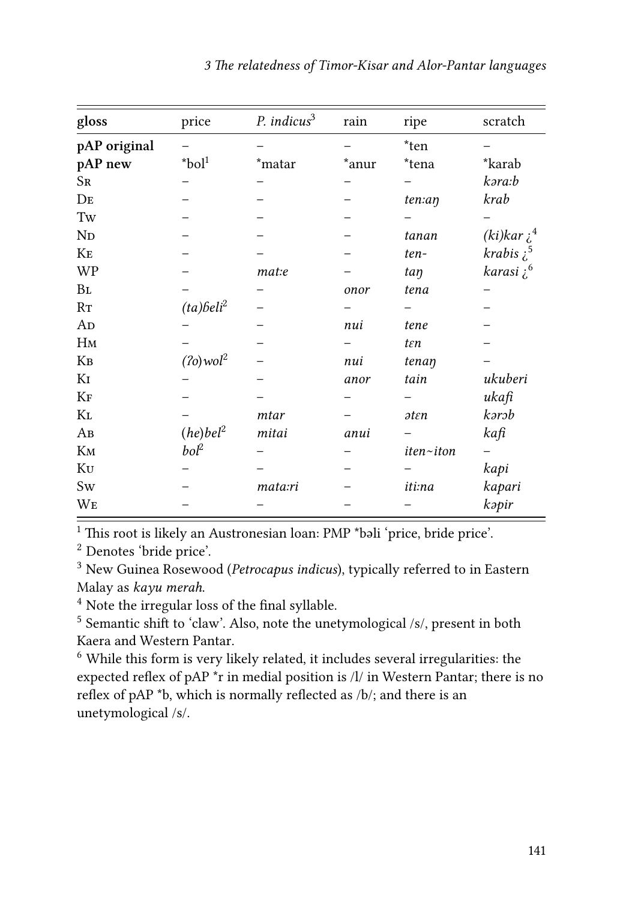| gloss | price | *P. indicus*[3] | rain | ripe | scratch |
|---|---|---|---|---|---|
| **pAP original** | – | – | – | *ten | – |
| **pAP new** | *bol[1] | *matar | *anur | *tena | *karab |
| Sr | – | – | – | – | *kəra:b* |
| De | – | – | – | *ten:aŋ* | *krab* |
| Tw | – | – | – | – | – |
| Nd | – | – | – | *tanan* | *(ki)kar* ¿[4] |
| Ke | – | – | – | *ten-* | *krabis* ¿[5] |
| WP | – | *mat:e* | – | *taŋ* | *karasi* ¿[6] |
| Bl | – | – | *onor* | *tena* | – |
| Rt | *(ta)ɓeli*[2] | – | – | – | – |
| Ad | – | – | *nui* | *tene* | – |
| Hm | – | – | – | *tɛn* | – |
| Kb | *(ʔo)wol*[2] | – | *nui* | *tenaŋ* | – |
| Ki | – | – | *anor* | *tain* | *ukuberi* |
| Kf | – | – | – | – | *ukafi* |
| Kl | – | *mtar* | – | *ətɛn* | *kərəb* |
| Ab | *(he)bel*[2] | *mitai* | *anui* | – | *kafi* |
| Km | *bol*[2] | – | – | *iten~iton* | – |
| Ku | – | – | – | – | *kapi* |
| Sw | – | *mata:ri* | – | *iti:na* | *kapari* |
| We | – | – | – | – | *kəpir* |

[1] This root is likely an Austronesian loan: PMP *bəli 'price, bride price'.

[2] Denotes 'bride price'.

[3] New Guinea Rosewood (*Petrocapus indicus*), typically referred to in Eastern Malay as *kayu merah*.

[4] Note the irregular loss of the final syllable.

[5] Semantic shift to 'claw'. Also, note the unetymological /s/, present in both Kaera and Western Pantar.

[6] While this form is very likely related, it includes several irregularities: the expected reflex of pAP *r in medial position is /l/ in Western Pantar; there is no reflex of pAP *b, which is normally reflected as /b/; and there is an unetymological /s/.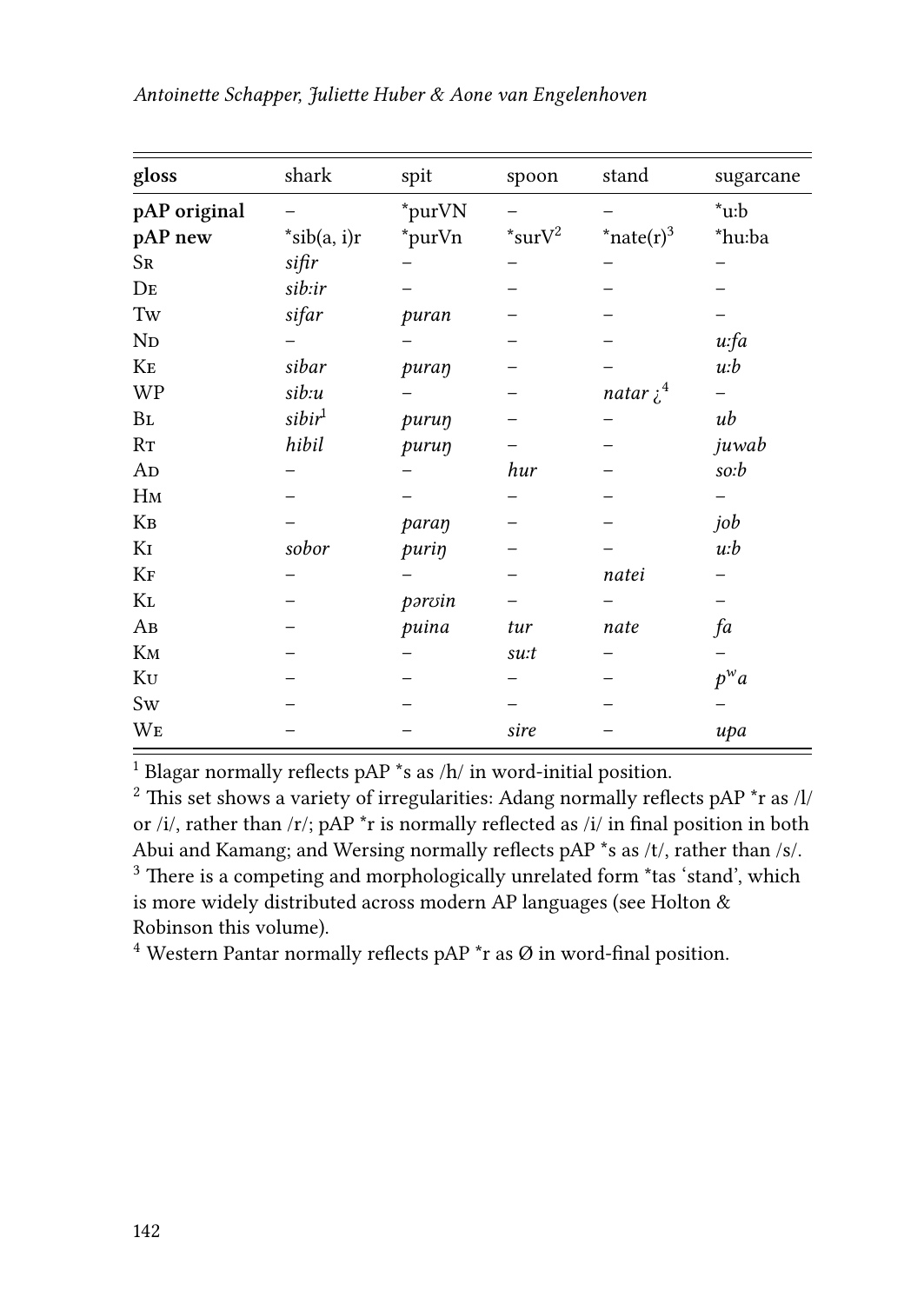| gloss | shark | spit | spoon | stand | sugarcane |
|---|---|---|---|---|---|
| **pAP original** | – | *purVN | – | – | *u:b |
| **pAP new** | *sib(a, i)r | *purVn | *surV[2] | *nate(r)[3] | *hu:ba |
| Sr | *sifir* | – | – | – | – |
| De | *sib:ir* | – | – | – | – |
| Tw | *sifar* | *puran* | – | – | – |
| Nd | – | – | – | – | *u:fa* |
| Ke | *sibar* | *puraŋ* | – | – | *u:b* |
| WP | *sib:u* | – | – | *natar* ¿[4] | – |
| Bl | *sibir*[1] | *puruŋ* | – | – | *ub* |
| Rt | *hibil* | *puruŋ* | – | – | *juwab* |
| Ad | – | – | *hur* | – | *so:b* |
| Hm | – | – | – | – | – |
| Kb | – | *paraŋ* | – | – | *job* |
| Ki | *sobor* | *puriŋ* | – | – | *u:b* |
| Kf | – | – | – | *natei* | – |
| Kl | – | *pərʊin* | – | – | – |
| Ab | – | *puina* | *tur* | *nate* | *fa* |
| Km | – | – | *su:t* | – | – |
| Ku | – | – | – | – | *pʷa* |
| Sw | – | – | – | – | – |
| We | – | – | *sire* | – | *upa* |

[1] Blagar normally reflects pAP *s as /h/ in word-initial position.

[2] This set shows a variety of irregularities: Adang normally reflects pAP *r as /l/ or /i/, rather than /r/; pAP *r is normally reflected as /i/ in final position in both Abui and Kamang; and Wersing normally reflects pAP *s as /t/, rather than /s/.

[3] There is a competing and morphologically unrelated form *tas 'stand', which is more widely distributed across modern AP languages (see Holton & Robinson this volume).

[4] Western Pantar normally reflects pAP *r as Ø in word-final position.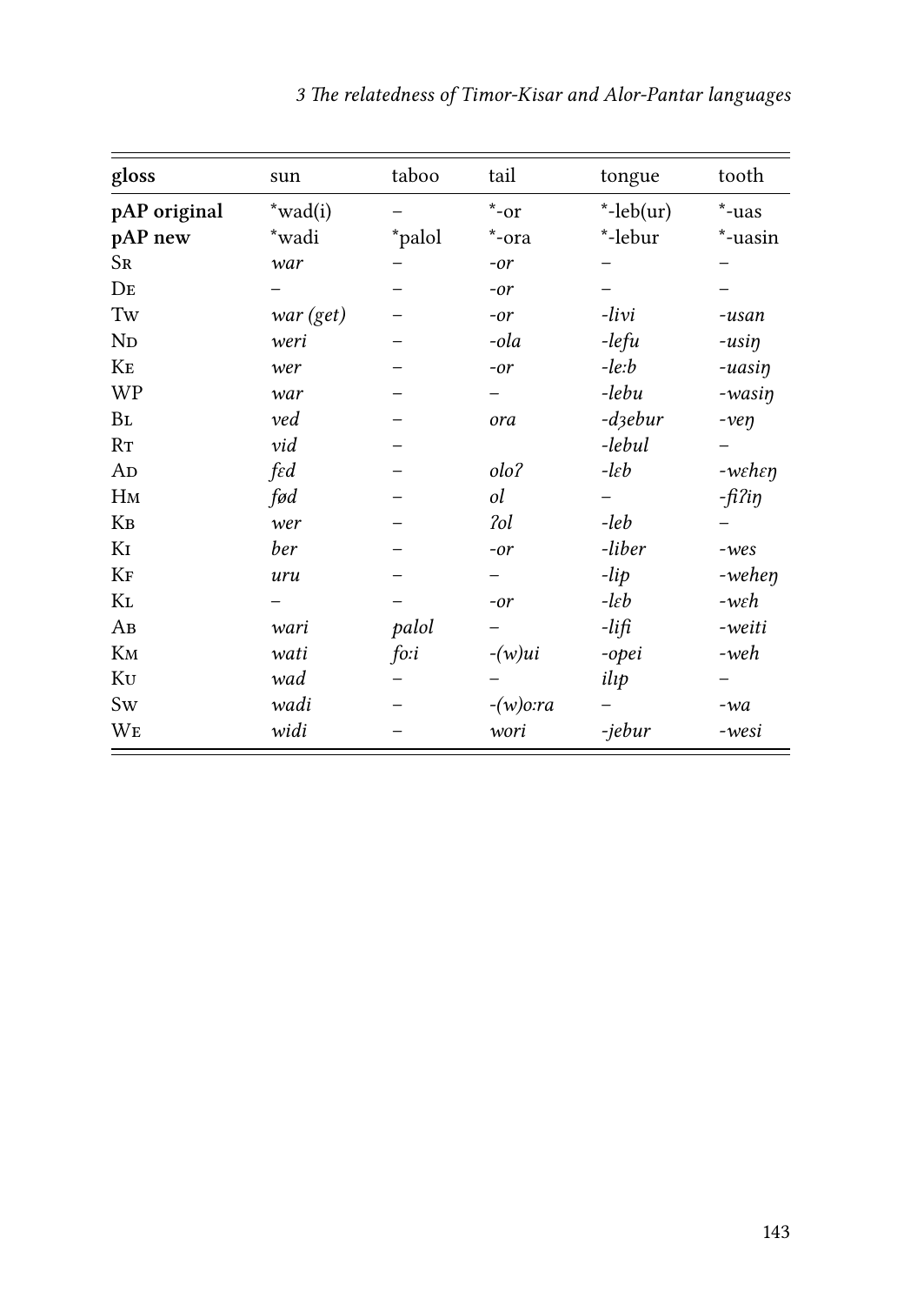| gloss | sun | taboo | tail | tongue | tooth |
|---|---|---|---|---|---|
| **pAP original** | \*wad(i) | – | \*-or | \*-leb(ur) | \*-uas |
| **pAP new** | \*wadi | \*palol | \*-ora | \*-lebur | \*-uasin |
| Sr | *war* | – | *-or* | – | – |
| De | – | – | *-or* | – | – |
| Tw | *war (get)* | – | *-or* | *-livi* | *-usan* |
| Nd | *weri* | – | *-ola* | *-lefu* | *-usiŋ* |
| Ke | *wer* | – | *-or* | *-leːb* | *-uasiŋ* |
| WP | *war* | – | – | *-lebu* | *-wasiŋ* |
| Bl | *ved* | – | *ora* | *-dʒebur* | *-veŋ* |
| Rt | *vid* | – | | *-lebul* | – |
| Ad | *fɛd* | – | *oloʔ* | *-lɛb* | *-wɛhɛŋ* |
| Hm | *fød* | – | *ol* | – | *-fiʔiŋ* |
| Kb | *wer* | – | *ʔol* | *-leb* | – |
| Ki | *ber* | – | *-or* | *-liber* | *-wes* |
| Kf | *uru* | – | – | *-lip* | *-weheŋ* |
| Kl | – | – | *-or* | *-lɛb* | *-wɛh* |
| Ab | *wari* | *palol* | – | *-lifi* | *-weiti* |
| Km | *wati* | *foːi* | *-(w)ui* | *-opei* | *-weh* |
| Ku | *wad* | – | – | *ilɪp* | – |
| Sw | *wadi* | – | *-(w)oːra* | – | *-wa* |
| We | *widi* | – | *wori* | *-jebur* | *-wesi* |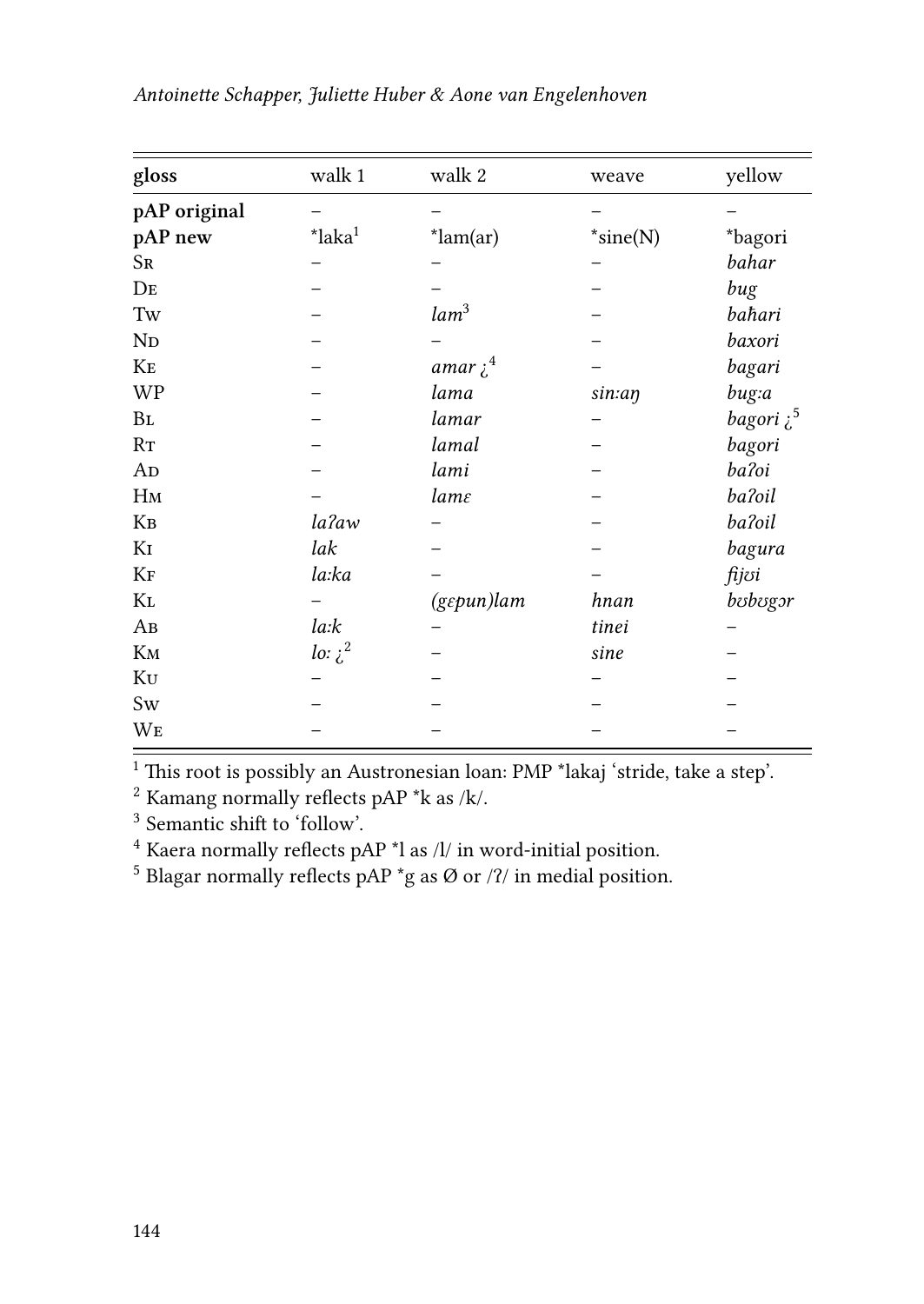| gloss | walk 1 | walk 2 | weave | yellow |
|---|---|---|---|---|
| **pAP original** | – | – | – | – |
| **pAP new** | \*laka[1] | \*lam(ar) | \*sine(N) | \*bagori |
| Sr | – | – | – | *bahar* |
| De | – | – | – | *bug* |
| Tw | – | *lam*[3] | – | *baħari* |
| Nd | – | – | – | *baxori* |
| Ke | – | *amar* ¿[4] | – | *bagari* |
| WP | – | *lama* | *sin:aŋ* | *bug:a* |
| Bl | – | *lamar* | – | *bagori* ¿[5] |
| Rt | – | *lamal* | – | *bagori* |
| Ad | – | *lami* | – | *baʔoi* |
| Hm | – | *lamɛ* | – | *baʔoil* |
| Kb | *laʔaw* | – | – | *baʔoil* |
| Ki | *lak* | – | – | *bagura* |
| Kf | *la:ka* | – | – | *fijʊi* |
| Kl | – | *(gɛpun)lam* | *hnan* | *bʊbʊgər* |
| Ab | *la:k* | – | *tinei* | – |
| Km | *lo:* ¿[2] | – | *sine* | – |
| Ku | – | – | – | – |
| Sw | – | – | – | – |
| We | – | – | – | – |

[1] This root is possibly an Austronesian loan: PMP \*lakaj 'stride, take a step'.

[2] Kamang normally reflects pAP \*k as /k/.

[3] Semantic shift to 'follow'.

[4] Kaera normally reflects pAP \*l as /l/ in word-initial position.

[5] Blagar normally reflects pAP \*g as Ø or /ʔ/ in medial position.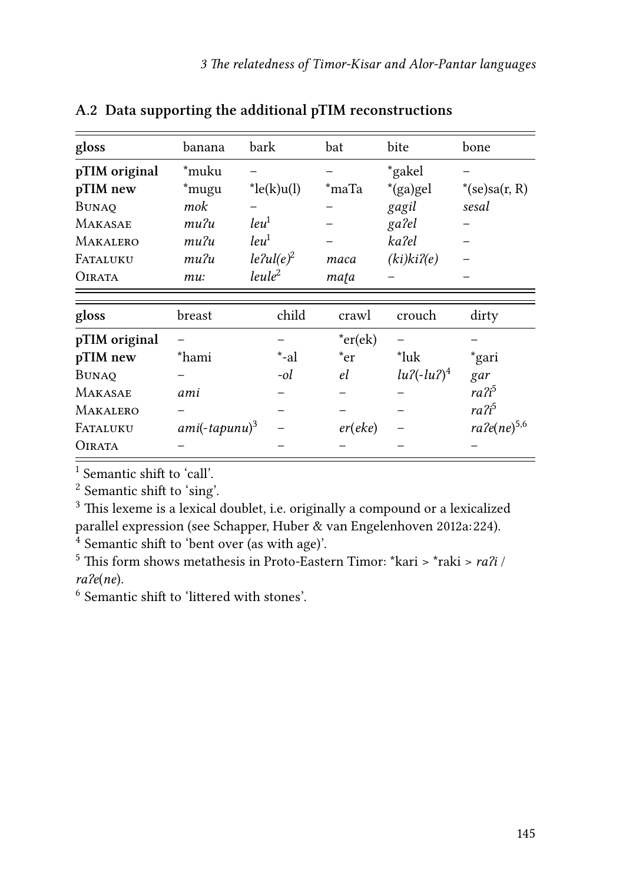## A.2 Data supporting the additional pTIM reconstructions

| gloss | banana | bark | bat | bite | bone |
|---|---|---|---|---|---|
| **pTIM original** | *muku | – | – | *gakel | – |
| **pTIM new** | *mugu | *le(k)u(l) | *maTa | *(ga)gel | *(se)sa(r, R) |
| BUNAQ | *mok* | – | – | *gagil* | *sesal* |
| MAKASAE | *muʔu* | *leu*[1] | – | *gaʔel* | – |
| MAKALERO | *muʔu* | *leu*[1] | – | *kaʔel* | – |
| FATALUKU | *muʔu* | *leʔul(e)*[2] | *maca* | *(ki)kiʔ(e)* | – |
| OIRATA | *mu:* | *leule*[2] | *maṭa* | – | – |

| gloss | breast | child | crawl | crouch | dirty |
|---|---|---|---|---|---|
| **pTIM original** | – | – | *er(ek) | – | – |
| **pTIM new** | *hami | *-al | *er | *luk | *gari |
| BUNAQ | – | *-ol* | *el* | *luʔ(-luʔ)*[4] | *gar* |
| MAKASAE | *ami* | – | – | – | *raʔi*[5] |
| MAKALERO | – | – | – | – | *raʔi*[5] |
| FATALUKU | *ami(-tapunu)*[3] | – | *er(eke)* | – | *raʔe(ne)*[5,6] |
| OIRATA | – | – | – | – | – |

[1] Semantic shift to 'call'.

[2] Semantic shift to 'sing'.

[3] This lexeme is a lexical doublet, i.e. originally a compound or a lexicalized parallel expression (see Schapper, Huber & van Engelenhoven 2012a: 224).

[4] Semantic shift to 'bent over (as with age)'.

[5] This form shows metathesis in Proto-Eastern Timor: *kari > *raki > *raʔi* / *raʔe(ne)*.

[6] Semantic shift to 'littered with stones'.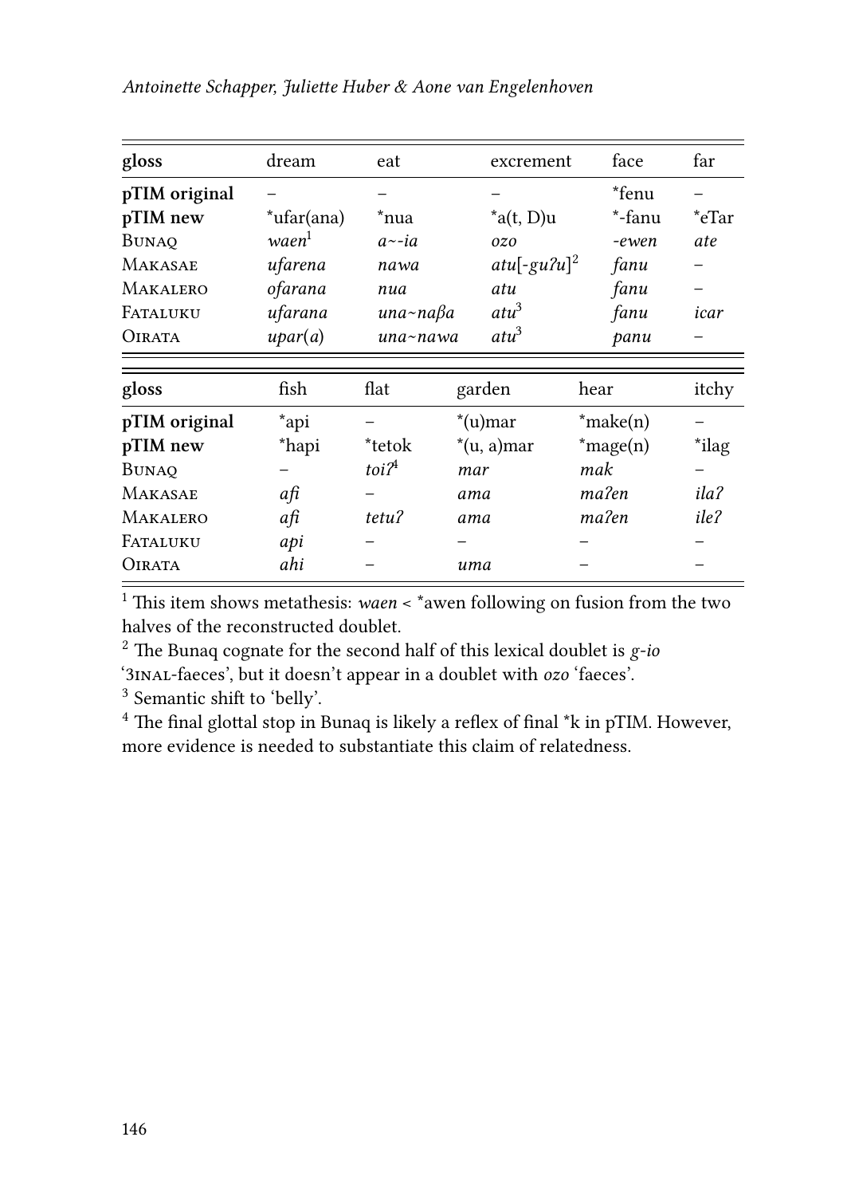| gloss | dream | eat | excrement | face | far |
|---|---|---|---|---|---|
| **pTIM original** | – | – | – | *fenu | – |
| **pTIM new** | *ufar(ana) | *nua | *a(t, D)u | *-fanu | *eTar |
| Bunaq | *waen*[1] | *a~-ia* | *ozo* | *-ewen* | *ate* |
| Makasae | *ufarena* | *nawa* | *atu*[*-guʔu*][2] | *fanu* | – |
| Makalero | *ofarana* | *nua* | *atu* | *fanu* | – |
| Fataluku | *ufarana* | *una~naβa* | *atu*[3] | *fanu* | *icar* |
| Oirata | *upar*(*a*) | *una~nawa* | *atu*[3] | *panu* | – |

| gloss | fish | flat | garden | hear | itchy |
|---|---|---|---|---|---|
| **pTIM original** | *api | – | *(u)mar | *make(n) | – |
| **pTIM new** | *hapi | *tetok | *(u, a)mar | *mage(n) | *ilag |
| Bunaq | – | *toiʔ*[4] | *mar* | *mak* | – |
| Makasae | *afi* | – | *ama* | *maʔen* | *ilaʔ* |
| Makalero | *afi* | *tetuʔ* | *ama* | *maʔen* | *ileʔ* |
| Fataluku | *api* | – | – | – | – |
| Oirata | *ahi* | – | *uma* | – | – |

[1] This item shows metathesis: *waen* < *awen following on fusion from the two halves of the reconstructed doublet.

[2] The Bunaq cognate for the second half of this lexical doublet is *g-io* '3INAL-faeces', but it doesn't appear in a doublet with *ozo* 'faeces'.

[3] Semantic shift to 'belly'.

[4] The final glottal stop in Bunaq is likely a reflex of final *k in pTIM. However, more evidence is needed to substantiate this claim of relatedness.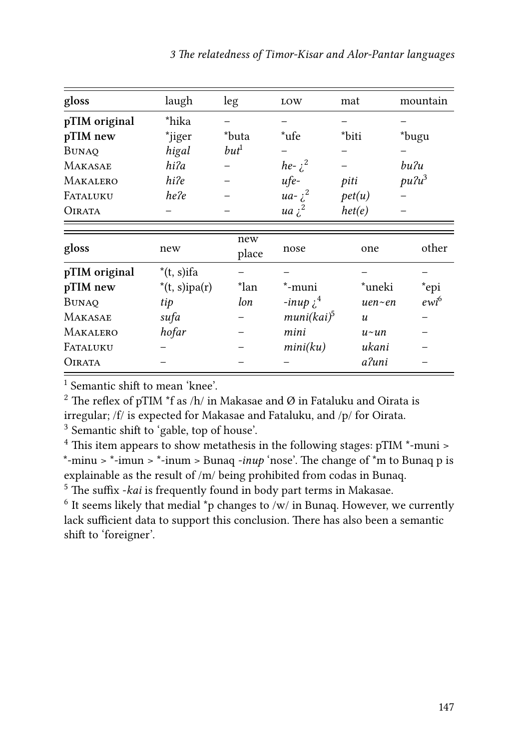| gloss | laugh | leg | LOW | mat | mountain |
|---|---|---|---|---|---|
| **pTIM original** | *hika | – | – | – | – |
| **pTIM new** | *jiger | *buta | *ufe | *biti | *bugu |
| Bunaq | *higal* | *but*[1] | – | – | – |
| Makasae | *hiʔa* | – | *he-* ¿[2] | – | *buʔu* |
| Makalero | *hiʔe* | – | *ufe-* | *piti* | *puʔu*[3] |
| Fataluku | *heʔe* | – | *ua-* ¿[2] | *pet(u)* | – |
| Oirata | – | – | *ua* ¿[2] | *het(e)* | – |

| gloss | new | new place | nose | one | other |
|---|---|---|---|---|---|
| **pTIM original** | *(t, s)ifa | – | – | – | – |
| **pTIM new** | *(t, s)ipa(r) | *lan | *-muni | *uneki | *epi |
| Bunaq | *tip* | *lon* | *-inup* ¿[4] | *uen~en* | *ewi*[6] |
| Makasae | *sufa* | – | *muni(kai)*[5] | *u* | – |
| Makalero | *hofar* | – | *mini* | *u~un* | – |
| Fataluku | – | – | *mini(ku)* | *ukani* | – |
| Oirata | – | – | – | *aʔuni* | – |

[1] Semantic shift to mean 'knee'.

[2] The reflex of pTIM *f as /h/ in Makasae and Ø in Fataluku and Oirata is irregular; /f/ is expected for Makasae and Fataluku, and /p/ for Oirata.

[3] Semantic shift to 'gable, top of house'.

[4] This item appears to show metathesis in the following stages: pTIM *-muni > *-minu > *-imun > *-inum > Bunaq *-inup* 'nose'. The change of *m to Bunaq p is explainable as the result of /m/ being prohibited from codas in Bunaq.

[5] The suffix *-kai* is frequently found in body part terms in Makasae.

[6] It seems likely that medial *p changes to /w/ in Bunaq. However, we currently lack sufficient data to support this conclusion. There has also been a semantic shift to 'foreigner'.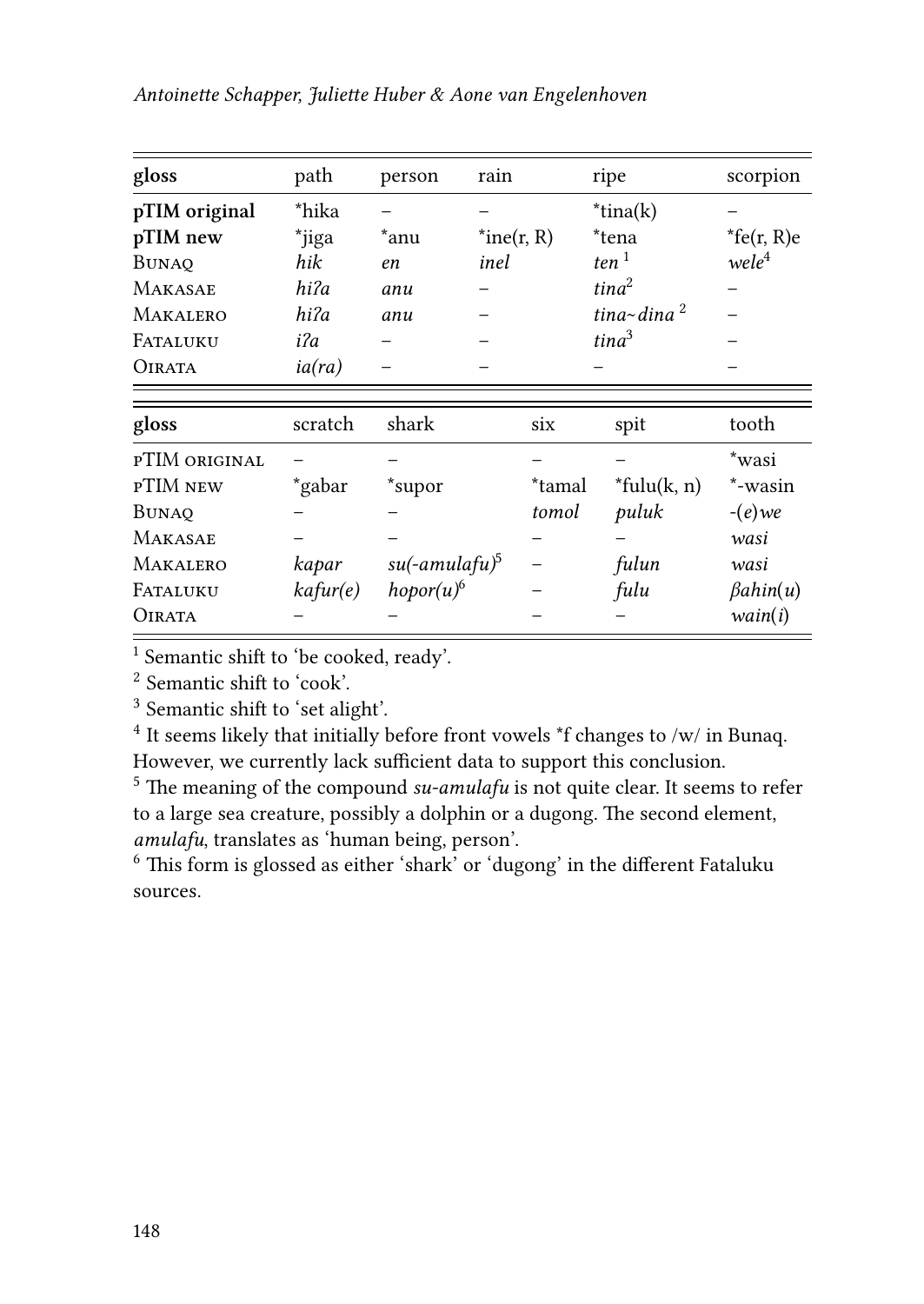| gloss | path | person | rain | ripe | scorpion |
|---|---|---|---|---|---|
| **pTIM original** | *hika | – | – | *tina(k) | – |
| **pTIM new** | *jiga | *anu | *ine(r, R) | *tena | *fe(r, R)e |
| Bunaq | *hik* | *en* | *inel* | *ten* [1] | *wele*[4] |
| Makasae | *hiʔa* | *anu* | – | *tina*[2] | – |
| Makalero | *hiʔa* | *anu* | – | *tina~dina* [2] | – |
| Fataluku | *iʔa* | – | – | *tina*[3] | – |
| Oirata | *ia(ra)* | – | – | – | – |

| gloss | scratch | shark | six | spit | tooth |
|---|---|---|---|---|---|
| pTIM original | – | – | – | – | *wasi |
| pTIM new | *gabar | *supor | *tamal | *fulu(k, n) | *-wasin |
| Bunaq | – | – | *tomol* | *puluk* | *-(e)we* |
| Makasae | – | – | – | – | *wasi* |
| Makalero | *kapar* | *su(-amulafu)*[5] | – | *fulun* | *wasi* |
| Fataluku | *kafur(e)* | *hopor(u)*[6] | – | *fulu* | *βahin(u)* |
| Oirata | – | – | – | – | *wain(i)* |

[1] Semantic shift to 'be cooked, ready'.
[2] Semantic shift to 'cook'.
[3] Semantic shift to 'set alight'.
[4] It seems likely that initially before front vowels *f changes to /w/ in Bunaq. However, we currently lack sufficient data to support this conclusion.
[5] The meaning of the compound *su-amulafu* is not quite clear. It seems to refer to a large sea creature, possibly a dolphin or a dugong. The second element, *amulafu*, translates as 'human being, person'.
[6] This form is glossed as either 'shark' or 'dugong' in the different Fataluku sources.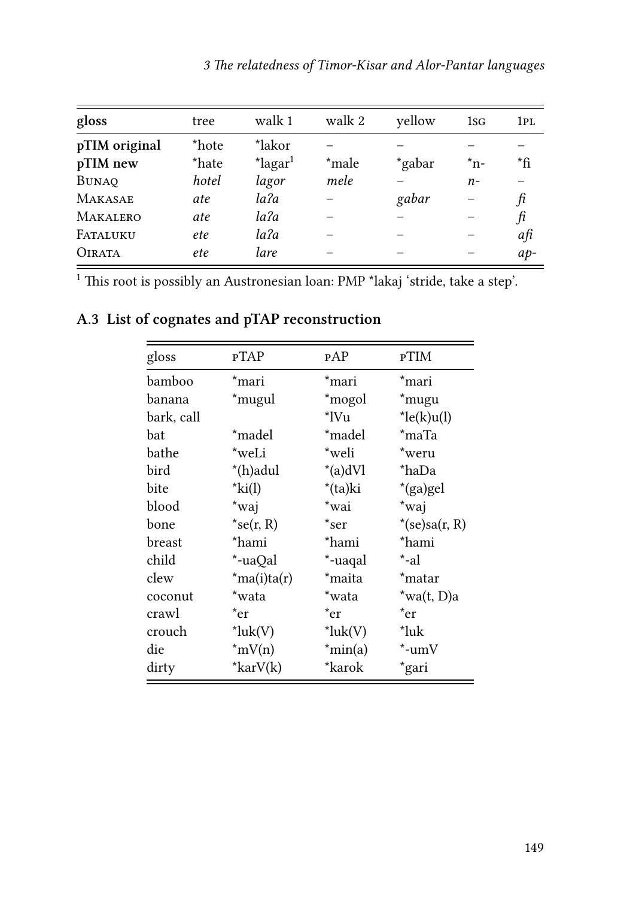| gloss | tree | walk 1 | walk 2 | yellow | 1SG | 1PL |
|---|---|---|---|---|---|---|
| **pTIM original** | *hote | *lakor | – | – | – | – |
| **pTIM new** | *hate | *lagar[1] | *male | *gabar | *n- | *fi |
| BUNAQ | *hotel* | *lagor* | *mele* | – | *n-* | – |
| MAKASAE | *ate* | *laʔa* | – | *gabar* | – | *fi* |
| MAKALERO | *ate* | *laʔa* | – | – | – | *fi* |
| FATALUKU | *ete* | *laʔa* | – | – | – | *afi* |
| OIRATA | *ete* | *lare* | – | – | – | *ap-* |

[1] This root is possibly an Austronesian loan: PMP *lakaj 'stride, take a step'.

## A.3 List of cognates and pTAP reconstruction

| gloss | pTAP | pAP | pTIM |
|---|---|---|---|
| bamboo | *mari | *mari | *mari |
| banana | *mugul | *mogol | *mugu |
| bark, call | | *lVu | *le(k)u(l) |
| bat | *madel | *madel | *maTa |
| bathe | *weLi | *weli | *weru |
| bird | *(h)adul | *(a)dVl | *haDa |
| bite | *ki(l) | *(ta)ki | *(ga)gel |
| blood | *waj | *wai | *waj |
| bone | *se(r, R) | *ser | *(se)sa(r, R) |
| breast | *hami | *hami | *hami |
| child | *-uaQal | *-uaqal | *-al |
| clew | *ma(i)ta(r) | *maita | *matar |
| coconut | *wata | *wata | *wa(t, D)a |
| crawl | *er | *er | *er |
| crouch | *luk(V) | *luk(V) | *luk |
| die | *mV(n) | *min(a) | *-umV |
| dirty | *karV(k) | *karok | *gari |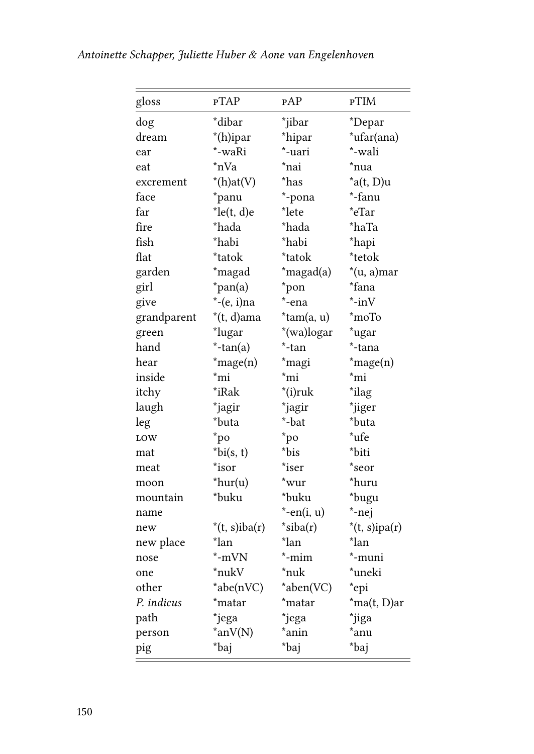| gloss | pTAP | pAP | pTIM |
|---|---|---|---|
| dog | *dibar | *jibar | *Depar |
| dream | *(h)ipar | *hipar | *ufar(ana) |
| ear | *-waRi | *-uari | *-wali |
| eat | *nVa | *nai | *nua |
| excrement | *(h)at(V) | *has | *a(t, D)u |
| face | *panu | *-pona | *-fanu |
| far | *le(t, d)e | *lete | *eTar |
| fire | *hada | *hada | *haTa |
| fish | *habi | *habi | *hapi |
| flat | *tatok | *tatok | *tetok |
| garden | *magad | *magad(a) | *(u, a)mar |
| girl | *pan(a) | *pon | *fana |
| give | *-(e, i)na | *-ena | *-inV |
| grandparent | *(t, d)ama | *tam(a, u) | *moTo |
| green | *lugar | *(wa)logar | *ugar |
| hand | *-tan(a) | *-tan | *-tana |
| hear | *mage(n) | *magi | *mage(n) |
| inside | *mi | *mi | *mi |
| itchy | *iRak | *(i)ruk | *ilag |
| laugh | *jagir | *jagir | *jiger |
| leg | *buta | *-bat | *buta |
| LOW | *po | *po | *ufe |
| mat | *bi(s, t) | *bis | *biti |
| meat | *isor | *iser | *seor |
| moon | *hur(u) | *wur | *huru |
| mountain | *buku | *buku | *bugu |
| name | | *-en(i, u) | *-nej |
| new | *(t, s)iba(r) | *siba(r) | *(t, s)ipa(r) |
| new place | *lan | *lan | *lan |
| nose | *-mVN | *-mim | *-muni |
| one | *nukV | *nuk | *uneki |
| other | *abe(nVC) | *aben(VC) | *epi |
| *P. indicus* | *matar | *matar | *ma(t, D)ar |
| path | *jega | *jega | *jiga |
| person | *anV(N) | *anin | *anu |
| pig | *baj | *baj | *baj |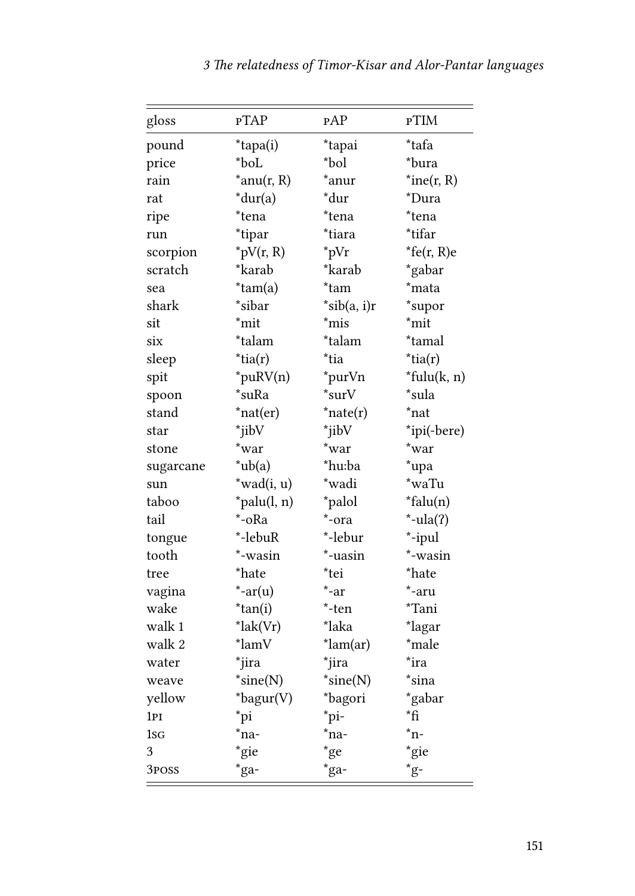| gloss | pTAP | pAP | pTIM |
|---|---|---|---|
| pound | *tapa(i) | *tapai | *tafa |
| price | *boL | *bol | *bura |
| rain | *anu(r, R) | *anur | *ine(r, R) |
| rat | *dur(a) | *dur | *Dura |
| ripe | *tena | *tena | *tena |
| run | *tipar | *tiara | *tifar |
| scorpion | *pV(r, R) | *pVr | *fe(r, R)e |
| scratch | *karab | *karab | *gabar |
| sea | *tam(a) | *tam | *mata |
| shark | *sibar | *sib(a, i)r | *supor |
| sit | *mit | *mis | *mit |
| six | *talam | *talam | *tamal |
| sleep | *tia(r) | *tia | *tia(r) |
| spit | *puRV(n) | *purVn | *fulu(k, n) |
| spoon | *suRa | *surV | *sula |
| stand | *nat(er) | *nate(r) | *nat |
| star | *jibV | *jibV | *ipi(-bere) |
| stone | *war | *war | *war |
| sugarcane | *ub(a) | *hu:ba | *upa |
| sun | *wad(i, u) | *wadi | *waTu |
| taboo | *palu(l, n) | *palol | *falu(n) |
| tail | *-oRa | *-ora | *-ula(?) |
| tongue | *-lebuR | *-lebur | *-ipul |
| tooth | *-wasin | *-uasin | *-wasin |
| tree | *hate | *tei | *hate |
| vagina | *-ar(u) | *-ar | *-aru |
| wake | *tan(i) | *-ten | *Tani |
| walk 1 | *lak(Vr) | *laka | *lagar |
| walk 2 | *lamV | *lam(ar) | *male |
| water | *jira | *jira | *ira |
| weave | *sine(N) | *sine(N) | *sina |
| yellow | *bagur(V) | *bagori | *gabar |
| 1PI | *pi | *pi- | *fi |
| 1SG | *na- | *na- | *n- |
| 3 | *gie | *ge | *gie |
| 3POSS | *ga- | *ga- | *g- |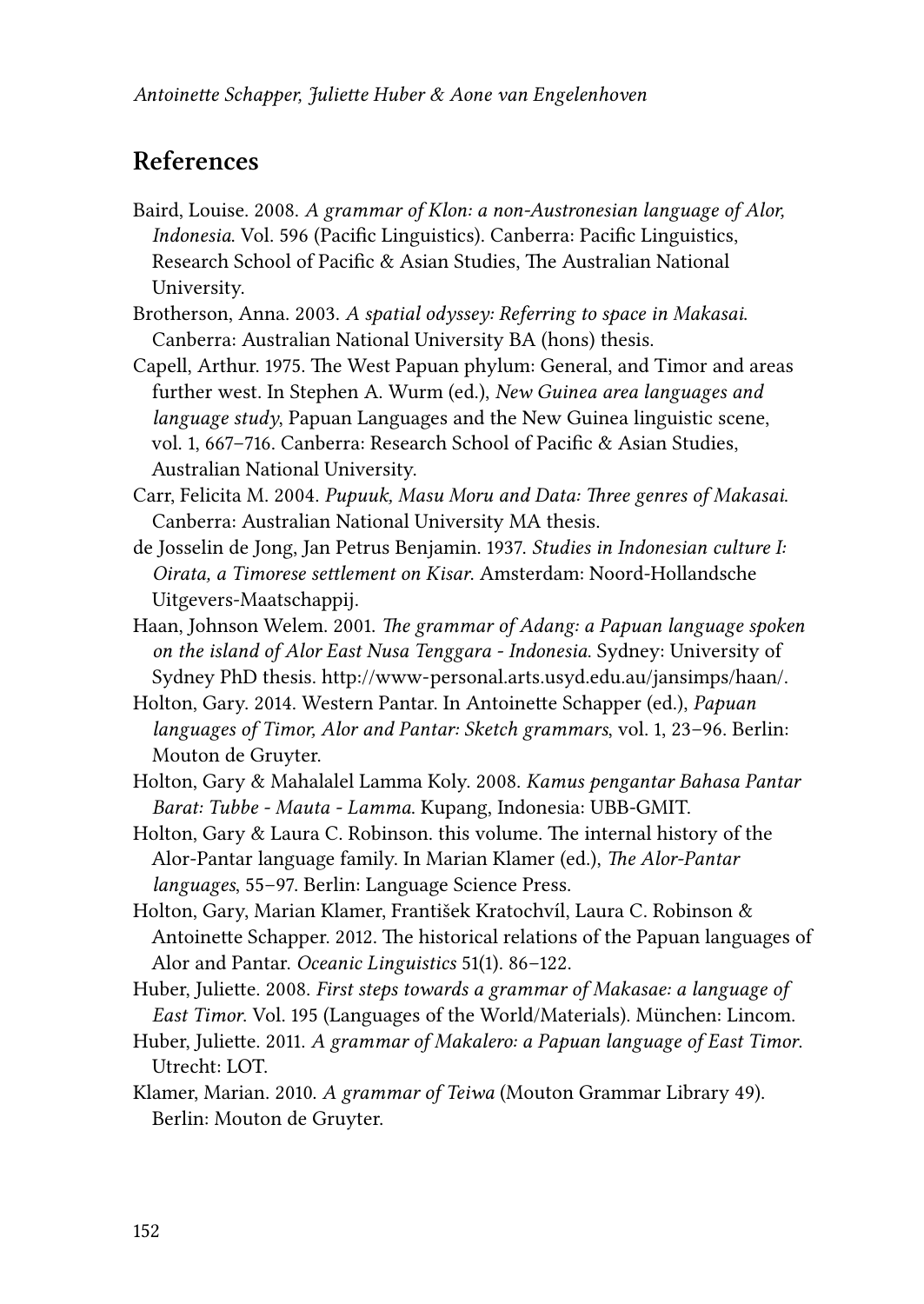## References

Baird, Louise. 2008. *A grammar of Klon: a non-Austronesian language of Alor, Indonesia*. Vol. 596 (Pacific Linguistics). Canberra: Pacific Linguistics, Research School of Pacific & Asian Studies, The Australian National University.

Brotherson, Anna. 2003. *A spatial odyssey: Referring to space in Makasai*. Canberra: Australian National University BA (hons) thesis.

Capell, Arthur. 1975. The West Papuan phylum: General, and Timor and areas further west. In Stephen A. Wurm (ed.), *New Guinea area languages and language study*, Papuan Languages and the New Guinea linguistic scene, vol. 1, 667–716. Canberra: Research School of Pacific & Asian Studies, Australian National University.

Carr, Felicita M. 2004. *Pupuuk, Masu Moru and Data: Three genres of Makasai*. Canberra: Australian National University MA thesis.

de Josselin de Jong, Jan Petrus Benjamin. 1937. *Studies in Indonesian culture I: Oirata, a Timorese settlement on Kisar*. Amsterdam: Noord-Hollandsche Uitgevers-Maatschappij.

Haan, Johnson Welem. 2001. *The grammar of Adang: a Papuan language spoken on the island of Alor East Nusa Tenggara - Indonesia*. Sydney: University of Sydney PhD thesis. http://www-personal.arts.usyd.edu.au/jansimps/haan/.

Holton, Gary. 2014. Western Pantar. In Antoinette Schapper (ed.), *Papuan languages of Timor, Alor and Pantar: Sketch grammars*, vol. 1, 23–96. Berlin: Mouton de Gruyter.

Holton, Gary & Mahalalel Lamma Koly. 2008. *Kamus pengantar Bahasa Pantar Barat: Tubbe - Mauta - Lamma*. Kupang, Indonesia: UBB-GMIT.

Holton, Gary & Laura C. Robinson. this volume. The internal history of the Alor-Pantar language family. In Marian Klamer (ed.), *The Alor-Pantar languages*, 55–97. Berlin: Language Science Press.

Holton, Gary, Marian Klamer, František Kratochvíl, Laura C. Robinson & Antoinette Schapper. 2012. The historical relations of the Papuan languages of Alor and Pantar. *Oceanic Linguistics* 51(1). 86–122.

Huber, Juliette. 2008. *First steps towards a grammar of Makasae: a language of East Timor*. Vol. 195 (Languages of the World/Materials). München: Lincom.

Huber, Juliette. 2011. *A grammar of Makalero: a Papuan language of East Timor*. Utrecht: LOT.

Klamer, Marian. 2010. *A grammar of Teiwa* (Mouton Grammar Library 49). Berlin: Mouton de Gruyter.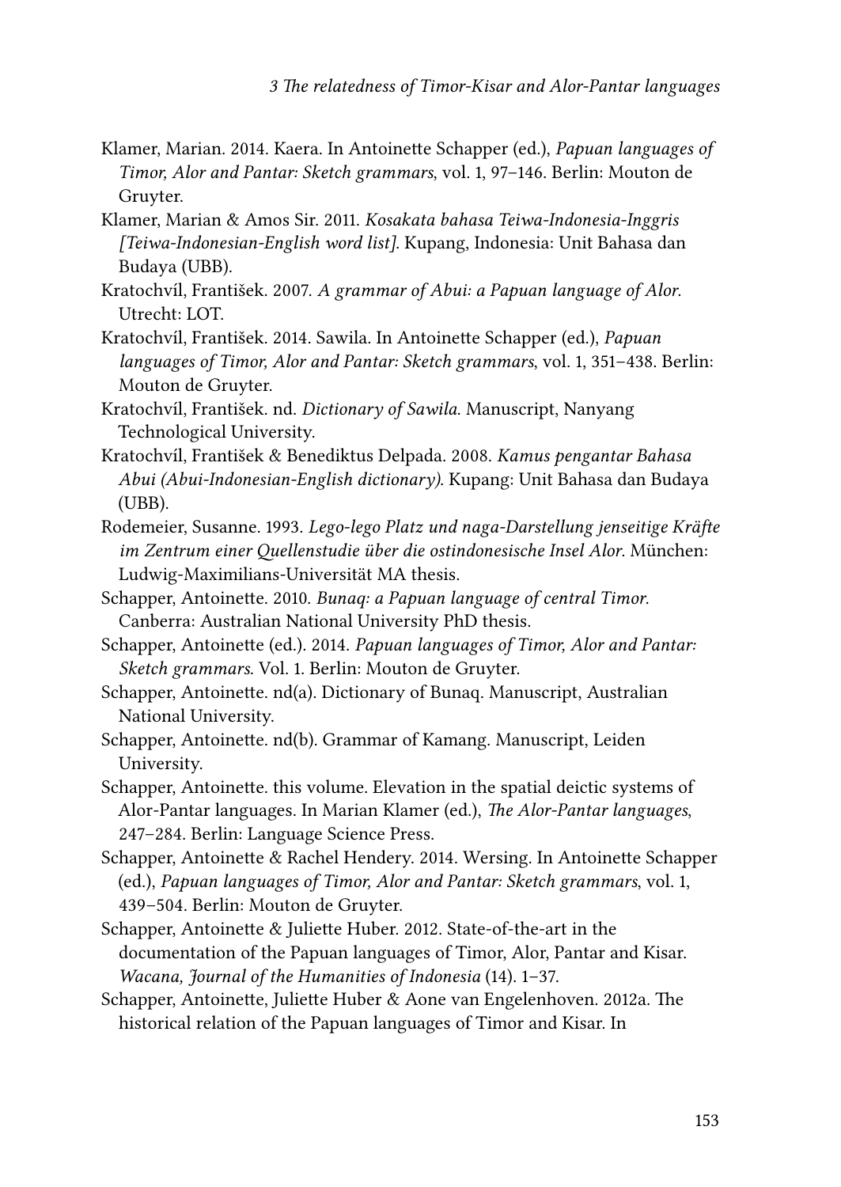Klamer, Marian. 2014. Kaera. In Antoinette Schapper (ed.), *Papuan languages of Timor, Alor and Pantar: Sketch grammars*, vol. 1, 97–146. Berlin: Mouton de Gruyter.

Klamer, Marian & Amos Sir. 2011. *Kosakata bahasa Teiwa-Indonesia-Inggris [Teiwa-Indonesian-English word list]*. Kupang, Indonesia: Unit Bahasa dan Budaya (UBB).

Kratochvíl, František. 2007. *A grammar of Abui: a Papuan language of Alor*. Utrecht: LOT.

Kratochvíl, František. 2014. Sawila. In Antoinette Schapper (ed.), *Papuan languages of Timor, Alor and Pantar: Sketch grammars*, vol. 1, 351–438. Berlin: Mouton de Gruyter.

Kratochvíl, František. nd. *Dictionary of Sawila*. Manuscript, Nanyang Technological University.

Kratochvíl, František & Benediktus Delpada. 2008. *Kamus pengantar Bahasa Abui (Abui-Indonesian-English dictionary)*. Kupang: Unit Bahasa dan Budaya (UBB).

Rodemeier, Susanne. 1993. *Lego-lego Platz und naga-Darstellung jenseitige Kräfte im Zentrum einer Quellenstudie über die ostindonesische Insel Alor*. München: Ludwig-Maximilians-Universität MA thesis.

Schapper, Antoinette. 2010. *Bunaq: a Papuan language of central Timor*. Canberra: Australian National University PhD thesis.

Schapper, Antoinette (ed.). 2014. *Papuan languages of Timor, Alor and Pantar: Sketch grammars*. Vol. 1. Berlin: Mouton de Gruyter.

Schapper, Antoinette. nd(a). Dictionary of Bunaq. Manuscript, Australian National University.

Schapper, Antoinette. nd(b). Grammar of Kamang. Manuscript, Leiden University.

Schapper, Antoinette. this volume. Elevation in the spatial deictic systems of Alor-Pantar languages. In Marian Klamer (ed.), *The Alor-Pantar languages*, 247–284. Berlin: Language Science Press.

Schapper, Antoinette & Rachel Hendery. 2014. Wersing. In Antoinette Schapper (ed.), *Papuan languages of Timor, Alor and Pantar: Sketch grammars*, vol. 1, 439–504. Berlin: Mouton de Gruyter.

Schapper, Antoinette & Juliette Huber. 2012. State-of-the-art in the documentation of the Papuan languages of Timor, Alor, Pantar and Kisar. *Wacana, Journal of the Humanities of Indonesia* (14). 1–37.

Schapper, Antoinette, Juliette Huber & Aone van Engelenhoven. 2012a. The historical relation of the Papuan languages of Timor and Kisar. In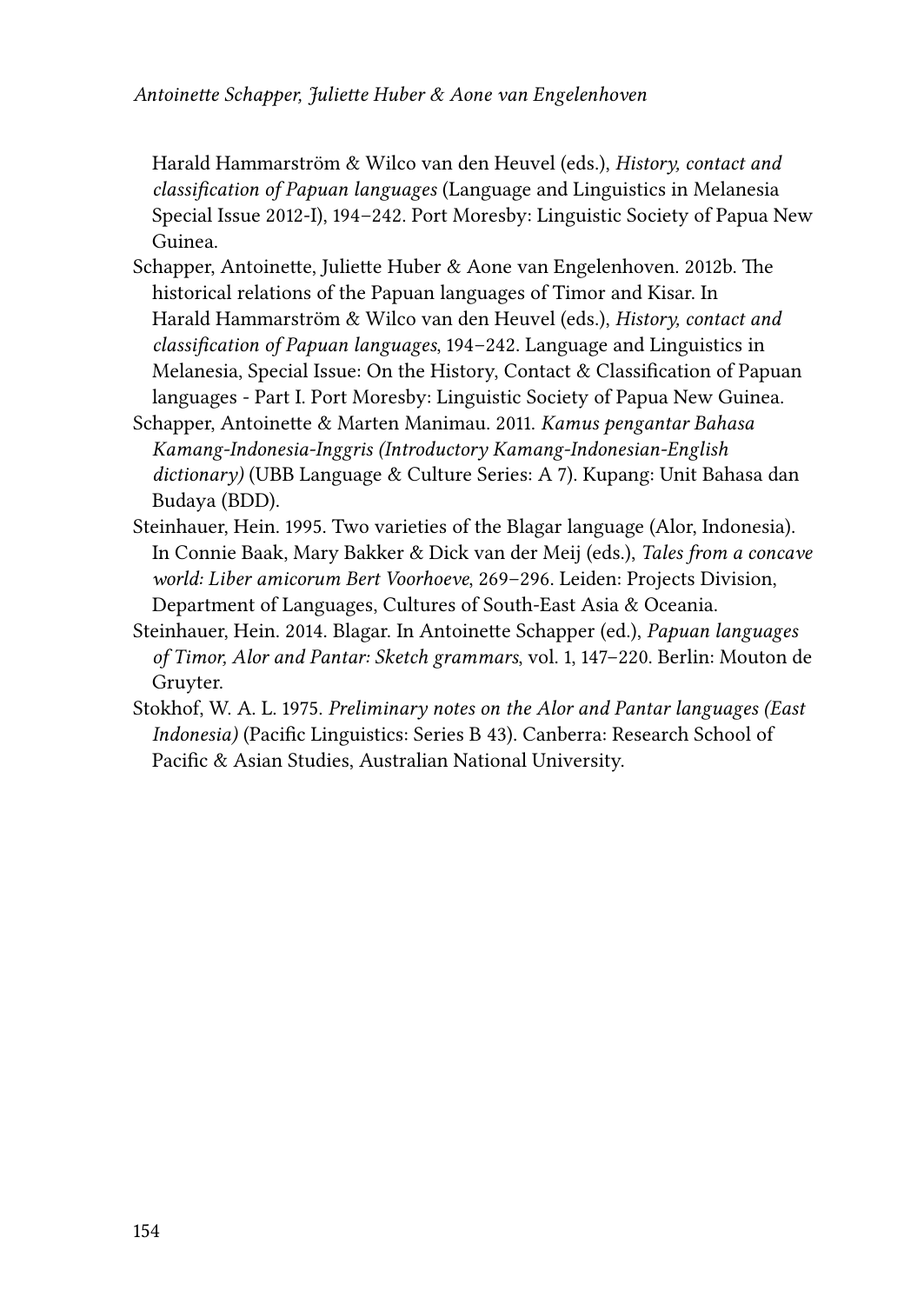Harald Hammarström & Wilco van den Heuvel (eds.), *History, contact and classification of Papuan languages* (Language and Linguistics in Melanesia Special Issue 2012-I), 194–242. Port Moresby: Linguistic Society of Papua New Guinea.

Schapper, Antoinette, Juliette Huber & Aone van Engelenhoven. 2012b. The historical relations of the Papuan languages of Timor and Kisar. In Harald Hammarström & Wilco van den Heuvel (eds.), *History, contact and classification of Papuan languages*, 194–242. Language and Linguistics in Melanesia, Special Issue: On the History, Contact & Classification of Papuan languages - Part I. Port Moresby: Linguistic Society of Papua New Guinea.

Schapper, Antoinette & Marten Manimau. 2011. *Kamus pengantar Bahasa Kamang-Indonesia-Inggris (Introductory Kamang-Indonesian-English dictionary)* (UBB Language & Culture Series: A 7). Kupang: Unit Bahasa dan Budaya (BDD).

Steinhauer, Hein. 1995. Two varieties of the Blagar language (Alor, Indonesia). In Connie Baak, Mary Bakker & Dick van der Meij (eds.), *Tales from a concave world: Liber amicorum Bert Voorhoeve*, 269–296. Leiden: Projects Division, Department of Languages, Cultures of South-East Asia & Oceania.

Steinhauer, Hein. 2014. Blagar. In Antoinette Schapper (ed.), *Papuan languages of Timor, Alor and Pantar: Sketch grammars*, vol. 1, 147–220. Berlin: Mouton de Gruyter.

Stokhof, W. A. L. 1975. *Preliminary notes on the Alor and Pantar languages (East Indonesia)* (Pacific Linguistics: Series B 43). Canberra: Research School of Pacific & Asian Studies, Australian National University.